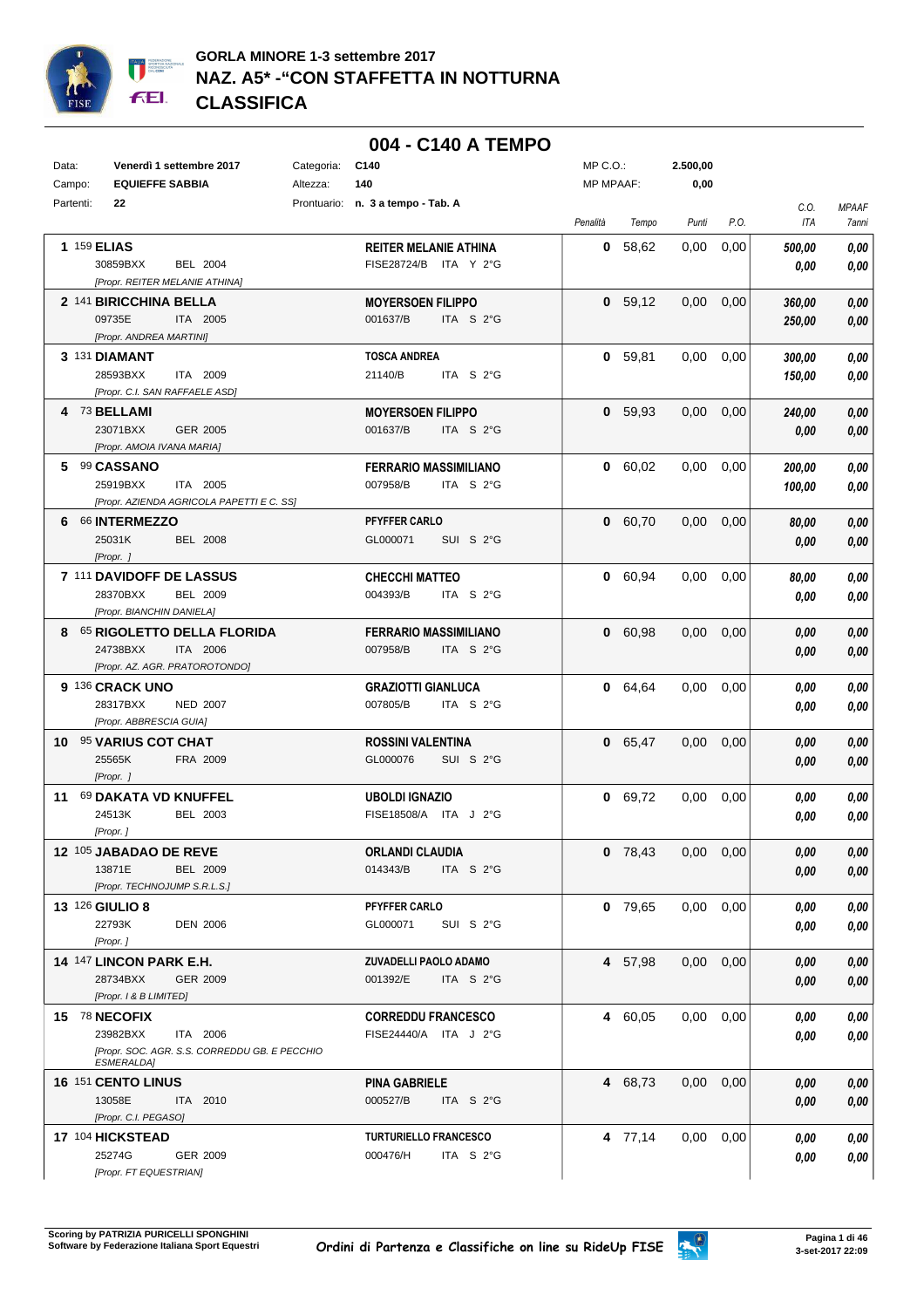# GORLA MINORE 1-3 settembre 2017
# NAZ. A5* -"CON STAFFETTA IN NOTTURNA
# CLASSIFICA

## 004 - C140 A TEMPO

Data: **Venerdì 1 settembre 2017** Categoria: **C140** MP C.O.: **2.500,00**
Campo: **EQUIEFFE SABBIA** Altezza: **140** MP MPAAF: **0,00**
Partenti: **22** Prontuario: **n. 3 a tempo - Tab. A**

| Pos. | Cavallo | Cavaliere | Penalità | Tempo | Punti | P.O. | C.O. ITA | MPAAF 7anni |
|---|---|---|---|---|---|---|---|---|
| 1 | 159 **ELIAS**<br>30859BXX BEL 2004<br>*[Propr. REITER MELANIE ATHINA]* | **REITER MELANIE ATHINA**<br>FISE28724/B ITA Y 2°G | **0** | 58,62 | 0,00 | 0,00 | ***500,00***<br>***0,00*** | ***0,00***<br>***0,00*** |
| 2 | 141 **BIRICCHINA BELLA**<br>09735E ITA 2005<br>*[Propr. ANDREA MARTINI]* | **MOYERSOEN FILIPPO**<br>001637/B ITA S 2°G | **0** | 59,12 | 0,00 | 0,00 | ***360,00***<br>***250,00*** | ***0,00***<br>***0,00*** |
| 3 | 131 **DIAMANT**<br>28593BXX ITA 2009<br>*[Propr. C.I. SAN RAFFAELE ASD]* | **TOSCA ANDREA**<br>21140/B ITA S 2°G | **0** | 59,81 | 0,00 | 0,00 | ***300,00***<br>***150,00*** | ***0,00***<br>***0,00*** |
| 4 | 73 **BELLAMI**<br>23071BXX GER 2005<br>*[Propr. AMOIA IVANA MARIA]* | **MOYERSOEN FILIPPO**<br>001637/B ITA S 2°G | **0** | 59,93 | 0,00 | 0,00 | ***240,00***<br>***0,00*** | ***0,00***<br>***0,00*** |
| 5 | 99 **CASSANO**<br>25919BXX ITA 2005<br>*[Propr. AZIENDA AGRICOLA PAPETTI E C. SS]* | **FERRARIO MASSIMILIANO**<br>007958/B ITA S 2°G | **0** | 60,02 | 0,00 | 0,00 | ***200,00***<br>***100,00*** | ***0,00***<br>***0,00*** |
| 6 | 66 **INTERMEZZO**<br>25031K BEL 2008<br>*[Propr. ]* | **PFYFFER CARLO**<br>GL000071 SUI S 2°G | **0** | 60,70 | 0,00 | 0,00 | ***80,00***<br>***0,00*** | ***0,00***<br>***0,00*** |
| 7 | 111 **DAVIDOFF DE LASSUS**<br>28370BXX BEL 2009<br>*[Propr. BIANCHIN DANIELA]* | **CHECCHI MATTEO**<br>004393/B ITA S 2°G | **0** | 60,94 | 0,00 | 0,00 | ***80,00***<br>***0,00*** | ***0,00***<br>***0,00*** |
| 8 | 65 **RIGOLETTO DELLA FLORIDA**<br>24738BXX ITA 2006<br>*[Propr. AZ. AGR. PRATOROTONDO]* | **FERRARIO MASSIMILIANO**<br>007958/B ITA S 2°G | **0** | 60,98 | 0,00 | 0,00 | ***0,00***<br>***0,00*** | ***0,00***<br>***0,00*** |
| 9 | 136 **CRACK UNO**<br>28317BXX NED 2007<br>*[Propr. ABBRESCIA GUIA]* | **GRAZIOTTI GIANLUCA**<br>007805/B ITA S 2°G | **0** | 64,64 | 0,00 | 0,00 | ***0,00***<br>***0,00*** | ***0,00***<br>***0,00*** |
| 10 | 95 **VARIUS COT CHAT**<br>25565K FRA 2009<br>*[Propr. ]* | **ROSSINI VALENTINA**<br>GL000076 SUI S 2°G | **0** | 65,47 | 0,00 | 0,00 | ***0,00***<br>***0,00*** | ***0,00***<br>***0,00*** |
| 11 | 69 **DAKATA VD KNUFFEL**<br>24513K BEL 2003<br>*[Propr. ]* | **UBOLDI IGNAZIO**<br>FISE18508/A ITA J 2°G | **0** | 69,72 | 0,00 | 0,00 | ***0,00***<br>***0,00*** | ***0,00***<br>***0,00*** |
| 12 | 105 **JABADAO DE REVE**<br>13871E BEL 2009<br>*[Propr. TECHNOJUMP S.R.L.S.]* | **ORLANDI CLAUDIA**<br>014343/B ITA S 2°G | **0** | 78,43 | 0,00 | 0,00 | ***0,00***<br>***0,00*** | ***0,00***<br>***0,00*** |
| 13 | 126 **GIULIO 8**<br>22793K DEN 2006<br>*[Propr. ]* | **PFYFFER CARLO**<br>GL000071 SUI S 2°G | **0** | 79,65 | 0,00 | 0,00 | ***0,00***<br>***0,00*** | ***0,00***<br>***0,00*** |
| 14 | 147 **LINCON PARK E.H.**<br>28734BXX GER 2009<br>*[Propr. I & B LIMITED]* | **ZUVADELLI PAOLO ADAMO**<br>001392/E ITA S 2°G | **4** | 57,98 | 0,00 | 0,00 | ***0,00***<br>***0,00*** | ***0,00***<br>***0,00*** |
| 15 | 78 **NECOFIX**<br>23982BXX ITA 2006<br>*[Propr. SOC. AGR. S.S. CORREDDU GB. E PECCHIO ESMERALDA]* | **CORREDDU FRANCESCO**<br>FISE24440/A ITA J 2°G | **4** | 60,05 | 0,00 | 0,00 | ***0,00***<br>***0,00*** | ***0,00***<br>***0,00*** |
| 16 | 151 **CENTO LINUS**<br>13058E ITA 2010<br>*[Propr. C.I. PEGASO]* | **PINA GABRIELE**<br>000527/B ITA S 2°G | **4** | 68,73 | 0,00 | 0,00 | ***0,00***<br>***0,00*** | ***0,00***<br>***0,00*** |
| 17 | 104 **HICKSTEAD**<br>25274G GER 2009<br>*[Propr. FT EQUESTRIAN]* | **TURTURIELLO FRANCESCO**<br>000476/H ITA S 2°G | **4** | 77,14 | 0,00 | 0,00 | ***0,00***<br>***0,00*** | ***0,00***<br>***0,00*** |

**Scoring by PATRIZIA PURICELLI SPONGHINI**
**Software by Federazione Italiana Sport Equestri**

*Ordini di Partenza e Classifiche on line su RideUp FISE*

**3-set-2017 22:09**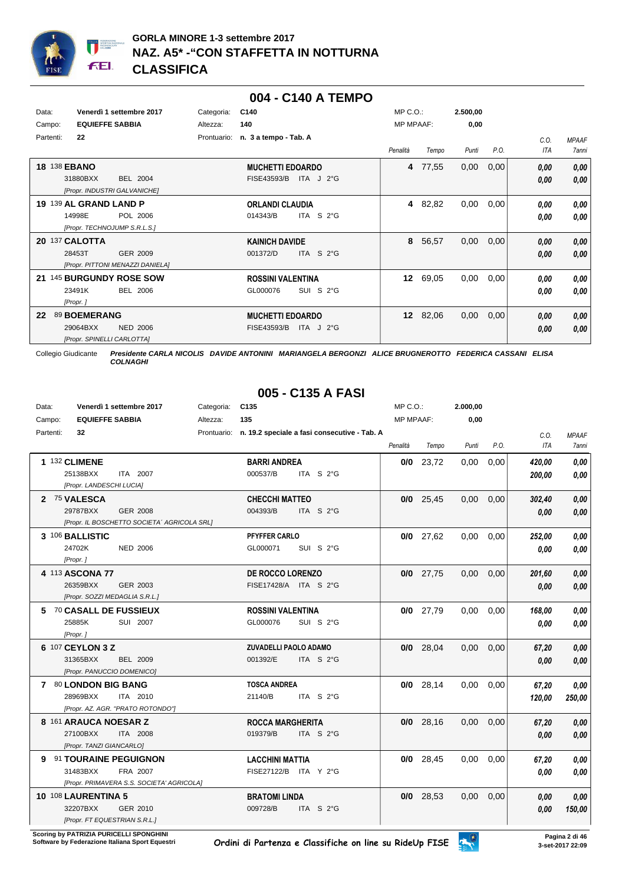# GORLA MINORE 1-3 settembre 2017
# NAZ. A5* -"CON STAFFETTA IN NOTTURNA
# CLASSIFICA

## 004 - C140 A TEMPO

Data: **Venerdì 1 settembre 2017** — Categoria: **C140** — MP C.O.: **2.500,00**
Campo: **EQUIEFFE SABBIA** — Altezza: **140** — MP MPAAF: **0,00**
Partenti: **22** — Prontuario: **n. 3 a tempo - Tab. A**

| Cl. | N. | Cavallo | Cavaliere | Penalità | Tempo | Punti | P.O. | C.O. ITA | MPAAF 7anni |
|---|---|---|---|---|---|---|---|---|---|
| 18 | 138 | **EBANO** 31880BXX BEL 2004 [Propr. INDUSTRI GALVANICHE] | **MUCHETTI EDOARDO** FISE43593/B ITA J 2°G | **4** | 77,55 | 0,00 | 0,00 | 0,00 / 0,00 | 0,00 / 0,00 |
| 19 | 139 | **AL GRAND LAND P** 14998E POL 2006 [Propr. TECHNOJUMP S.R.L.S.] | **ORLANDI CLAUDIA** 014343/B ITA S 2°G | **4** | 82,82 | 0,00 | 0,00 | 0,00 / 0,00 | 0,00 / 0,00 |
| 20 | 137 | **CALOTTA** 28453T GER 2009 [Propr. PITTONI MENAZZI DANIELA] | **KAINICH DAVIDE** 001372/D ITA S 2°G | **8** | 56,57 | 0,00 | 0,00 | 0,00 / 0,00 | 0,00 / 0,00 |
| 21 | 145 | **BURGUNDY ROSE SOW** 23491K BEL 2006 [Propr. ] | **ROSSINI VALENTINA** GL000076 SUI S 2°G | **12** | 69,05 | 0,00 | 0,00 | 0,00 / 0,00 | 0,00 / 0,00 |
| 22 | 89 | **BOEMERANG** 29064BXX NED 2006 [Propr. SPINELLI CARLOTTA] | **MUCHETTI EDOARDO** FISE43593/B ITA J 2°G | **12** | 82,06 | 0,00 | 0,00 | 0,00 / 0,00 | 0,00 / 0,00 |

Collegio Giudicante ***Presidente CARLA NICOLIS DAVIDE ANTONINI MARIANGELA BERGONZI ALICE BRUGNEROTTO FEDERICA CASSANI ELISA COLNAGHI***

## 005 - C135 A FASI

Data: **Venerdì 1 settembre 2017** — Categoria: **C135** — MP C.O.: **2.000,00**
Campo: **EQUIEFFE SABBIA** — Altezza: **135** — MP MPAAF: **0,00**
Partenti: **32** — Prontuario: **n. 19.2 speciale a fasi consecutive - Tab. A**

| Cl. | N. | Cavallo | Cavaliere | Penalità | Tempo | Punti | P.O. | C.O. ITA | MPAAF 7anni |
|---|---|---|---|---|---|---|---|---|---|
| 1 | 132 | **CLIMENE** 25138BXX ITA 2007 [Propr. LANDESCHI LUCIA] | **BARRI ANDREA** 000537/B ITA S 2°G | **0/0** | 23,72 | 0,00 | 0,00 | 420,00 / 200,00 | 0,00 / 0,00 |
| 2 | 75 | **VALESCA** 29787BXX GER 2008 [Propr. IL BOSCHETTO SOCIETA' AGRICOLA SRL] | **CHECCHI MATTEO** 004393/B ITA S 2°G | **0/0** | 25,45 | 0,00 | 0,00 | 302,40 / 0,00 | 0,00 / 0,00 |
| 3 | 106 | **BALLISTIC** 24702K NED 2006 [Propr. ] | **PFYFFER CARLO** GL000071 SUI S 2°G | **0/0** | 27,62 | 0,00 | 0,00 | 252,00 / 0,00 | 0,00 / 0,00 |
| 4 | 113 | **ASCONA 77** 26359BXX GER 2003 [Propr. SOZZI MEDAGLIA S.R.L.] | **DE ROCCO LORENZO** FISE17428/A ITA S 2°G | **0/0** | 27,75 | 0,00 | 0,00 | 201,60 / 0,00 | 0,00 / 0,00 |
| 5 | 70 | **CASALL DE FUSSIEUX** 25885K SUI 2007 [Propr. ] | **ROSSINI VALENTINA** GL000076 SUI S 2°G | **0/0** | 27,79 | 0,00 | 0,00 | 168,00 / 0,00 | 0,00 / 0,00 |
| 6 | 107 | **CEYLON 3 Z** 31365BXX BEL 2009 [Propr. PANUCCIO DOMENICO] | **ZUVADELLI PAOLO ADAMO** 001392/E ITA S 2°G | **0/0** | 28,04 | 0,00 | 0,00 | 67,20 / 0,00 | 0,00 / 0,00 |
| 7 | 80 | **LONDON BIG BANG** 28969BXX ITA 2010 [Propr. AZ. AGR. "PRATO ROTONDO"] | **TOSCA ANDREA** 21140/B ITA S 2°G | **0/0** | 28,14 | 0,00 | 0,00 | 67,20 / 120,00 | 0,00 / 250,00 |
| 8 | 161 | **ARAUCA NOESAR Z** 27100BXX ITA 2008 [Propr. TANZI GIANCARLO] | **ROCCA MARGHERITA** 019379/B ITA S 2°G | **0/0** | 28,16 | 0,00 | 0,00 | 67,20 / 0,00 | 0,00 / 0,00 |
| 9 | 91 | **TOURAINE PEGUIGNON** 31483BXX FRA 2007 [Propr. PRIMAVERA S.S. SOCIETA' AGRICOLA] | **LACCHINI MATTIA** FISE27122/B ITA Y 2°G | **0/0** | 28,45 | 0,00 | 0,00 | 67,20 / 0,00 | 0,00 / 0,00 |
| 10 | 108 | **LAURENTINA 5** 32207BXX GER 2010 [Propr. FT EQUESTRIAN S.R.L.] | **BRATOMI LINDA** 009728/B ITA S 2°G | **0/0** | 28,53 | 0,00 | 0,00 | 0,00 / 0,00 | 0,00 / 150,00 |

Scoring by PATRIZIA PURICELLI SPONGHINI
Software by Federazione Italiana Sport Equestri

Ordini di Partenza e Classifiche on line su RideUp FISE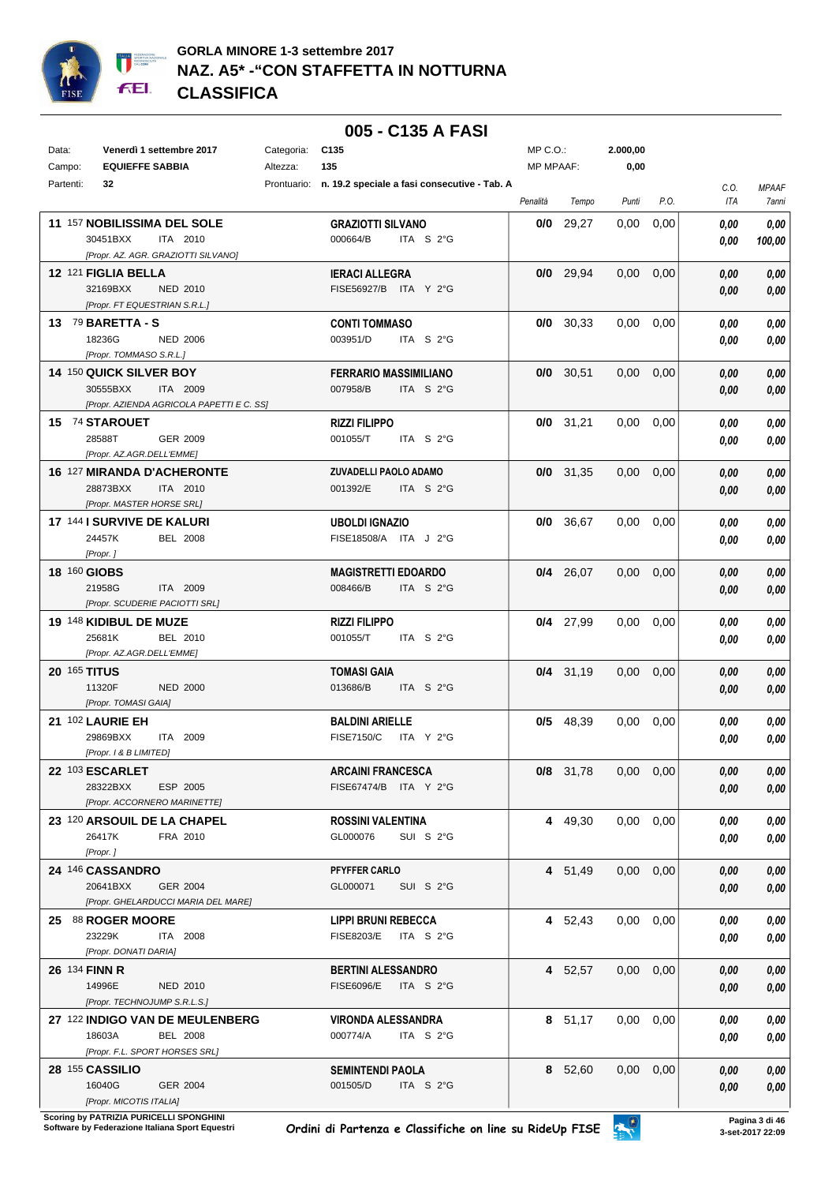# GORLA MINORE 1-3 settembre 2017
## NAZ. A5* -"CON STAFFETTA IN NOTTURNA
## CLASSIFICA

### 005 - C135 A FASI

| | | | | | |
|---|---|---|---|---|---|
| Data: | **Venerdì 1 settembre 2017** | Categoria: | **C135** | MP C.O.: | **2.000,00** |
| Campo: | **EQUIEFFE SABBIA** | Altezza: | **135** | MP MPAAF: | **0,00** |
| Partenti: | **32** | Prontuario: | **n. 19.2 speciale a fasi consecutive - Tab. A** | | |

| Cl. | N. | Cavallo | Cavaliere | Penalità | Tempo | Punti | P.O. | C.O. ITA | MPAAF 7anni |
|---|---|---|---|---|---|---|---|---|---|
| **11** | 157 | **NOBILISSIMA DEL SOLE** 30451BXX ITA 2010 [Propr. AZ. AGR. GRAZIOTTI SILVANO] | **GRAZIOTTI SILVANO** 000664/B ITA S 2°G | **0/0** | 29,27 | 0,00 | 0,00 | 0,00 / 0,00 | 0,00 / 100,00 |
| **12** | 121 | **FIGLIA BELLA** 32169BXX NED 2010 [Propr. FT EQUESTRIAN S.R.L.] | **IERACI ALLEGRA** FISE56927/B ITA Y 2°G | **0/0** | 29,94 | 0,00 | 0,00 | 0,00 / 0,00 | 0,00 / 0,00 |
| **13** | 79 | **BARETTA - S** 18236G NED 2006 [Propr. TOMMASO S.R.L.] | **CONTI TOMMASO** 003951/D ITA S 2°G | **0/0** | 30,33 | 0,00 | 0,00 | 0,00 / 0,00 | 0,00 / 0,00 |
| **14** | 150 | **QUICK SILVER BOY** 30555BXX ITA 2009 [Propr. AZIENDA AGRICOLA PAPETTI E C. SS] | **FERRARIO MASSIMILIANO** 007958/B ITA S 2°G | **0/0** | 30,51 | 0,00 | 0,00 | 0,00 / 0,00 | 0,00 / 0,00 |
| **15** | 74 | **STAROUET** 28588T GER 2009 [Propr. AZ.AGR.DELL'EMME] | **RIZZI FILIPPO** 001055/T ITA S 2°G | **0/0** | 31,21 | 0,00 | 0,00 | 0,00 / 0,00 | 0,00 / 0,00 |
| **16** | 127 | **MIRANDA D'ACHERONTE** 28873BXX ITA 2010 [Propr. MASTER HORSE SRL] | **ZUVADELLI PAOLO ADAMO** 001392/E ITA S 2°G | **0/0** | 31,35 | 0,00 | 0,00 | 0,00 / 0,00 | 0,00 / 0,00 |
| **17** | 144 | **I SURVIVE DE KALURI** 24457K BEL 2008 [Propr. ] | **UBOLDI IGNAZIO** FISE18508/A ITA J 2°G | **0/0** | 36,67 | 0,00 | 0,00 | 0,00 / 0,00 | 0,00 / 0,00 |
| **18** | 160 | **GIOBS** 21958G ITA 2009 [Propr. SCUDERIE PACIOTTI SRL] | **MAGISTRETTI EDOARDO** 008466/B ITA S 2°G | **0/4** | 26,07 | 0,00 | 0,00 | 0,00 / 0,00 | 0,00 / 0,00 |
| **19** | 148 | **KIDIBUL DE MUZE** 25681K BEL 2010 [Propr. AZ.AGR.DELL'EMME] | **RIZZI FILIPPO** 001055/T ITA S 2°G | **0/4** | 27,99 | 0,00 | 0,00 | 0,00 / 0,00 | 0,00 / 0,00 |
| **20** | 165 | **TITUS** 11320F NED 2000 [Propr. TOMASI GAIA] | **TOMASI GAIA** 013686/B ITA S 2°G | **0/4** | 31,19 | 0,00 | 0,00 | 0,00 / 0,00 | 0,00 / 0,00 |
| **21** | 102 | **LAURIE EH** 29869BXX ITA 2009 [Propr. I & B LIMITED] | **BALDINI ARIELLE** FISE7150/C ITA Y 2°G | **0/5** | 48,39 | 0,00 | 0,00 | 0,00 / 0,00 | 0,00 / 0,00 |
| **22** | 103 | **ESCARLET** 28322BXX ESP 2005 [Propr. ACCORNERO MARINETTE] | **ARCAINI FRANCESCA** FISE67474/B ITA Y 2°G | **0/8** | 31,78 | 0,00 | 0,00 | 0,00 / 0,00 | 0,00 / 0,00 |
| **23** | 120 | **ARSOUIL DE LA CHAPEL** 26417K FRA 2010 [Propr. ] | **ROSSINI VALENTINA** GL000076 SUI S 2°G | **4** | 49,30 | 0,00 | 0,00 | 0,00 / 0,00 | 0,00 / 0,00 |
| **24** | 146 | **CASSANDRO** 20641BXX GER 2004 [Propr. GHELARDUCCI MARIA DEL MARE] | **PFYFFER CARLO** GL000071 SUI S 2°G | **4** | 51,49 | 0,00 | 0,00 | 0,00 / 0,00 | 0,00 / 0,00 |
| **25** | 88 | **ROGER MOORE** 23229K ITA 2008 [Propr. DONATI DARIA] | **LIPPI BRUNI REBECCA** FISE8203/E ITA S 2°G | **4** | 52,43 | 0,00 | 0,00 | 0,00 / 0,00 | 0,00 / 0,00 |
| **26** | 134 | **FINN R** 14996E NED 2010 [Propr. TECHNOJUMP S.R.L.S.] | **BERTINI ALESSANDRO** FISE6096/E ITA S 2°G | **4** | 52,57 | 0,00 | 0,00 | 0,00 / 0,00 | 0,00 / 0,00 |
| **27** | 122 | **INDIGO VAN DE MEULENBERG** 18603A BEL 2008 [Propr. F.L. SPORT HORSES SRL] | **VIRONDA ALESSANDRA** 000774/A ITA S 2°G | **8** | 51,17 | 0,00 | 0,00 | 0,00 / 0,00 | 0,00 / 0,00 |
| **28** | 155 | **CASSILIO** 16040G GER 2004 [Propr. MICOTIS ITALIA] | **SEMINTENDI PAOLA** 001505/D ITA S 2°G | **8** | 52,60 | 0,00 | 0,00 | 0,00 / 0,00 | 0,00 / 0,00 |

Scoring by PATRIZIA PURICELLI SPONGHINI
Software by Federazione Italiana Sport Equestri

Ordini di Partenza e Classifiche on line su RideUp FISE

3-set-2017 22:09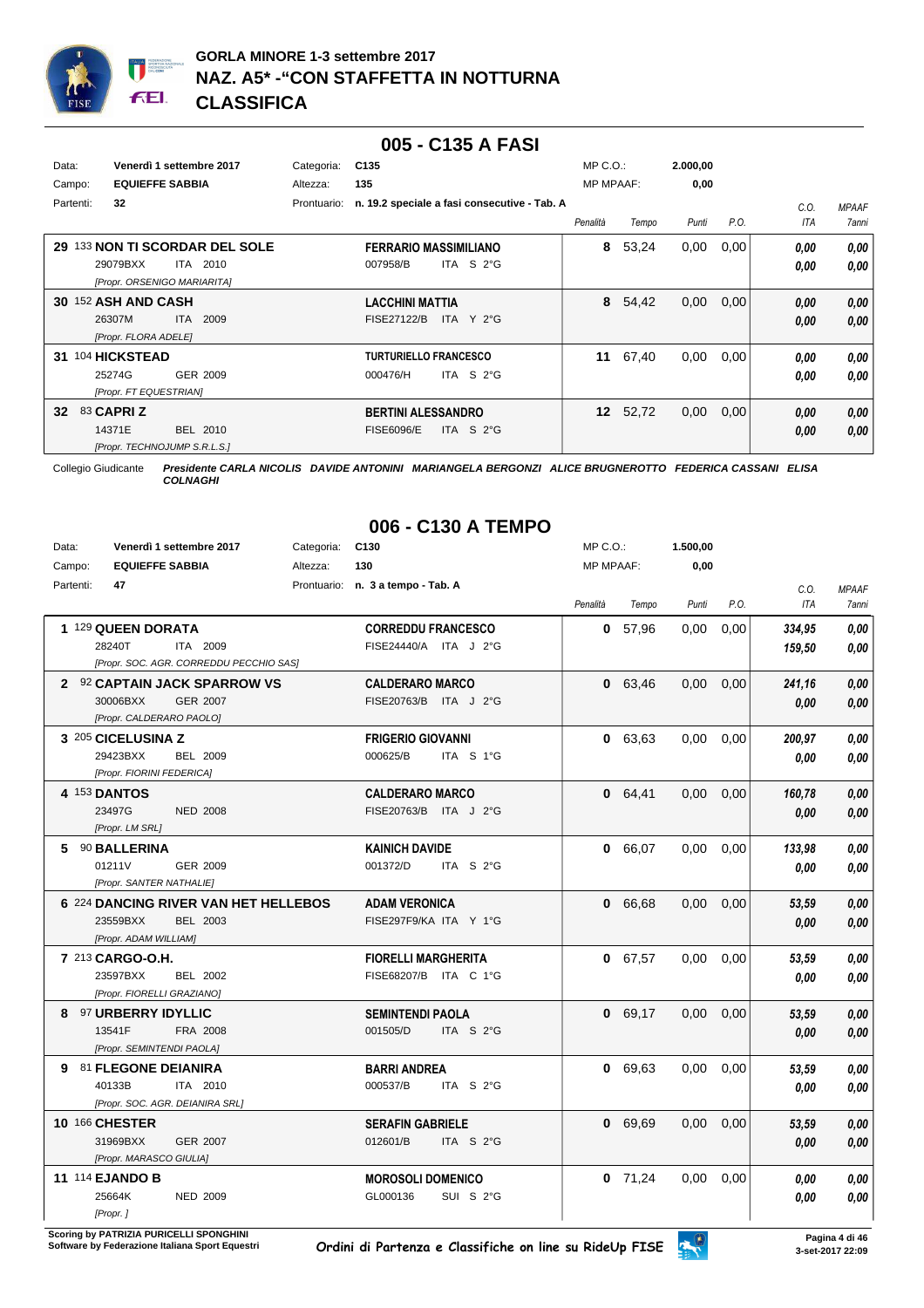# GORLA MINORE 1-3 settembre 2017
## NAZ. A5* -"CON STAFFETTA IN NOTTURNA
## CLASSIFICA

## 005 - C135 A FASI

| | | | |
|---|---|---|---|
| Data: | Venerdì 1 settembre 2017 | Categoria: | C135 |
| Campo: | EQUIEFFE SABBIA | Altezza: | 135 |
| Partenti: | 32 | Prontuario: | n. 19.2 speciale a fasi consecutive - Tab. A |

MP C.O.: 2.000,00 — MP MPAAF: 0,00

| Pos. | Cavallo | Cavaliere | Penalità | Tempo | Punti | P.O. | C.O. ITA | MPAAF 7anni |
|---|---|---|---|---|---|---|---|---|
| 29 | 133 **NON TI SCORDAR DEL SOLE** 29079BXX ITA 2010 [Propr. ORSENIGO MARIARITA] | **FERRARIO MASSIMILIANO** 007958/B ITA S 2°G | 8 | 53,24 | 0,00 | 0,00 | 0,00 / 0,00 | 0,00 / 0,00 |
| 30 | 152 **ASH AND CASH** 26307M ITA 2009 [Propr. FLORA ADELE] | **LACCHINI MATTIA** FISE27122/B ITA Y 2°G | 8 | 54,42 | 0,00 | 0,00 | 0,00 / 0,00 | 0,00 / 0,00 |
| 31 | 104 **HICKSTEAD** 25274G GER 2009 [Propr. FT EQUESTRIAN] | **TURTURIELLO FRANCESCO** 000476/H ITA S 2°G | 11 | 67,40 | 0,00 | 0,00 | 0,00 / 0,00 | 0,00 / 0,00 |
| 32 | 83 **CAPRI Z** 14371E BEL 2010 [Propr. TECHNOJUMP S.R.L.S.] | **BERTINI ALESSANDRO** FISE6096/E ITA S 2°G | 12 | 52,72 | 0,00 | 0,00 | 0,00 / 0,00 | 0,00 / 0,00 |

Collegio Giudicante ***Presidente CARLA NICOLIS DAVIDE ANTONINI MARIANGELA BERGONZI ALICE BRUGNEROTTO FEDERICA CASSANI ELISA COLNAGHI***

## 006 - C130 A TEMPO

| | | | |
|---|---|---|---|
| Data: | Venerdì 1 settembre 2017 | Categoria: | C130 |
| Campo: | EQUIEFFE SABBIA | Altezza: | 130 |
| Partenti: | 47 | Prontuario: | n. 3 a tempo - Tab. A |

MP C.O.: 1.500,00 — MP MPAAF: 0,00

| Pos. | Cavallo | Cavaliere | Penalità | Tempo | Punti | P.O. | C.O. ITA | MPAAF 7anni |
|---|---|---|---|---|---|---|---|---|
| 1 | 129 **QUEEN DORATA** 28240T ITA 2009 [Propr. SOC. AGR. CORREDDU PECCHIO SAS] | **CORREDDU FRANCESCO** FISE24440/A ITA J 2°G | 0 | 57,96 | 0,00 | 0,00 | 334,95 / 159,50 | 0,00 / 0,00 |
| 2 | 92 **CAPTAIN JACK SPARROW VS** 30006BXX GER 2007 [Propr. CALDERARO PAOLO] | **CALDERARO MARCO** FISE20763/B ITA J 2°G | 0 | 63,46 | 0,00 | 0,00 | 241,16 / 0,00 | 0,00 / 0,00 |
| 3 | 205 **CICELUSINA Z** 29423BXX BEL 2009 [Propr. FIORINI FEDERICA] | **FRIGERIO GIOVANNI** 000625/B ITA S 1°G | 0 | 63,63 | 0,00 | 0,00 | 200,97 / 0,00 | 0,00 / 0,00 |
| 4 | 153 **DANTOS** 23497G NED 2008 [Propr. LM SRL] | **CALDERARO MARCO** FISE20763/B ITA J 2°G | 0 | 64,41 | 0,00 | 0,00 | 160,78 / 0,00 | 0,00 / 0,00 |
| 5 | 90 **BALLERINA** 01211V GER 2009 [Propr. SANTER NATHALIE] | **KAINICH DAVIDE** 001372/D ITA S 2°G | 0 | 66,07 | 0,00 | 0,00 | 133,98 / 0,00 | 0,00 / 0,00 |
| 6 | 224 **DANCING RIVER VAN HET HELLEBOS** 23559BXX BEL 2003 [Propr. ADAM WILLIAM] | **ADAM VERONICA** FISE297F9/KA ITA Y 1°G | 0 | 66,68 | 0,00 | 0,00 | 53,59 / 0,00 | 0,00 / 0,00 |
| 7 | 213 **CARGO-O.H.** 23597BXX BEL 2002 [Propr. FIORELLI GRAZIANO] | **FIORELLI MARGHERITA** FISE68207/B ITA C 1°G | 0 | 67,57 | 0,00 | 0,00 | 53,59 / 0,00 | 0,00 / 0,00 |
| 8 | 97 **URBERRY IDYLLIC** 13541F FRA 2008 [Propr. SEMINTENDI PAOLA] | **SEMINTENDI PAOLA** 001505/D ITA S 2°G | 0 | 69,17 | 0,00 | 0,00 | 53,59 / 0,00 | 0,00 / 0,00 |
| 9 | 81 **FLEGONE DEIANIRA** 40133B ITA 2010 [Propr. SOC. AGR. DEIANIRA SRL] | **BARRI ANDREA** 000537/B ITA S 2°G | 0 | 69,63 | 0,00 | 0,00 | 53,59 / 0,00 | 0,00 / 0,00 |
| 10 | 166 **CHESTER** 31969BXX GER 2007 [Propr. MARASCO GIULIA] | **SERAFIN GABRIELE** 012601/B ITA S 2°G | 0 | 69,69 | 0,00 | 0,00 | 53,59 / 0,00 | 0,00 / 0,00 |
| 11 | 114 **EJANDO B** 25664K NED 2009 [Propr. ] | **MOROSOLI DOMENICO** GL000136 SUI S 2°G | 0 | 71,24 | 0,00 | 0,00 | 0,00 / 0,00 | 0,00 / 0,00 |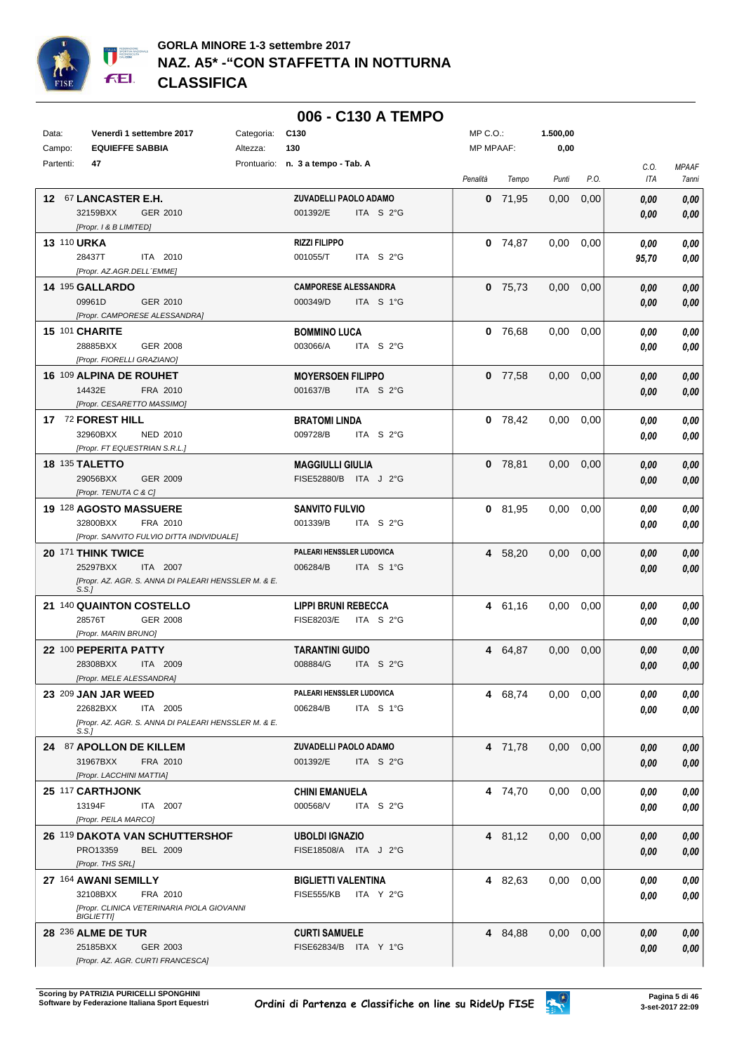## GORLA MINORE 1-3 settembre 2017
## NAZ. A5* -"CON STAFFETTA IN NOTTURNA
## CLASSIFICA

### 006 - C130 A TEMPO

| | | | | | |
|---|---|---|---|---|---|
| Data: | Venerdì 1 settembre 2017 | Categoria: | C130 | MP C.O.: | 1.500,00 |
| Campo: | EQUIEFFE SABBIA | Altezza: | 130 | MP MPAAF: | 0,00 |
| Partenti: | 47 | Prontuario: | n. 3 a tempo - Tab. A | | |

| Pos. | Cavallo | Cavaliere | Penalità | Tempo | Punti | P.O. | C.O. ITA | MPAAF 7anni |
|---|---|---|---|---|---|---|---|---|
| 12 | 67 **LANCASTER E.H.** 32159BXX GER 2010 [Propr. I & B LIMITED] | **ZUVADELLI PAOLO ADAMO** 001392/E ITA S 2°G | 0 | 71,95 | 0,00 | 0,00 | 0,00 / 0,00 | 0,00 / 0,00 |
| 13 | 110 **URKA** 28437T ITA 2010 [Propr. AZ.AGR.DELL´EMME] | **RIZZI FILIPPO** 001055/T ITA S 2°G | 0 | 74,87 | 0,00 | 0,00 | 0,00 / 95,70 | 0,00 / 0,00 |
| 14 | 195 **GALLARDO** 09961D GER 2010 [Propr. CAMPORESE ALESSANDRA] | **CAMPORESE ALESSANDRA** 000349/D ITA S 1°G | 0 | 75,73 | 0,00 | 0,00 | 0,00 / 0,00 | 0,00 / 0,00 |
| 15 | 101 **CHARITE** 28885BXX GER 2008 [Propr. FIORELLI GRAZIANO] | **BOMMINO LUCA** 003066/A ITA S 2°G | 0 | 76,68 | 0,00 | 0,00 | 0,00 / 0,00 | 0,00 / 0,00 |
| 16 | 109 **ALPINA DE ROUHET** 14432E FRA 2010 [Propr. CESARETTO MASSIMO] | **MOYERSOEN FILIPPO** 001637/B ITA S 2°G | 0 | 77,58 | 0,00 | 0,00 | 0,00 / 0,00 | 0,00 / 0,00 |
| 17 | 72 **FOREST HILL** 32960BXX NED 2010 [Propr. FT EQUESTRIAN S.R.L.] | **BRATOMI LINDA** 009728/B ITA S 2°G | 0 | 78,42 | 0,00 | 0,00 | 0,00 / 0,00 | 0,00 / 0,00 |
| 18 | 135 **TALETTO** 29056BXX GER 2009 [Propr. TENUTA C & C] | **MAGGIULLI GIULIA** FISE52880/B ITA J 2°G | 0 | 78,81 | 0,00 | 0,00 | 0,00 / 0,00 | 0,00 / 0,00 |
| 19 | 128 **AGOSTO MASSUERE** 32800BXX FRA 2010 [Propr. SANVITO FULVIO DITTA INDIVIDUALE] | **SANVITO FULVIO** 001339/B ITA S 2°G | 0 | 81,95 | 0,00 | 0,00 | 0,00 / 0,00 | 0,00 / 0,00 |
| 20 | 171 **THINK TWICE** 25297BXX ITA 2007 [Propr. AZ. AGR. S. ANNA DI PALEARI HENSSLER M. & E. S.S.] | **PALEARI HENSSLER LUDOVICA** 006284/B ITA S 1°G | 4 | 58,20 | 0,00 | 0,00 | 0,00 / 0,00 | 0,00 / 0,00 |
| 21 | 140 **QUAINTON COSTELLO** 28576T GER 2008 [Propr. MARIN BRUNO] | **LIPPI BRUNI REBECCA** FISE8203/E ITA S 2°G | 4 | 61,16 | 0,00 | 0,00 | 0,00 / 0,00 | 0,00 / 0,00 |
| 22 | 100 **PEPERITA PATTY** 28308BXX ITA 2009 [Propr. MELE ALESSANDRA] | **TARANTINI GUIDO** 008884/G ITA S 2°G | 4 | 64,87 | 0,00 | 0,00 | 0,00 / 0,00 | 0,00 / 0,00 |
| 23 | 209 **JAN JAR WEED** 22682BXX ITA 2005 [Propr. AZ. AGR. S. ANNA DI PALEARI HENSSLER M. & E. S.S.] | **PALEARI HENSSLER LUDOVICA** 006284/B ITA S 1°G | 4 | 68,74 | 0,00 | 0,00 | 0,00 / 0,00 | 0,00 / 0,00 |
| 24 | 87 **APOLLON DE KILLEM** 31967BXX FRA 2010 [Propr. LACCHINI MATTIA] | **ZUVADELLI PAOLO ADAMO** 001392/E ITA S 2°G | 4 | 71,78 | 0,00 | 0,00 | 0,00 / 0,00 | 0,00 / 0,00 |
| 25 | 117 **CARTHJONK** 13194F ITA 2007 [Propr. PEILA MARCO] | **CHINI EMANUELA** 000568/V ITA S 2°G | 4 | 74,70 | 0,00 | 0,00 | 0,00 / 0,00 | 0,00 / 0,00 |
| 26 | 119 **DAKOTA VAN SCHUTTERSHOF** PRO13359 BEL 2009 [Propr. THS SRL] | **UBOLDI IGNAZIO** FISE18508/A ITA J 2°G | 4 | 81,12 | 0,00 | 0,00 | 0,00 / 0,00 | 0,00 / 0,00 |
| 27 | 164 **AWANI SEMILLY** 32108BXX FRA 2010 [Propr. CLINICA VETERINARIA PIOLA GIOVANNI BIGLIETTI] | **BIGLIETTI VALENTINA** FISE555/KB ITA Y 2°G | 4 | 82,63 | 0,00 | 0,00 | 0,00 / 0,00 | 0,00 / 0,00 |
| 28 | 236 **ALME DE TUR** 25185BXX GER 2003 [Propr. AZ. AGR. CURTI FRANCESCA] | **CURTI SAMUELE** FISE62834/B ITA Y 1°G | 4 | 84,88 | 0,00 | 0,00 | 0,00 / 0,00 | 0,00 / 0,00 |

Scoring by PATRIZIA PURICELLI SPONGHINI
Software by Federazione Italiana Sport Equestri

Ordini di Partenza e Classifiche on line su RideUp FISE

3-set-2017 22:09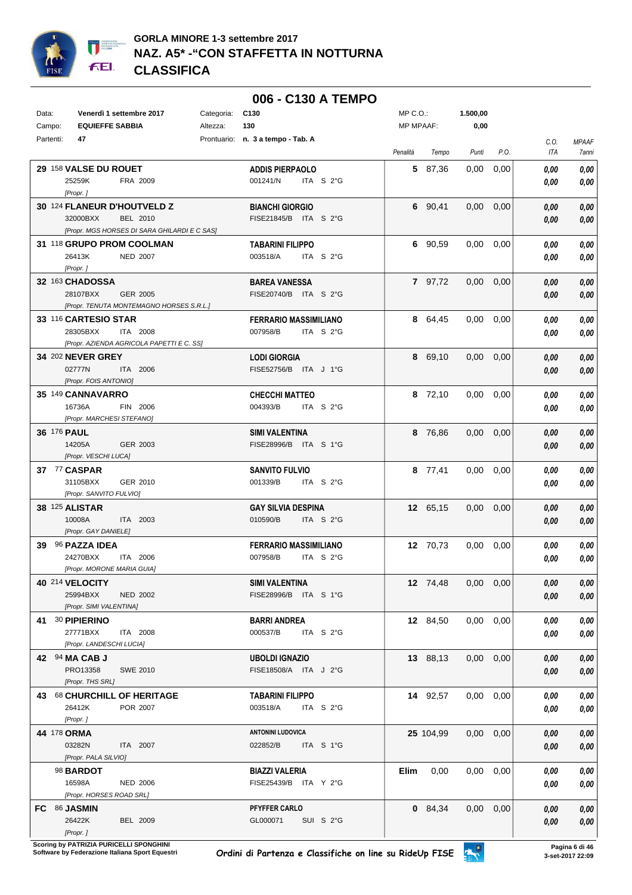# GORLA MINORE 1-3 settembre 2017
## NAZ. A5* -"CON STAFFETTA IN NOTTURNA
## CLASSIFICA

### 006 - C130 A TEMPO

| | | | | | |
|---|---|---|---|---|---|
| Data: | Venerdì 1 settembre 2017 | Categoria: | C130 | MP C.O.: | 1.500,00 |
| Campo: | EQUIEFFE SABBIA | Altezza: | 130 | MP MPAAF: | 0,00 |
| Partenti: | 47 | Prontuario: | n. 3 a tempo - Tab. A | | |

| Cl. | N. | Cavallo | Cavaliere | Penalità | Tempo | Punti | P.O. | C.O. ITA | MPAAF 7anni |
|---|---|---|---|---|---|---|---|---|---|
| 29 | 158 | **VALSE DU ROUET** 25259K FRA 2009 [Propr. ] | **ADDIS PIERPAOLO** 001241/N ITA S 2°G | 5 | 87,36 | 0,00 | 0,00 | 0,00 / 0,00 | 0,00 / 0,00 |
| 30 | 124 | **FLANEUR D'HOUTVELD Z** 32000BXX BEL 2010 [Propr. MGS HORSES DI SARA GHILARDI E C SAS] | **BIANCHI GIORGIO** FISE21845/B ITA S 2°G | 6 | 90,41 | 0,00 | 0,00 | 0,00 / 0,00 | 0,00 / 0,00 |
| 31 | 118 | **GRUPO PROM COOLMAN** 26413K NED 2007 [Propr. ] | **TABARINI FILIPPO** 003518/A ITA S 2°G | 6 | 90,59 | 0,00 | 0,00 | 0,00 / 0,00 | 0,00 / 0,00 |
| 32 | 163 | **CHADOSSA** 28107BXX GER 2005 [Propr. TENUTA MONTEMAGNO HORSES S.R.L.] | **BAREA VANESSA** FISE20740/B ITA S 2°G | 7 | 97,72 | 0,00 | 0,00 | 0,00 / 0,00 | 0,00 / 0,00 |
| 33 | 116 | **CARTESIO STAR** 28305BXX ITA 2008 [Propr. AZIENDA AGRICOLA PAPETTI E C. SS] | **FERRARIO MASSIMILIANO** 007958/B ITA S 2°G | 8 | 64,45 | 0,00 | 0,00 | 0,00 / 0,00 | 0,00 / 0,00 |
| 34 | 202 | **NEVER GREY** 02777N ITA 2006 [Propr. FOIS ANTONIO] | **LODI GIORGIA** FISE52756/B ITA J 1°G | 8 | 69,10 | 0,00 | 0,00 | 0,00 / 0,00 | 0,00 / 0,00 |
| 35 | 149 | **CANNAVARRO** 16736A FIN 2006 [Propr. MARCHESI STEFANO] | **CHECCHI MATTEO** 004393/B ITA S 2°G | 8 | 72,10 | 0,00 | 0,00 | 0,00 / 0,00 | 0,00 / 0,00 |
| 36 | 176 | **PAUL** 14205A GER 2003 [Propr. VESCHI LUCA] | **SIMI VALENTINA** FISE28996/B ITA S 1°G | 8 | 76,86 | 0,00 | 0,00 | 0,00 / 0,00 | 0,00 / 0,00 |
| 37 | 77 | **CASPAR** 31105BXX GER 2010 [Propr. SANVITO FULVIO] | **SANVITO FULVIO** 001339/B ITA S 2°G | 8 | 77,41 | 0,00 | 0,00 | 0,00 / 0,00 | 0,00 / 0,00 |
| 38 | 125 | **ALISTAR** 10008A ITA 2003 [Propr. GAY DANIELE] | **GAY SILVIA DESPINA** 010590/B ITA S 2°G | 12 | 65,15 | 0,00 | 0,00 | 0,00 / 0,00 | 0,00 / 0,00 |
| 39 | 96 | **PAZZA IDEA** 24270BXX ITA 2006 [Propr. MORONE MARIA GUIA] | **FERRARIO MASSIMILIANO** 007958/B ITA S 2°G | 12 | 70,73 | 0,00 | 0,00 | 0,00 / 0,00 | 0,00 / 0,00 |
| 40 | 214 | **VELOCITY** 25994BXX NED 2002 [Propr. SIMI VALENTINA] | **SIMI VALENTINA** FISE28996/B ITA S 1°G | 12 | 74,48 | 0,00 | 0,00 | 0,00 / 0,00 | 0,00 / 0,00 |
| 41 | 30 | **PIPIERINO** 27771BXX ITA 2008 [Propr. LANDESCHI LUCIA] | **BARRI ANDREA** 000537/B ITA S 2°G | 12 | 84,50 | 0,00 | 0,00 | 0,00 / 0,00 | 0,00 / 0,00 |
| 42 | 94 | **MA CAB J** PRO13358 SWE 2010 [Propr. THS SRL] | **UBOLDI IGNAZIO** FISE18508/A ITA J 2°G | 13 | 88,13 | 0,00 | 0,00 | 0,00 / 0,00 | 0,00 / 0,00 |
| 43 | 68 | **CHURCHILL OF HERITAGE** 26412K POR 2007 [Propr. ] | **TABARINI FILIPPO** 003518/A ITA S 2°G | 14 | 92,57 | 0,00 | 0,00 | 0,00 / 0,00 | 0,00 / 0,00 |
| 44 | 178 | **ORMA** 03282N ITA 2007 [Propr. PALA SILVIO] | **ANTONINI LUDOVICA** 022852/B ITA S 1°G | 25 | 104,99 | 0,00 | 0,00 | 0,00 / 0,00 | 0,00 / 0,00 |
| | 98 | **BARDOT** 16598A NED 2006 [Propr. HORSES ROAD SRL] | **BIAZZI VALERIA** FISE25439/B ITA Y 2°G | Elim | 0,00 | 0,00 | 0,00 | 0,00 / 0,00 | 0,00 / 0,00 |
| FC | 86 | **JASMIN** 26422K BEL 2009 [Propr. ] | **PFYFFER CARLO** GL000071 SUI S 2°G | 0 | 84,34 | 0,00 | 0,00 | 0,00 / 0,00 | 0,00 / 0,00 |

Scoring by PATRIZIA PURICELLI SPONGHINI
Software by Federazione Italiana Sport Equestri

Ordini di Partenza e Classifiche on line su RideUp FISE

3-set-2017 22:09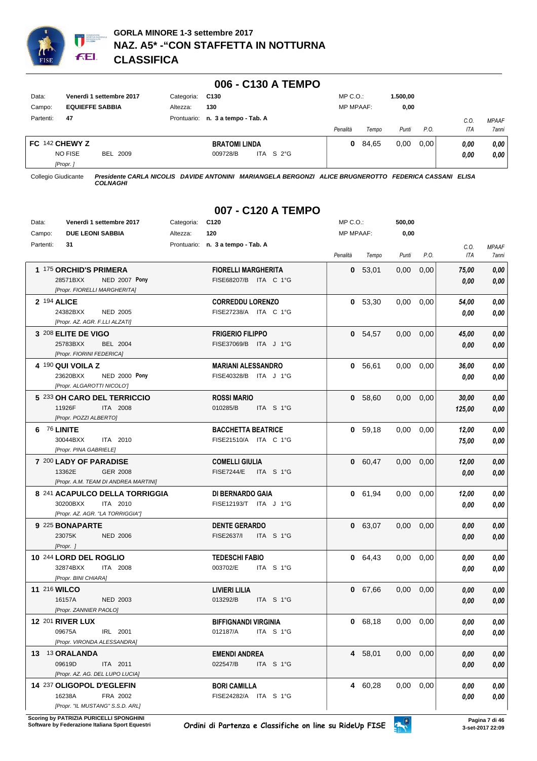**GORLA MINORE 1-3 settembre 2017**
**NAZ. A5* -"CON STAFFETTA IN NOTTURNA**
**CLASSIFICA**

## 006 - C130 A TEMPO

| | | | | | |
|---|---|---|---|---|---|
| Data: | **Venerdì 1 settembre 2017** | Categoria: | **C130** | MP C.O.: | **1.500,00** |
| Campo: | **EQUIEFFE SABBIA** | Altezza: | **130** | MP MPAAF: | **0,00** |
| Partenti: | **47** | Prontuario: | **n. 3 a tempo - Tab. A** | | |

| Pos. | Cavallo | Cavaliere | Penalità | Tempo | Punti | P.O. | C.O. ITA | MPAAF 7anni |
|---|---|---|---|---|---|---|---|---|
| FC | **142 CHEWY Z** NO FISE BEL 2009 [Propr. ] | **BRATOMI LINDA** 009728/B ITA S 2°G | **0** | 84,65 | 0,00 | 0,00 | *0,00* / *0,00* | *0,00* / *0,00* |

Collegio Giudicante *Presidente CARLA NICOLIS DAVIDE ANTONINI MARIANGELA BERGONZI ALICE BRUGNEROTTO FEDERICA CASSANI ELISA COLNAGHI*

## 007 - C120 A TEMPO

| | | | | | |
|---|---|---|---|---|---|
| Data: | **Venerdì 1 settembre 2017** | Categoria: | **C120** | MP C.O.: | **500,00** |
| Campo: | **DUE LEONI SABBIA** | Altezza: | **120** | MP MPAAF: | **0,00** |
| Partenti: | **31** | Prontuario: | **n. 3 a tempo - Tab. A** | | |

| Pos. | Cavallo | Cavaliere | Penalità | Tempo | Punti | P.O. | C.O. ITA | MPAAF 7anni |
|---|---|---|---|---|---|---|---|---|
| 1 | **175 ORCHID'S PRIMERA** 28571BXX NED 2007 **Pony** [Propr. FIORELLI MARGHERITA] | **FIORELLI MARGHERITA** FISE68207/B ITA C 1°G | **0** | 53,01 | 0,00 | 0,00 | *75,00* / *0,00* | *0,00* / *0,00* |
| 2 | **194 ALICE** 24382BXX NED 2005 [Propr. AZ. AGR. F.LLI ALZATI] | **CORREDDU LORENZO** FISE27238/A ITA C 1°G | **0** | 53,30 | 0,00 | 0,00 | *54,00* / *0,00* | *0,00* / *0,00* |
| 3 | **208 ELITE DE VIGO** 25783BXX BEL 2004 [Propr. FIORINI FEDERICA] | **FRIGERIO FILIPPO** FISE37069/B ITA J 1°G | **0** | 54,57 | 0,00 | 0,00 | *45,00* / *0,00* | *0,00* / *0,00* |
| 4 | **190 QUI VOILA Z** 23620BXX NED 2000 **Pony** [Propr. ALGAROTTI NICOLO'] | **MARIANI ALESSANDRO** FISE40328/B ITA J 1°G | **0** | 56,61 | 0,00 | 0,00 | *36,00* / *0,00* | *0,00* / *0,00* |
| 5 | **233 OH CARO DEL TERRICCIO** 11926F ITA 2008 [Propr. POZZI ALBERTO] | **ROSSI MARIO** 010285/B ITA S 1°G | **0** | 58,60 | 0,00 | 0,00 | *30,00* / *125,00* | *0,00* / *0,00* |
| 6 | **76 LINITE** 30044BXX ITA 2010 [Propr. PINA GABRIELE] | **BACCHETTA BEATRICE** FISE21510/A ITA C 1°G | **0** | 59,18 | 0,00 | 0,00 | *12,00* / *75,00* | *0,00* / *0,00* |
| 7 | **200 LADY OF PARADISE** 13362E GER 2008 [Propr. A.M. TEAM DI ANDREA MARTINI] | **COMELLI GIULIA** FISE7244/E ITA S 1°G | **0** | 60,47 | 0,00 | 0,00 | *12,00* / *0,00* | *0,00* / *0,00* |
| 8 | **241 ACAPULCO DELLA TORRIGGIA** 30200BXX ITA 2010 [Propr. AZ. AGR. "LA TORRIGGIA"] | **DI BERNARDO GAIA** FISE12193/T ITA J 1°G | **0** | 61,94 | 0,00 | 0,00 | *12,00* / *0,00* | *0,00* / *0,00* |
| 9 | **225 BONAPARTE** 23075K NED 2006 [Propr. ] | **DENTE GERARDO** FISE2637/I ITA S 1°G | **0** | 63,07 | 0,00 | 0,00 | *0,00* / *0,00* | *0,00* / *0,00* |
| 10 | **244 LORD DEL ROGLIO** 32874BXX ITA 2008 [Propr. BINI CHIARA] | **TEDESCHI FABIO** 003702/E ITA S 1°G | **0** | 64,43 | 0,00 | 0,00 | *0,00* / *0,00* | *0,00* / *0,00* |
| 11 | **216 WILCO** 16157A NED 2003 [Propr. ZANNIER PAOLO] | **LIVIERI LILIA** 013292/B ITA S 1°G | **0** | 67,66 | 0,00 | 0,00 | *0,00* / *0,00* | *0,00* / *0,00* |
| 12 | **201 RIVER LUX** 09675A IRL 2001 [Propr. VIRONDA ALESSANDRA] | **BIFFIGNANDI VIRGINIA** 012187/A ITA S 1°G | **0** | 68,18 | 0,00 | 0,00 | *0,00* / *0,00* | *0,00* / *0,00* |
| 13 | **13 ORALANDA** 09619D ITA 2011 [Propr. AZ. AG. DEL LUPO LUCIA] | **EMENDI ANDREA** 022547/B ITA S 1°G | **4** | 58,01 | 0,00 | 0,00 | *0,00* / *0,00* | *0,00* / *0,00* |
| 14 | **237 OLIGOPOL D'EGLEFIN** 16238A FRA 2002 [Propr. "IL MUSTANG" S.S.D. ARL] | **BORI CAMILLA** FISE24282/A ITA S 1°G | **4** | 60,28 | 0,00 | 0,00 | *0,00* / *0,00* | *0,00* / *0,00* |

Scoring by PATRIZIA PURICELLI SPONGHINI
Software by Federazione Italiana Sport Equestri

Ordini di Partenza e Classifiche on line su RideUp FISE

3-set-2017 22:09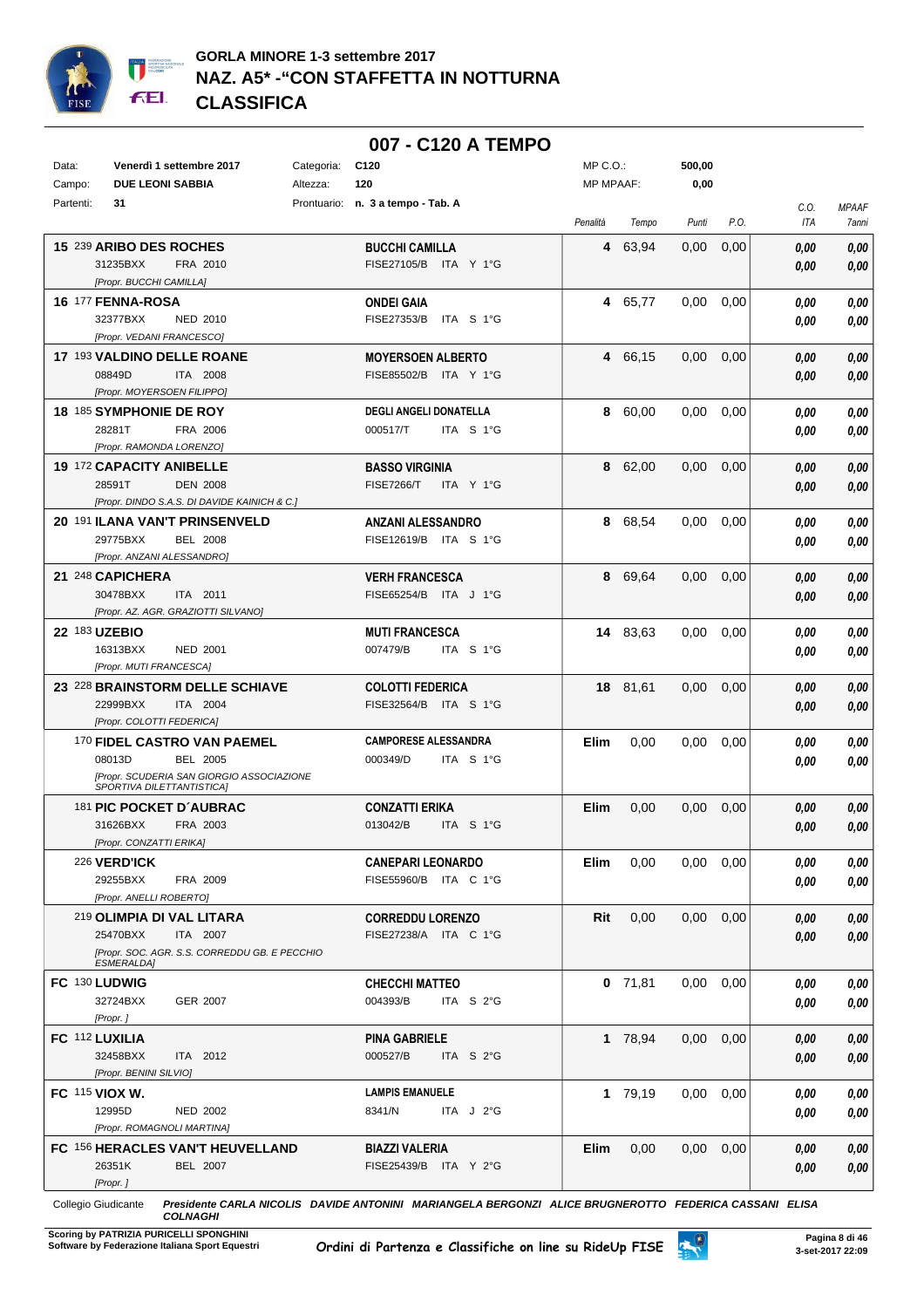# GORLA MINORE 1-3 settembre 2017
## NAZ. A5* -"CON STAFFETTA IN NOTTURNA
## CLASSIFICA

## 007 - C120 A TEMPO

| | | | | | |
|---|---|---|---|---|---|
| Data: | Venerdì 1 settembre 2017 | Categoria: | C120 | MP C.O.: | 500,00 |
| Campo: | DUE LEONI SABBIA | Altezza: | 120 | MP MPAAF: | 0,00 |
| Partenti: | 31 | Prontuario: | n. 3 a tempo - Tab. A | | |

| Class. | Cavallo | Cavaliere | Penalità | Tempo | Punti | P.O. | C.O. ITA | MPAAF 7anni |
|---|---|---|---|---|---|---|---|---|
| 15 | 239 **ARIBO DES ROCHES** 31235BXX FRA 2010 [Propr. BUCCHI CAMILLA] | **BUCCHI CAMILLA** FISE27105/B ITA Y 1°G | 4 | 63,94 | 0,00 | 0,00 | 0,00 / 0,00 | 0,00 / 0,00 |
| 16 | 177 **FENNA-ROSA** 32377BXX NED 2010 [Propr. VEDANI FRANCESCO] | **ONDEI GAIA** FISE27353/B ITA S 1°G | 4 | 65,77 | 0,00 | 0,00 | 0,00 / 0,00 | 0,00 / 0,00 |
| 17 | 193 **VALDINO DELLE ROANE** 08849D ITA 2008 [Propr. MOYERSOEN FILIPPO] | **MOYERSOEN ALBERTO** FISE85502/B ITA Y 1°G | 4 | 66,15 | 0,00 | 0,00 | 0,00 / 0,00 | 0,00 / 0,00 |
| 18 | 185 **SYMPHONIE DE ROY** 28281T FRA 2006 [Propr. RAMONDA LORENZO] | **DEGLI ANGELI DONATELLA** 000517/T ITA S 1°G | 8 | 60,00 | 0,00 | 0,00 | 0,00 / 0,00 | 0,00 / 0,00 |
| 19 | 172 **CAPACITY ANIBELLE** 28591T DEN 2008 [Propr. DINDO S.A.S. DI DAVIDE KAINICH & C.] | **BASSO VIRGINIA** FISE7266/T ITA Y 1°G | 8 | 62,00 | 0,00 | 0,00 | 0,00 / 0,00 | 0,00 / 0,00 |
| 20 | 191 **ILANA VAN'T PRINSENVELD** 29775BXX BEL 2008 [Propr. ANZANI ALESSANDRO] | **ANZANI ALESSANDRO** FISE12619/B ITA S 1°G | 8 | 68,54 | 0,00 | 0,00 | 0,00 / 0,00 | 0,00 / 0,00 |
| 21 | 248 **CAPICHERA** 30478BXX ITA 2011 [Propr. AZ. AGR. GRAZIOTTI SILVANO] | **VERH FRANCESCA** FISE65254/B ITA J 1°G | 8 | 69,64 | 0,00 | 0,00 | 0,00 / 0,00 | 0,00 / 0,00 |
| 22 | 183 **UZEBIO** 16313BXX NED 2001 [Propr. MUTI FRANCESCA] | **MUTI FRANCESCA** 007479/B ITA S 1°G | 14 | 83,63 | 0,00 | 0,00 | 0,00 / 0,00 | 0,00 / 0,00 |
| 23 | 228 **BRAINSTORM DELLE SCHIAVE** 22999BXX ITA 2004 [Propr. COLOTTI FEDERICA] | **COLOTTI FEDERICA** FISE32564/B ITA S 1°G | 18 | 81,61 | 0,00 | 0,00 | 0,00 / 0,00 | 0,00 / 0,00 |
| | 170 **FIDEL CASTRO VAN PAEMEL** 08013D BEL 2005 [Propr. SCUDERIA SAN GIORGIO ASSOCIAZIONE SPORTIVA DILETTANTISTICA] | **CAMPORESE ALESSANDRA** 000349/D ITA S 1°G | Elim | 0,00 | 0,00 | 0,00 | 0,00 / 0,00 | 0,00 / 0,00 |
| | 181 **PIC POCKET D´AUBRAC** 31626BXX FRA 2003 [Propr. CONZATTI ERIKA] | **CONZATTI ERIKA** 013042/B ITA S 1°G | Elim | 0,00 | 0,00 | 0,00 | 0,00 / 0,00 | 0,00 / 0,00 |
| | 226 **VERD'ICK** 29255BXX FRA 2009 [Propr. ANELLI ROBERTO] | **CANEPARI LEONARDO** FISE55960/B ITA C 1°G | Elim | 0,00 | 0,00 | 0,00 | 0,00 / 0,00 | 0,00 / 0,00 |
| | 219 **OLIMPIA DI VAL LITARA** 25470BXX ITA 2007 [Propr. SOC. AGR. S.S. CORREDDU GB. E PECCHIO ESMERALDA] | **CORREDDU LORENZO** FISE27238/A ITA C 1°G | Rit | 0,00 | 0,00 | 0,00 | 0,00 / 0,00 | 0,00 / 0,00 |
| FC | 130 **LUDWIG** 32724BXX GER 2007 [Propr. ] | **CHECCHI MATTEO** 004393/B ITA S 2°G | 0 | 71,81 | 0,00 | 0,00 | 0,00 / 0,00 | 0,00 / 0,00 |
| FC | 112 **LUXILIA** 32458BXX ITA 2012 [Propr. BENINI SILVIO] | **PINA GABRIELE** 000527/B ITA S 2°G | 1 | 78,94 | 0,00 | 0,00 | 0,00 / 0,00 | 0,00 / 0,00 |
| FC | 115 **VIOX W.** 12995D NED 2002 [Propr. ROMAGNOLI MARTINA] | **LAMPIS EMANUELE** 8341/N ITA J 2°G | 1 | 79,19 | 0,00 | 0,00 | 0,00 / 0,00 | 0,00 / 0,00 |
| FC | 156 **HERACLES VAN'T HEUVELLAND** 26351K BEL 2007 [Propr. ] | **BIAZZI VALERIA** FISE25439/B ITA Y 2°G | Elim | 0,00 | 0,00 | 0,00 | 0,00 / 0,00 | 0,00 / 0,00 |

Collegio Giudicante *Presidente CARLA NICOLIS DAVIDE ANTONINI MARIANGELA BERGONZI ALICE BRUGNEROTTO FEDERICA CASSANI ELISA COLNAGHI*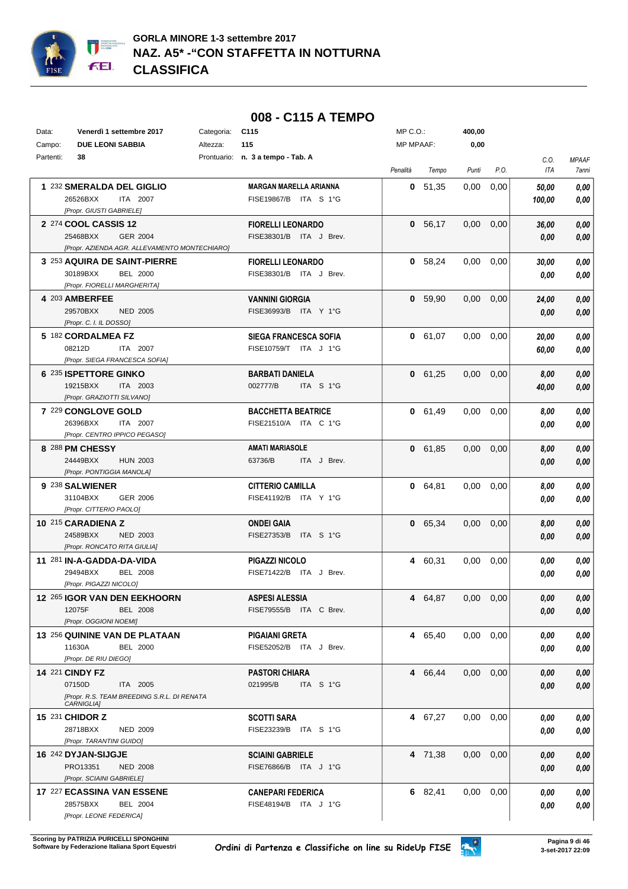# GORLA MINORE 1-3 settembre 2017
## NAZ. A5* -"CON STAFFETTA IN NOTTURNA
## CLASSIFICA

### 008 - C115 A TEMPO

| | | | | | |
|---|---|---|---|---|---|
| Data: | **Venerdì 1 settembre 2017** | Categoria: | **C115** | MP C.O.: | **400,00** |
| Campo: | **DUE LEONI SABBIA** | Altezza: | **115** | MP MPAAF: | **0,00** |
| Partenti: | **38** | Prontuario: | **n. 3 a tempo - Tab. A** | | |

| Cl. | N. | Cavallo | Cavaliere | Penalità | Tempo | Punti | P.O. | C.O. ITA | MPAAF 7anni |
|---|---|---|---|---|---|---|---|---|---|
| 1 | 232 | **SMERALDA DEL GIGLIO** 26526BXX ITA 2007 [Propr. GIUSTI GABRIELE] | **MARGAN MARELLA ARIANNA** FISE19867/B ITA S 1°G | **0** | 51,35 | 0,00 | 0,00 | *50,00* / *100,00* | *0,00* / *0,00* |
| 2 | 274 | **COOL CASSIS 12** 25468BXX GER 2004 [Propr. AZIENDA AGR. ALLEVAMENTO MONTECHIARO] | **FIORELLI LEONARDO** FISE38301/B ITA J Brev. | **0** | 56,17 | 0,00 | 0,00 | *36,00* / *0,00* | *0,00* / *0,00* |
| 3 | 253 | **AQUIRA DE SAINT-PIERRE** 30189BXX BEL 2000 [Propr. FIORELLI MARGHERITA] | **FIORELLI LEONARDO** FISE38301/B ITA J Brev. | **0** | 58,24 | 0,00 | 0,00 | *30,00* / *0,00* | *0,00* / *0,00* |
| 4 | 203 | **AMBERFEE** 29570BXX NED 2005 [Propr. C. I. IL DOSSO] | **VANNINI GIORGIA** FISE36993/B ITA Y 1°G | **0** | 59,90 | 0,00 | 0,00 | *24,00* / *0,00* | *0,00* / *0,00* |
| 5 | 182 | **CORDALMEA FZ** 08212D ITA 2007 [Propr. SIEGA FRANCESCA SOFIA] | **SIEGA FRANCESCA SOFIA** FISE10759/T ITA J 1°G | **0** | 61,07 | 0,00 | 0,00 | *20,00* / *60,00* | *0,00* / *0,00* |
| 6 | 235 | **ISPETTORE GINKO** 19215BXX ITA 2003 [Propr. GRAZIOTTI SILVANO] | **BARBATI DANIELA** 002777/B ITA S 1°G | **0** | 61,25 | 0,00 | 0,00 | *8,00* / *40,00* | *0,00* / *0,00* |
| 7 | 229 | **CONGLOVE GOLD** 26396BXX ITA 2007 [Propr. CENTRO IPPICO PEGASO] | **BACCHETTA BEATRICE** FISE21510/A ITA C 1°G | **0** | 61,49 | 0,00 | 0,00 | *8,00* / *0,00* | *0,00* / *0,00* |
| 8 | 288 | **PM CHESSY** 24449BXX HUN 2003 [Propr. PONTIGGIA MANOLA] | **AMATI MARIASOLE** 63736/B ITA J Brev. | **0** | 61,85 | 0,00 | 0,00 | *8,00* / *0,00* | *0,00* / *0,00* |
| 9 | 238 | **SALWIENER** 31104BXX GER 2006 [Propr. CITTERIO PAOLO] | **CITTERIO CAMILLA** FISE41192/B ITA Y 1°G | **0** | 64,81 | 0,00 | 0,00 | *8,00* / *0,00* | *0,00* / *0,00* |
| 10 | 215 | **CARADIENA Z** 24589BXX NED 2003 [Propr. RONCATO RITA GIULIA] | **ONDEI GAIA** FISE27353/B ITA S 1°G | **0** | 65,34 | 0,00 | 0,00 | *8,00* / *0,00* | *0,00* / *0,00* |
| 11 | 281 | **IN-A-GADDA-DA-VIDA** 29494BXX BEL 2008 [Propr. PIGAZZI NICOLO] | **PIGAZZI NICOLO** FISE71422/B ITA J Brev. | **4** | 60,31 | 0,00 | 0,00 | *0,00* / *0,00* | *0,00* / *0,00* |
| 12 | 265 | **IGOR VAN DEN EEKHOORN** 12075F BEL 2008 [Propr. OGGIONI NOEMI] | **ASPESI ALESSIA** FISE79555/B ITA C Brev. | **4** | 64,87 | 0,00 | 0,00 | *0,00* / *0,00* | *0,00* / *0,00* |
| 13 | 256 | **QUININE VAN DE PLATAAN** 11630A BEL 2000 [Propr. DE RIU DIEGO] | **PIGAIANI GRETA** FISE52052/B ITA J Brev. | **4** | 65,40 | 0,00 | 0,00 | *0,00* / *0,00* | *0,00* / *0,00* |
| 14 | 221 | **CINDY FZ** 07150D ITA 2005 [Propr. R.S. TEAM BREEDING S.R.L. DI RENATA CARNIGLIA] | **PASTORI CHIARA** 021995/B ITA S 1°G | **4** | 66,44 | 0,00 | 0,00 | *0,00* / *0,00* | *0,00* / *0,00* |
| 15 | 231 | **CHIDOR Z** 28718BXX NED 2009 [Propr. TARANTINI GUIDO] | **SCOTTI SARA** FISE23239/B ITA S 1°G | **4** | 67,27 | 0,00 | 0,00 | *0,00* / *0,00* | *0,00* / *0,00* |
| 16 | 242 | **DYJAN-SIJGJE** PRO13351 NED 2008 [Propr. SCIAINI GABRIELE] | **SCIAINI GABRIELE** FISE76866/B ITA J 1°G | **4** | 71,38 | 0,00 | 0,00 | *0,00* / *0,00* | *0,00* / *0,00* |
| 17 | 227 | **ECASSINA VAN ESSENE** 28575BXX BEL 2004 [Propr. LEONE FEDERICA] | **CANEPARI FEDERICA** FISE48194/B ITA J 1°G | **6** | 82,41 | 0,00 | 0,00 | *0,00* / *0,00* | *0,00* / *0,00* |

Scoring by PATRIZIA PURICELLI SPONGHINI
Software by Federazione Italiana Sport Equestri

Ordini di Partenza e Classifiche on line su RideUp FISE

3-set-2017 22:09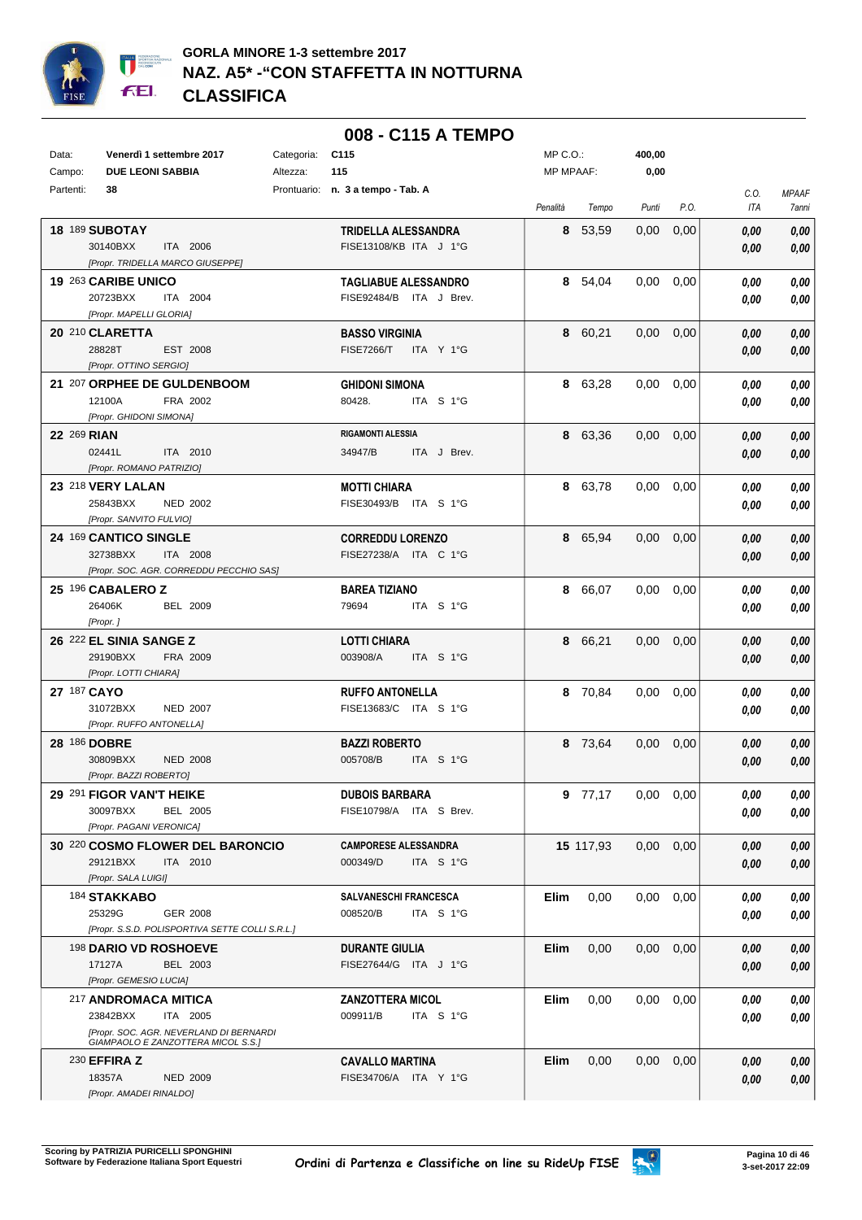# GORLA MINORE 1-3 settembre 2017
## NAZ. A5* -"CON STAFFETTA IN NOTTURNA
## CLASSIFICA

## 008 - C115 A TEMPO

| | | | |
|---|---|---|---|
| Data: | Venerdì 1 settembre 2017 | Categoria: | C115 |
| Campo: | DUE LEONI SABBIA | Altezza: | 115 |
| Partenti: | 38 | Prontuario: | n. 3 a tempo - Tab. A |

MP C.O.: 400,00
MP MPAAF: 0,00

| Cl. | N. | Cavallo | Cavaliere | Penalità | Tempo | Punti | P.O. | C.O. ITA | MPAAF 7anni |
|---|---|---|---|---|---|---|---|---|---|
| 18 | 189 | **SUBOTAY** 30140BXX ITA 2006 [Propr. TRIDELLA MARCO GIUSEPPE] | **TRIDELLA ALESSANDRA** FISE13108/KB ITA J 1°G | 8 | 53,59 | 0,00 | 0,00 | 0,00 / 0,00 | 0,00 / 0,00 |
| 19 | 263 | **CARIBE UNICO** 20723BXX ITA 2004 [Propr. MAPELLI GLORIA] | **TAGLIABUE ALESSANDRO** FISE92484/B ITA J Brev. | 8 | 54,04 | 0,00 | 0,00 | 0,00 / 0,00 | 0,00 / 0,00 |
| 20 | 210 | **CLARETTA** 28828T EST 2008 [Propr. OTTINO SERGIO] | **BASSO VIRGINIA** FISE7266/T ITA Y 1°G | 8 | 60,21 | 0,00 | 0,00 | 0,00 / 0,00 | 0,00 / 0,00 |
| 21 | 207 | **ORPHEE DE GULDENBOOM** 12100A FRA 2002 [Propr. GHIDONI SIMONA] | **GHIDONI SIMONA** 80428. ITA S 1°G | 8 | 63,28 | 0,00 | 0,00 | 0,00 / 0,00 | 0,00 / 0,00 |
| 22 | 269 | **RIAN** 02441L ITA 2010 [Propr. ROMANO PATRIZIO] | **RIGAMONTI ALESSIA** 34947/B ITA J Brev. | 8 | 63,36 | 0,00 | 0,00 | 0,00 / 0,00 | 0,00 / 0,00 |
| 23 | 218 | **VERY LALAN** 25843BXX NED 2002 [Propr. SANVITO FULVIO] | **MOTTI CHIARA** FISE30493/B ITA S 1°G | 8 | 63,78 | 0,00 | 0,00 | 0,00 / 0,00 | 0,00 / 0,00 |
| 24 | 169 | **CANTICO SINGLE** 32738BXX ITA 2008 [Propr. SOC. AGR. CORREDDU PECCHIO SAS] | **CORREDDU LORENZO** FISE27238/A ITA C 1°G | 8 | 65,94 | 0,00 | 0,00 | 0,00 / 0,00 | 0,00 / 0,00 |
| 25 | 196 | **CABALERO Z** 26406K BEL 2009 [Propr. ] | **BAREA TIZIANO** 79694 ITA S 1°G | 8 | 66,07 | 0,00 | 0,00 | 0,00 / 0,00 | 0,00 / 0,00 |
| 26 | 222 | **EL SINIA SANGE Z** 29190BXX FRA 2009 [Propr. LOTTI CHIARA] | **LOTTI CHIARA** 003908/A ITA S 1°G | 8 | 66,21 | 0,00 | 0,00 | 0,00 / 0,00 | 0,00 / 0,00 |
| 27 | 187 | **CAYO** 31072BXX NED 2007 [Propr. RUFFO ANTONELLA] | **RUFFO ANTONELLA** FISE13683/C ITA S 1°G | 8 | 70,84 | 0,00 | 0,00 | 0,00 / 0,00 | 0,00 / 0,00 |
| 28 | 186 | **DOBRE** 30809BXX NED 2008 [Propr. BAZZI ROBERTO] | **BAZZI ROBERTO** 005708/B ITA S 1°G | 8 | 73,64 | 0,00 | 0,00 | 0,00 / 0,00 | 0,00 / 0,00 |
| 29 | 291 | **FIGOR VAN'T HEIKE** 30097BXX BEL 2005 [Propr. PAGANI VERONICA] | **DUBOIS BARBARA** FISE10798/A ITA S Brev. | 9 | 77,17 | 0,00 | 0,00 | 0,00 / 0,00 | 0,00 / 0,00 |
| 30 | 220 | **COSMO FLOWER DEL BARONCIO** 29121BXX ITA 2010 [Propr. SALA LUIGI] | **CAMPORESE ALESSANDRA** 000349/D ITA S 1°G | 15 | 117,93 | 0,00 | 0,00 | 0,00 / 0,00 | 0,00 / 0,00 |
| | 184 | **STAKKABO** 25329G GER 2008 [Propr. S.S.D. POLISPORTIVA SETTE COLLI S.R.L.] | **SALVANESCHI FRANCESCA** 008520/B ITA S 1°G | Elim | 0,00 | 0,00 | 0,00 | 0,00 / 0,00 | 0,00 / 0,00 |
| | 198 | **DARIO VD ROSHOEVE** 17127A BEL 2003 [Propr. GEMESIO LUCIA] | **DURANTE GIULIA** FISE27644/G ITA J 1°G | Elim | 0,00 | 0,00 | 0,00 | 0,00 / 0,00 | 0,00 / 0,00 |
| | 217 | **ANDROMACA MITICA** 23842BXX ITA 2005 [Propr. SOC. AGR. NEVERLAND DI BERNARDI GIAMPAOLO E ZANZOTTERA MICOL S.S.] | **ZANZOTTERA MICOL** 009911/B ITA S 1°G | Elim | 0,00 | 0,00 | 0,00 | 0,00 / 0,00 | 0,00 / 0,00 |
| | 230 | **EFFIRA Z** 18357A NED 2009 [Propr. AMADEI RINALDO] | **CAVALLO MARTINA** FISE34706/A ITA Y 1°G | Elim | 0,00 | 0,00 | 0,00 | 0,00 / 0,00 | 0,00 / 0,00 |

Scoring by PATRIZIA PURICELLI SPONGHINI
Software by Federazione Italiana Sport Equestri

Ordini di Partenza e Classifiche on line su RideUp FISE

3-set-2017 22:09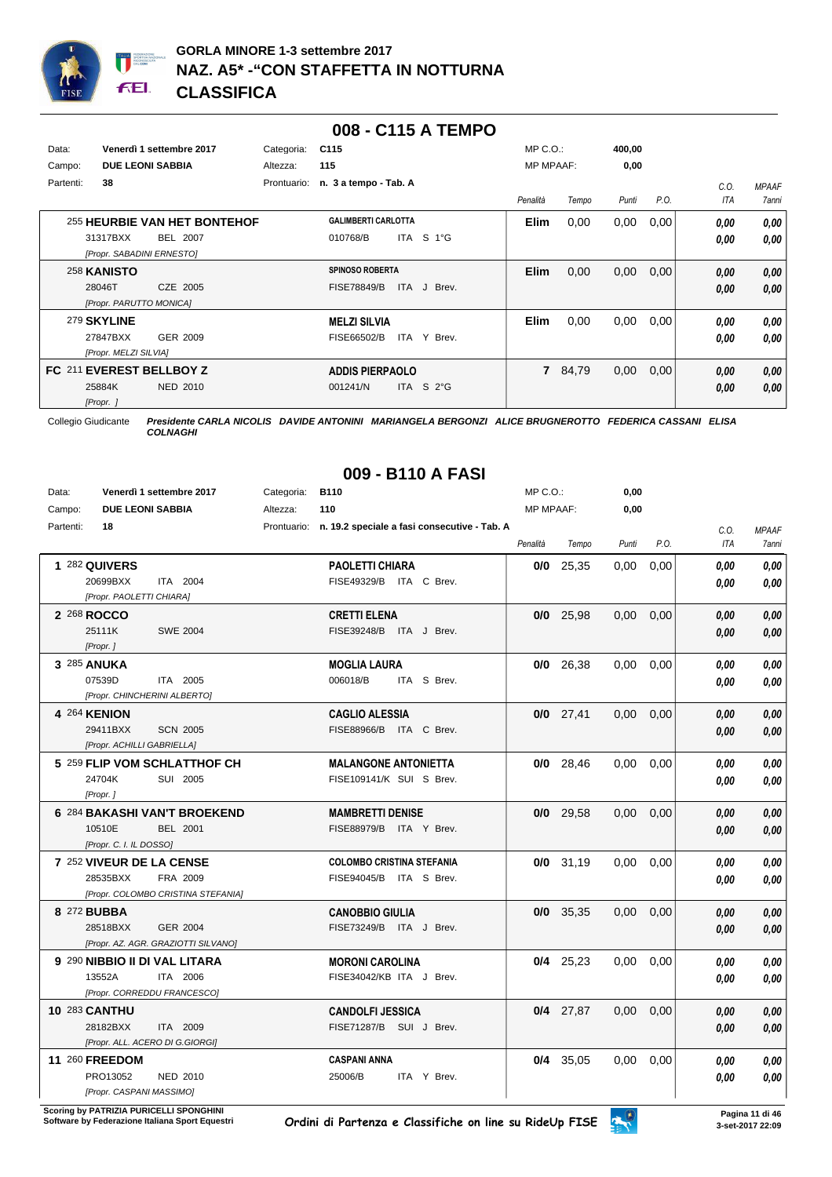**GORLA MINORE 1-3 settembre 2017**
**NAZ. A5* -"CON STAFFETTA IN NOTTURNA**
**CLASSIFICA**

## 008 - C115 A TEMPO

| | | | |
|---|---|---|---|
| Data: | Venerdì 1 settembre 2017 | Categoria: | C115 |
| Campo: | DUE LEONI SABBIA | Altezza: | 115 |
| Partenti: | 38 | Prontuario: | n. 3 a tempo - Tab. A |

MP C.O.: 400,00
MP MPAAF: 0,00

| Cavallo | Cavaliere | Penalità | Tempo | Punti | P.O. | C.O. ITA | MPAAF 7anni |
|---|---|---|---|---|---|---|---|
| 255 **HEURBIE VAN HET BONTEHOF** 31317BXX BEL 2007 [Propr. SABADINI ERNESTO] | **GALIMBERTI CARLOTTA** 010768/B ITA S 1°G | **Elim** | 0,00 | 0,00 | 0,00 | 0,00 / 0,00 | 0,00 / 0,00 |
| 258 **KANISTO** 28046T CZE 2005 [Propr. PARUTTO MONICA] | **SPINOSO ROBERTA** FISE78849/B ITA J Brev. | **Elim** | 0,00 | 0,00 | 0,00 | 0,00 / 0,00 | 0,00 / 0,00 |
| 279 **SKYLINE** 27847BXX GER 2009 [Propr. MELZI SILVIA] | **MELZI SILVIA** FISE66502/B ITA Y Brev. | **Elim** | 0,00 | 0,00 | 0,00 | 0,00 / 0,00 | 0,00 / 0,00 |
| FC 211 **EVEREST BELLBOY Z** 25884K NED 2010 [Propr. ] | **ADDIS PIERPAOLO** 001241/N ITA S 2°G | **7** | 84,79 | 0,00 | 0,00 | 0,00 / 0,00 | 0,00 / 0,00 |

Collegio Giudicante *Presidente CARLA NICOLIS DAVIDE ANTONINI MARIANGELA BERGONZI ALICE BRUGNEROTTO FEDERICA CASSANI ELISA COLNAGHI*

## 009 - B110 A FASI

| | | | |
|---|---|---|---|
| Data: | Venerdì 1 settembre 2017 | Categoria: | B110 |
| Campo: | DUE LEONI SABBIA | Altezza: | 110 |
| Partenti: | 18 | Prontuario: | n. 19.2 speciale a fasi consecutive - Tab. A |

MP C.O.: 0,00
MP MPAAF: 0,00

| Cavallo | Cavaliere | Penalità | Tempo | Punti | P.O. | C.O. ITA | MPAAF 7anni |
|---|---|---|---|---|---|---|---|
| **1** 282 **QUIVERS** 20699BXX ITA 2004 [Propr. PAOLETTI CHIARA] | **PAOLETTI CHIARA** FISE49329/B ITA C Brev. | **0/0** | 25,35 | 0,00 | 0,00 | 0,00 / 0,00 | 0,00 / 0,00 |
| **2** 268 **ROCCO** 25111K SWE 2004 [Propr. ] | **CRETTI ELENA** FISE39248/B ITA J Brev. | **0/0** | 25,98 | 0,00 | 0,00 | 0,00 / 0,00 | 0,00 / 0,00 |
| **3** 285 **ANUKA** 07539D ITA 2005 [Propr. CHINCHERINI ALBERTO] | **MOGLIA LAURA** 006018/B ITA S Brev. | **0/0** | 26,38 | 0,00 | 0,00 | 0,00 / 0,00 | 0,00 / 0,00 |
| **4** 264 **KENION** 29411BXX SCN 2005 [Propr. ACHILLI GABRIELLA] | **CAGLIO ALESSIA** FISE88966/B ITA C Brev. | **0/0** | 27,41 | 0,00 | 0,00 | 0,00 / 0,00 | 0,00 / 0,00 |
| **5** 259 **FLIP VOM SCHLATTHOF CH** 24704K SUI 2005 [Propr. ] | **MALANGONE ANTONIETTA** FISE109141/K SUI S Brev. | **0/0** | 28,46 | 0,00 | 0,00 | 0,00 / 0,00 | 0,00 / 0,00 |
| **6** 284 **BAKASHI VAN'T BROEKEND** 10510E BEL 2001 [Propr. C. I. IL DOSSO] | **MAMBRETTI DENISE** FISE88979/B ITA Y Brev. | **0/0** | 29,58 | 0,00 | 0,00 | 0,00 / 0,00 | 0,00 / 0,00 |
| **7** 252 **VIVEUR DE LA CENSE** 28535BXX FRA 2009 [Propr. COLOMBO CRISTINA STEFANIA] | **COLOMBO CRISTINA STEFANIA** FISE94045/B ITA S Brev. | **0/0** | 31,19 | 0,00 | 0,00 | 0,00 / 0,00 | 0,00 / 0,00 |
| **8** 272 **BUBBA** 28518BXX GER 2004 [Propr. AZ. AGR. GRAZIOTTI SILVANO] | **CANOBBIO GIULIA** FISE73249/B ITA J Brev. | **0/0** | 35,35 | 0,00 | 0,00 | 0,00 / 0,00 | 0,00 / 0,00 |
| **9** 290 **NIBBIO II DI VAL LITARA** 13552A ITA 2006 [Propr. CORREDDU FRANCESCO] | **MORONI CAROLINA** FISE34042/KB ITA J Brev. | **0/4** | 25,23 | 0,00 | 0,00 | 0,00 / 0,00 | 0,00 / 0,00 |
| **10** 283 **CANTHU** 28182BXX ITA 2009 [Propr. ALL. ACERO DI G.GIORGI] | **CANDOLFI JESSICA** FISE71287/B SUI J Brev. | **0/4** | 27,87 | 0,00 | 0,00 | 0,00 / 0,00 | 0,00 / 0,00 |
| **11** 260 **FREEDOM** PRO13052 NED 2010 [Propr. CASPANI MASSIMO] | **CASPANI ANNA** 25006/B ITA Y Brev. | **0/4** | 35,05 | 0,00 | 0,00 | 0,00 / 0,00 | 0,00 / 0,00 |

Scoring by PATRIZIA PURICELLI SPONGHINI
Software by Federazione Italiana Sport Equestri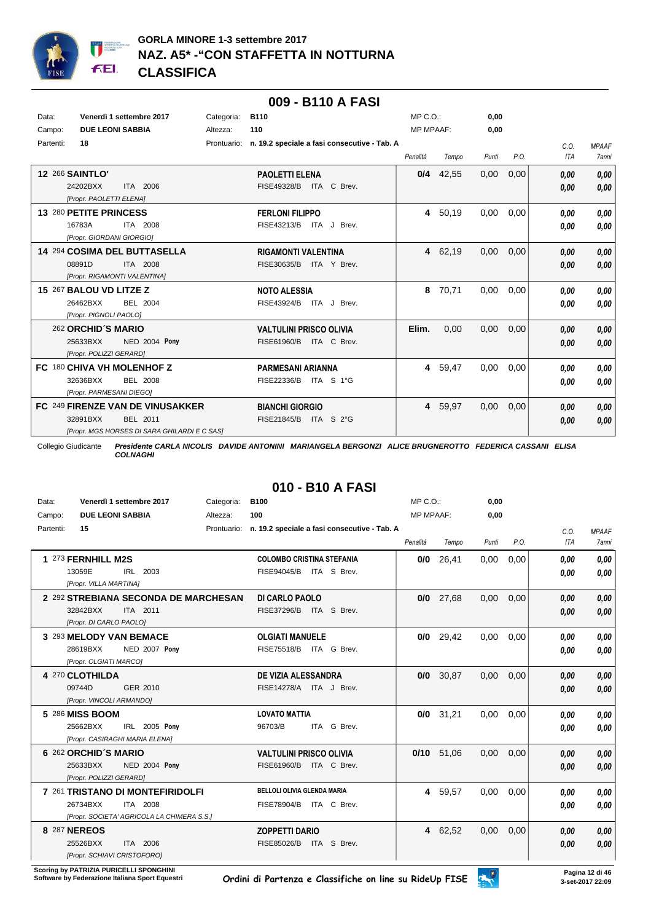# GORLA MINORE 1-3 settembre 2017
# NAZ. A5* -"CON STAFFETTA IN NOTTURNA
# CLASSIFICA

## 009 - B110 A FASI

| Data: | Venerdì 1 settembre 2017 | Categoria: | B110 | MP C.O.: | 0,00 |
|---|---|---|---|---|---|
| Campo: | DUE LEONI SABBIA | Altezza: | 110 | MP MPAAF: | 0,00 |
| Partenti: | 18 | Prontuario: | n. 19.2 speciale a fasi consecutive - Tab. A | | |

| Cl. | Cavallo | Cavaliere | Penalità | Tempo | Punti | P.O. | C.O. ITA | MPAAF 7anni |
|---|---|---|---|---|---|---|---|---|
| 12 | 266 **SAINTLO'** 24202BXX ITA 2006 [Propr. PAOLETTI ELENA] | **PAOLETTI ELENA** FISE49328/B ITA C Brev. | **0/4** | 42,55 | 0,00 | 0,00 | 0,00 / 0,00 | 0,00 / 0,00 |
| 13 | 280 **PETITE PRINCESS** 16783A ITA 2008 [Propr. GIORDANI GIORGIO] | **FERLONI FILIPPO** FISE43213/B ITA J Brev. | **4** | 50,19 | 0,00 | 0,00 | 0,00 / 0,00 | 0,00 / 0,00 |
| 14 | 294 **COSIMA DEL BUTTASELLA** 08891D ITA 2008 [Propr. RIGAMONTI VALENTINA] | **RIGAMONTI VALENTINA** FISE30635/B ITA Y Brev. | **4** | 62,19 | 0,00 | 0,00 | 0,00 / 0,00 | 0,00 / 0,00 |
| 15 | 267 **BALOU VD LITZE Z** 26462BXX BEL 2004 [Propr. PIGNOLI PAOLO] | **NOTO ALESSIA** FISE43924/B ITA J Brev. | **8** | 70,71 | 0,00 | 0,00 | 0,00 / 0,00 | 0,00 / 0,00 |
| | 262 **ORCHID´S MARIO** 25633BXX NED 2004 **Pony** [Propr. POLIZZI GERARD] | **VALTULINI PRISCO OLIVIA** FISE61960/B ITA C Brev. | **Elim.** | 0,00 | 0,00 | 0,00 | 0,00 / 0,00 | 0,00 / 0,00 |
| FC | 180 **CHIVA VH MOLENHOF Z** 32636BXX BEL 2008 [Propr. PARMESANI DIEGO] | **PARMESANI ARIANNA** FISE22336/B ITA S 1°G | **4** | 59,47 | 0,00 | 0,00 | 0,00 / 0,00 | 0,00 / 0,00 |
| FC | 249 **FIRENZE VAN DE VINUSAKKER** 32891BXX BEL 2011 [Propr. MGS HORSES DI SARA GHILARDI E C SAS] | **BIANCHI GIORGIO** FISE21845/B ITA S 2°G | **4** | 59,97 | 0,00 | 0,00 | 0,00 / 0,00 | 0,00 / 0,00 |

Collegio Giudicante ***Presidente CARLA NICOLIS DAVIDE ANTONINI MARIANGELA BERGONZI ALICE BRUGNEROTTO FEDERICA CASSANI ELISA COLNAGHI***

## 010 - B10 A FASI

| Data: | Venerdì 1 settembre 2017 | Categoria: | B100 | MP C.O.: | 0,00 |
|---|---|---|---|---|---|
| Campo: | DUE LEONI SABBIA | Altezza: | 100 | MP MPAAF: | 0,00 |
| Partenti: | 15 | Prontuario: | n. 19.2 speciale a fasi consecutive - Tab. A | | |

| Cl. | Cavallo | Cavaliere | Penalità | Tempo | Punti | P.O. | C.O. ITA | MPAAF 7anni |
|---|---|---|---|---|---|---|---|---|
| 1 | 273 **FERNHILL M2S** 13059E IRL 2003 [Propr. VILLA MARTINA] | **COLOMBO CRISTINA STEFANIA** FISE94045/B ITA S Brev. | **0/0** | 26,41 | 0,00 | 0,00 | 0,00 / 0,00 | 0,00 / 0,00 |
| 2 | 292 **STREBIANA SECONDA DE MARCHESAN** 32842BXX ITA 2011 [Propr. DI CARLO PAOLO] | **DI CARLO PAOLO** FISE37296/B ITA S Brev. | **0/0** | 27,68 | 0,00 | 0,00 | 0,00 / 0,00 | 0,00 / 0,00 |
| 3 | 293 **MELODY VAN BEMACE** 28619BXX NED 2007 **Pony** [Propr. OLGIATI MARCO] | **OLGIATI MANUELE** FISE75518/B ITA G Brev. | **0/0** | 29,42 | 0,00 | 0,00 | 0,00 / 0,00 | 0,00 / 0,00 |
| 4 | 270 **CLOTHILDA** 09744D GER 2010 [Propr. VINCOLI ARMANDO] | **DE VIZIA ALESSANDRA** FISE14278/A ITA J Brev. | **0/0** | 30,87 | 0,00 | 0,00 | 0,00 / 0,00 | 0,00 / 0,00 |
| 5 | 286 **MISS BOOM** 25662BXX IRL 2005 **Pony** [Propr. CASIRAGHI MARIA ELENA] | **LOVATO MATTIA** 96703/B ITA G Brev. | **0/0** | 31,21 | 0,00 | 0,00 | 0,00 / 0,00 | 0,00 / 0,00 |
| 6 | 262 **ORCHID´S MARIO** 25633BXX NED 2004 **Pony** [Propr. POLIZZI GERARD] | **VALTULINI PRISCO OLIVIA** FISE61960/B ITA C Brev. | **0/10** | 51,06 | 0,00 | 0,00 | 0,00 / 0,00 | 0,00 / 0,00 |
| 7 | 261 **TRISTANO DI MONTEFIRIDOLFI** 26734BXX ITA 2008 [Propr. SOCIETA' AGRICOLA LA CHIMERA S.S.] | **BELLOLI OLIVIA GLENDA MARIA** FISE78904/B ITA C Brev. | **4** | 59,57 | 0,00 | 0,00 | 0,00 / 0,00 | 0,00 / 0,00 |
| 8 | 287 **NEREOS** 25526BXX ITA 2006 [Propr. SCHIAVI CRISTOFORO] | **ZOPPETTI DARIO** FISE85026/B ITA S Brev. | **4** | 62,52 | 0,00 | 0,00 | 0,00 / 0,00 | 0,00 / 0,00 |

Scoring by PATRIZIA PURICELLI SPONGHINI
Software by Federazione Italiana Sport Equestri

Ordini di Partenza e Classifiche on line su RideUp FISE

3-set-2017 22:09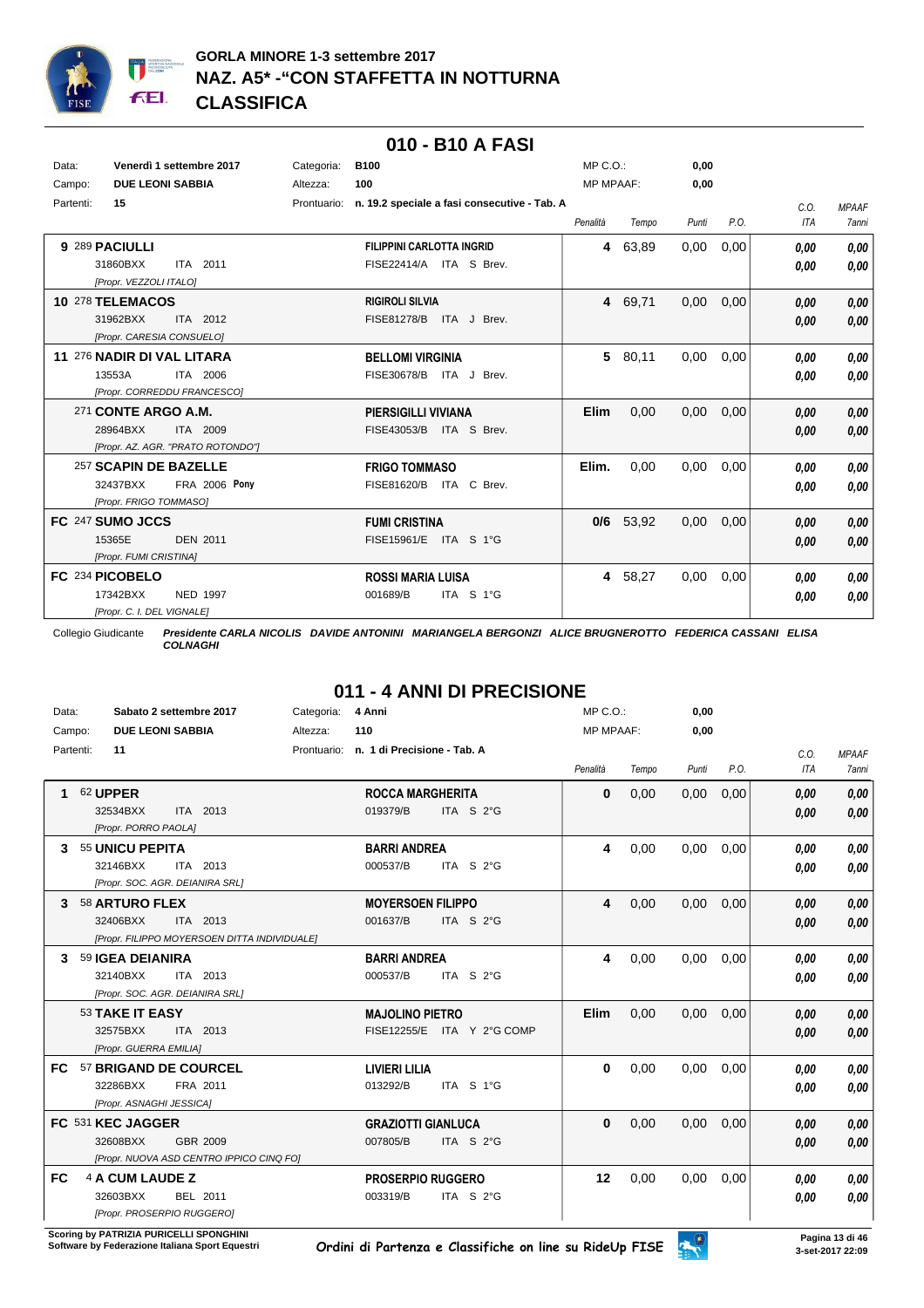# GORLA MINORE 1-3 settembre 2017
## NAZ. A5* -"CON STAFFETTA IN NOTTURNA
## CLASSIFICA

## 010 - B10 A FASI

Data: Venerdì 1 settembre 2017 — Categoria: B100 — MP C.O.: 0,00
Campo: DUE LEONI SABBIA — Altezza: 100 — MP MPAAF: 0,00
Partenti: 15 — Prontuario: n. 19.2 speciale a fasi consecutive - Tab. A

| Pos. | Cavallo | Cavaliere | Penalità | Tempo | Punti | P.O. | C.O. ITA | MPAAF 7anni |
|---|---|---|---|---|---|---|---|---|
| 9 | 289 **PACIULLI** 31860BXX ITA 2011 [Propr. VEZZOLI ITALO] | **FILIPPINI CARLOTTA INGRID** FISE22414/A ITA S Brev. | 4 | 63,89 | 0,00 | 0,00 | 0,00 / 0,00 | 0,00 / 0,00 |
| 10 | 278 **TELEMACOS** 31962BXX ITA 2012 [Propr. CARESIA CONSUELO] | **RIGIROLI SILVIA** FISE81278/B ITA J Brev. | 4 | 69,71 | 0,00 | 0,00 | 0,00 / 0,00 | 0,00 / 0,00 |
| 11 | 276 **NADIR DI VAL LITARA** 13553A ITA 2006 [Propr. CORREDDU FRANCESCO] | **BELLOMI VIRGINIA** FISE30678/B ITA J Brev. | 5 | 80,11 | 0,00 | 0,00 | 0,00 / 0,00 | 0,00 / 0,00 |
| | 271 **CONTE ARGO A.M.** 28964BXX ITA 2009 [Propr. AZ. AGR. "PRATO ROTONDO"] | **PIERSIGILLI VIVIANA** FISE43053/B ITA S Brev. | Elim | 0,00 | 0,00 | 0,00 | 0,00 / 0,00 | 0,00 / 0,00 |
| | 257 **SCAPIN DE BAZELLE** 32437BXX FRA 2006 Pony [Propr. FRIGO TOMMASO] | **FRIGO TOMMASO** FISE81620/B ITA C Brev. | Elim. | 0,00 | 0,00 | 0,00 | 0,00 / 0,00 | 0,00 / 0,00 |
| FC | 247 **SUMO JCCS** 15365E DEN 2011 [Propr. FUMI CRISTINA] | **FUMI CRISTINA** FISE15961/E ITA S 1°G | 0/6 | 53,92 | 0,00 | 0,00 | 0,00 / 0,00 | 0,00 / 0,00 |
| FC | 234 **PICOBELO** 17342BXX NED 1997 [Propr. C. I. DEL VIGNALE] | **ROSSI MARIA LUISA** 001689/B ITA S 1°G | 4 | 58,27 | 0,00 | 0,00 | 0,00 / 0,00 | 0,00 / 0,00 |

Collegio Giudicante: ***Presidente CARLA NICOLIS DAVIDE ANTONINI MARIANGELA BERGONZI ALICE BRUGNEROTTO FEDERICA CASSANI ELISA COLNAGHI***

## 011 - 4 ANNI DI PRECISIONE

Data: Sabato 2 settembre 2017 — Categoria: 4 Anni — MP C.O.: 0,00
Campo: DUE LEONI SABBIA — Altezza: 110 — MP MPAAF: 0,00
Partenti: 11 — Prontuario: n. 1 di Precisione - Tab. A

| Pos. | Cavallo | Cavaliere | Penalità | Tempo | Punti | P.O. | C.O. ITA | MPAAF 7anni |
|---|---|---|---|---|---|---|---|---|
| 1 | 62 **UPPER** 32534BXX ITA 2013 [Propr. PORRO PAOLA] | **ROCCA MARGHERITA** 019379/B ITA S 2°G | 0 | 0,00 | 0,00 | 0,00 | 0,00 / 0,00 | 0,00 / 0,00 |
| 3 | 55 **UNICU PEPITA** 32146BXX ITA 2013 [Propr. SOC. AGR. DEIANIRA SRL] | **BARRI ANDREA** 000537/B ITA S 2°G | 4 | 0,00 | 0,00 | 0,00 | 0,00 / 0,00 | 0,00 / 0,00 |
| 3 | 58 **ARTURO FLEX** 32406BXX ITA 2013 [Propr. FILIPPO MOYERSOEN DITTA INDIVIDUALE] | **MOYERSOEN FILIPPO** 001637/B ITA S 2°G | 4 | 0,00 | 0,00 | 0,00 | 0,00 / 0,00 | 0,00 / 0,00 |
| 3 | 59 **IGEA DEIANIRA** 32140BXX ITA 2013 [Propr. SOC. AGR. DEIANIRA SRL] | **BARRI ANDREA** 000537/B ITA S 2°G | 4 | 0,00 | 0,00 | 0,00 | 0,00 / 0,00 | 0,00 / 0,00 |
| | 53 **TAKE IT EASY** 32575BXX ITA 2013 [Propr. GUERRA EMILIA] | **MAJOLINO PIETRO** FISE12255/E ITA Y 2°G COMP | Elim | 0,00 | 0,00 | 0,00 | 0,00 / 0,00 | 0,00 / 0,00 |
| FC | 57 **BRIGAND DE COURCEL** 32286BXX FRA 2011 [Propr. ASNAGHI JESSICA] | **LIVIERI LILIA** 013292/B ITA S 1°G | 0 | 0,00 | 0,00 | 0,00 | 0,00 / 0,00 | 0,00 / 0,00 |
| FC | 531 **KEC JAGGER** 32608BXX GBR 2009 [Propr. NUOVA ASD CENTRO IPPICO CINQ FO] | **GRAZIOTTI GIANLUCA** 007805/B ITA S 2°G | 0 | 0,00 | 0,00 | 0,00 | 0,00 / 0,00 | 0,00 / 0,00 |
| FC | 4 **A CUM LAUDE Z** 32603BXX BEL 2011 [Propr. PROSERPIO RUGGERO] | **PROSERPIO RUGGERO** 003319/B ITA S 2°G | 12 | 0,00 | 0,00 | 0,00 | 0,00 / 0,00 | 0,00 / 0,00 |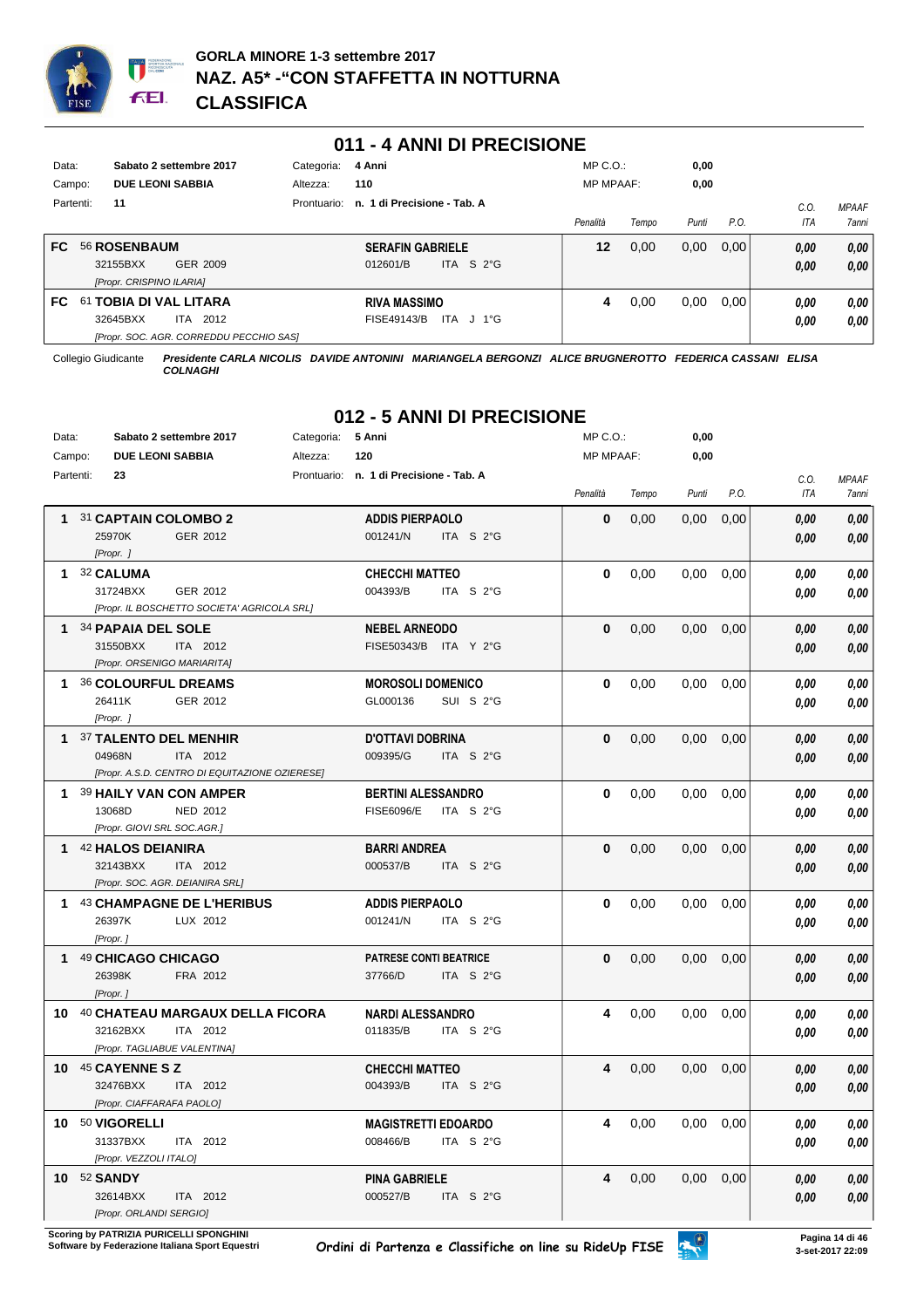# GORLA MINORE 1-3 settembre 2017
## NAZ. A5* -"CON STAFFETTA IN NOTTURNA
## CLASSIFICA

## 011 - 4 ANNI DI PRECISIONE

Data: Sabato 2 settembre 2017 — Categoria: 4 Anni — MP C.O.: 0,00
Campo: DUE LEONI SABBIA — Altezza: 110 — MP MPAAF: 0,00
Partenti: 11 — Prontuario: n. 1 di Precisione - Tab. A

| Cl. | Cavallo | Cavaliere | Penalità | Tempo | Punti | P.O. | C.O. ITA | MPAAF 7anni |
|---|---|---|---|---|---|---|---|---|
| FC | 56 ROSENBAUM<br>32155BXX GER 2009<br>[Propr. CRISPINO ILARIA] | SERAFIN GABRIELE<br>012601/B ITA S 2°G | 12 | 0,00 | 0,00 | 0,00 | 0,00<br>0,00 | 0,00<br>0,00 |
| FC | 61 TOBIA DI VAL LITARA<br>32645BXX ITA 2012<br>[Propr. SOC. AGR. CORREDDU PECCHIO SAS] | RIVA MASSIMO<br>FISE49143/B ITA J 1°G | 4 | 0,00 | 0,00 | 0,00 | 0,00<br>0,00 | 0,00<br>0,00 |

Collegio Giudicante *Presidente CARLA NICOLIS DAVIDE ANTONINI MARIANGELA BERGONZI ALICE BRUGNEROTTO FEDERICA CASSANI ELISA COLNAGHI*

## 012 - 5 ANNI DI PRECISIONE

Data: Sabato 2 settembre 2017 — Categoria: 5 Anni — MP C.O.: 0,00
Campo: DUE LEONI SABBIA — Altezza: 120 — MP MPAAF: 0,00
Partenti: 23 — Prontuario: n. 1 di Precisione - Tab. A

| Cl. | Cavallo | Cavaliere | Penalità | Tempo | Punti | P.O. | C.O. ITA | MPAAF 7anni |
|---|---|---|---|---|---|---|---|---|
| 1 | 31 CAPTAIN COLOMBO 2<br>25970K GER 2012<br>[Propr. ] | ADDIS PIERPAOLO<br>001241/N ITA S 2°G | 0 | 0,00 | 0,00 | 0,00 | 0,00<br>0,00 | 0,00<br>0,00 |
| 1 | 32 CALUMA<br>31724BXX GER 2012<br>[Propr. IL BOSCHETTO SOCIETA' AGRICOLA SRL] | CHECCHI MATTEO<br>004393/B ITA S 2°G | 0 | 0,00 | 0,00 | 0,00 | 0,00<br>0,00 | 0,00<br>0,00 |
| 1 | 34 PAPAIA DEL SOLE<br>31550BXX ITA 2012<br>[Propr. ORSENIGO MARIARITA] | NEBEL ARNEODO<br>FISE50343/B ITA Y 2°G | 0 | 0,00 | 0,00 | 0,00 | 0,00<br>0,00 | 0,00<br>0,00 |
| 1 | 36 COLOURFUL DREAMS<br>26411K GER 2012<br>[Propr. ] | MOROSOLI DOMENICO<br>GL000136 SUI S 2°G | 0 | 0,00 | 0,00 | 0,00 | 0,00<br>0,00 | 0,00<br>0,00 |
| 1 | 37 TALENTO DEL MENHIR<br>04968N ITA 2012<br>[Propr. A.S.D. CENTRO DI EQUITAZIONE OZIERESE] | D'OTTAVI DOBRINA<br>009395/G ITA S 2°G | 0 | 0,00 | 0,00 | 0,00 | 0,00<br>0,00 | 0,00<br>0,00 |
| 1 | 39 HAILY VAN CON AMPER<br>13068D NED 2012<br>[Propr. GIOVI SRL SOC.AGR.] | BERTINI ALESSANDRO<br>FISE6096/E ITA S 2°G | 0 | 0,00 | 0,00 | 0,00 | 0,00<br>0,00 | 0,00<br>0,00 |
| 1 | 42 HALOS DEIANIRA<br>32143BXX ITA 2012<br>[Propr. SOC. AGR. DEIANIRA SRL] | BARRI ANDREA<br>000537/B ITA S 2°G | 0 | 0,00 | 0,00 | 0,00 | 0,00<br>0,00 | 0,00<br>0,00 |
| 1 | 43 CHAMPAGNE DE L'HERIBUS<br>26397K LUX 2012<br>[Propr. ] | ADDIS PIERPAOLO<br>001241/N ITA S 2°G | 0 | 0,00 | 0,00 | 0,00 | 0,00<br>0,00 | 0,00<br>0,00 |
| 1 | 49 CHICAGO CHICAGO<br>26398K FRA 2012<br>[Propr. ] | PATRESE CONTI BEATRICE<br>37766/D ITA S 2°G | 0 | 0,00 | 0,00 | 0,00 | 0,00<br>0,00 | 0,00<br>0,00 |
| 10 | 40 CHATEAU MARGAUX DELLA FICORA<br>32162BXX ITA 2012<br>[Propr. TAGLIABUE VALENTINA] | NARDI ALESSANDRO<br>011835/B ITA S 2°G | 4 | 0,00 | 0,00 | 0,00 | 0,00<br>0,00 | 0,00<br>0,00 |
| 10 | 45 CAYENNE S Z<br>32476BXX ITA 2012<br>[Propr. CIAFFARAFA PAOLO] | CHECCHI MATTEO<br>004393/B ITA S 2°G | 4 | 0,00 | 0,00 | 0,00 | 0,00<br>0,00 | 0,00<br>0,00 |
| 10 | 50 VIGORELLI<br>31337BXX ITA 2012<br>[Propr. VEZZOLI ITALO] | MAGISTRETTI EDOARDO<br>008466/B ITA S 2°G | 4 | 0,00 | 0,00 | 0,00 | 0,00<br>0,00 | 0,00<br>0,00 |
| 10 | 52 SANDY<br>32614BXX ITA 2012<br>[Propr. ORLANDI SERGIO] | PINA GABRIELE<br>000527/B ITA S 2°G | 4 | 0,00 | 0,00 | 0,00 | 0,00<br>0,00 | 0,00<br>0,00 |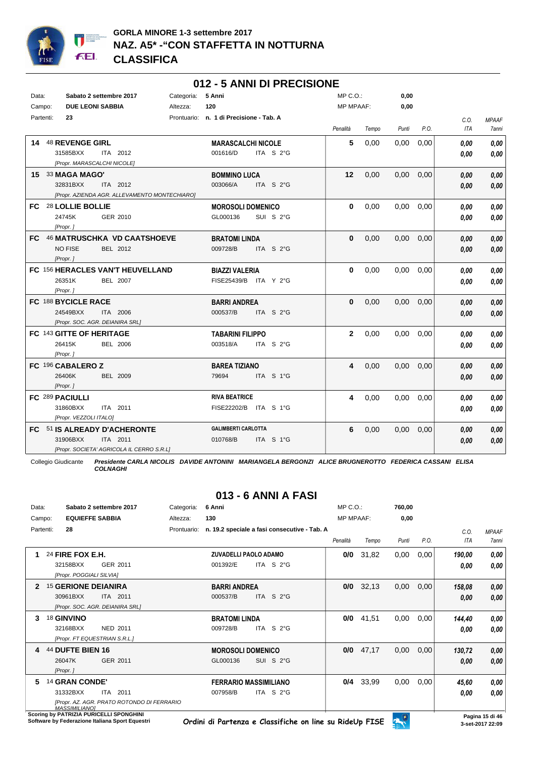# GORLA MINORE 1-3 settembre 2017
## NAZ. A5* -"CON STAFFETTA IN NOTTURNA
## CLASSIFICA

## 012 - 5 ANNI DI PRECISIONE

Data: **Sabato 2 settembre 2017** Categoria: **5 Anni** MP C.O.: **0,00**
Campo: **DUE LEONI SABBIA** Altezza: **120** MP MPAAF: **0,00**
Partenti: **23** Prontuario: **n. 1 di Precisione - Tab. A**

| | Cavallo | Cavaliere | Penalità | Tempo | Punti | P.O. | C.O. ITA | MPAAF 7anni |
|---|---|---|---|---|---|---|---|---|
| 14 | 48 **REVENGE GIRL** 31585BXX ITA 2012 [Propr. MARASCALCHI NICOLE] | **MARASCALCHI NICOLE** 001616/D ITA S 2°G | 5 | 0,00 | 0,00 | 0,00 | 0,00 / 0,00 | 0,00 / 0,00 |
| 15 | 33 **MAGA MAGO'** 32831BXX ITA 2012 [Propr. AZIENDA AGR. ALLEVAMENTO MONTECHIARO] | **BOMMINO LUCA** 003066/A ITA S 2°G | 12 | 0,00 | 0,00 | 0,00 | 0,00 / 0,00 | 0,00 / 0,00 |
| FC | 28 **LOLLIE BOLLIE** 24745K GER 2010 [Propr. ] | **MOROSOLI DOMENICO** GL000136 SUI S 2°G | 0 | 0,00 | 0,00 | 0,00 | 0,00 / 0,00 | 0,00 / 0,00 |
| FC | 46 **MATRUSCHKA VD CAATSHOEVE** NO FISE BEL 2012 [Propr. ] | **BRATOMI LINDA** 009728/B ITA S 2°G | 0 | 0,00 | 0,00 | 0,00 | 0,00 / 0,00 | 0,00 / 0,00 |
| FC | 156 **HERACLES VAN'T HEUVELLAND** 26351K BEL 2007 [Propr. ] | **BIAZZI VALERIA** FISE25439/B ITA Y 2°G | 0 | 0,00 | 0,00 | 0,00 | 0,00 / 0,00 | 0,00 / 0,00 |
| FC | 188 **BYCICLE RACE** 24549BXX ITA 2006 [Propr. SOC. AGR. DEIANIRA SRL] | **BARRI ANDREA** 000537/B ITA S 2°G | 0 | 0,00 | 0,00 | 0,00 | 0,00 / 0,00 | 0,00 / 0,00 |
| FC | 143 **GITTE OF HERITAGE** 26415K BEL 2006 [Propr. ] | **TABARINI FILIPPO** 003518/A ITA S 2°G | 2 | 0,00 | 0,00 | 0,00 | 0,00 / 0,00 | 0,00 / 0,00 |
| FC | 196 **CABALERO Z** 26406K BEL 2009 [Propr. ] | **BAREA TIZIANO** 79694 ITA S 1°G | 4 | 0,00 | 0,00 | 0,00 | 0,00 / 0,00 | 0,00 / 0,00 |
| FC | 289 **PACIULLI** 31860BXX ITA 2011 [Propr. VEZZOLI ITALO] | **RIVA BEATRICE** FISE22202/B ITA S 1°G | 4 | 0,00 | 0,00 | 0,00 | 0,00 / 0,00 | 0,00 / 0,00 |
| FC | 51 **IS ALREADY D'ACHERONTE** 31906BXX ITA 2011 [Propr. SOCIETA' AGRICOLA IL CERRO S.R.L] | **GALIMBERTI CARLOTTA** 010768/B ITA S 1°G | 6 | 0,00 | 0,00 | 0,00 | 0,00 / 0,00 | 0,00 / 0,00 |

Collegio Giudicante ***Presidente CARLA NICOLIS DAVIDE ANTONINI MARIANGELA BERGONZI ALICE BRUGNEROTTO FEDERICA CASSANI ELISA COLNAGHI***

## 013 - 6 ANNI A FASI

Data: **Sabato 2 settembre 2017** Categoria: **6 Anni** MP C.O.: **760,00**
Campo: **EQUIEFFE SABBIA** Altezza: **130** MP MPAAF: **0,00**
Partenti: **28** Prontuario: **n. 19.2 speciale a fasi consecutive - Tab. A**

| | Cavallo | Cavaliere | Penalità | Tempo | Punti | P.O. | C.O. ITA | MPAAF 7anni |
|---|---|---|---|---|---|---|---|---|
| 1 | 24 **FIRE FOX E.H.** 32158BXX GER 2011 [Propr. POGGIALI SILVIA] | **ZUVADELLI PAOLO ADAMO** 001392/E ITA S 2°G | 0/0 | 31,82 | 0,00 | 0,00 | 190,00 / 0,00 | 0,00 / 0,00 |
| 2 | 15 **GERIONE DEIANIRA** 30961BXX ITA 2011 [Propr. SOC. AGR. DEIANIRA SRL] | **BARRI ANDREA** 000537/B ITA S 2°G | 0/0 | 32,13 | 0,00 | 0,00 | 158,08 / 0,00 | 0,00 / 0,00 |
| 3 | 18 **GINVINO** 32168BXX NED 2011 [Propr. FT EQUESTRIAN S.R.L.] | **BRATOMI LINDA** 009728/B ITA S 2°G | 0/0 | 41,51 | 0,00 | 0,00 | 144,40 / 0,00 | 0,00 / 0,00 |
| 4 | 44 **DUFTE BIEN 16** 26047K GER 2011 [Propr. ] | **MOROSOLI DOMENICO** GL000136 SUI S 2°G | 0/0 | 47,17 | 0,00 | 0,00 | 130,72 / 0,00 | 0,00 / 0,00 |
| 5 | 14 **GRAN CONDE'** 31332BXX ITA 2011 [Propr. AZ. AGR. PRATO ROTONDO DI FERRARIO MASSIMILIANO] | **FERRARIO MASSIMILIANO** 007958/B ITA S 2°G | 0/4 | 33,99 | 0,00 | 0,00 | 45,60 / 0,00 | 0,00 / 0,00 |

Scoring by PATRIZIA PURICELLI SPONGHINI
Software by Federazione Italiana Sport Equestri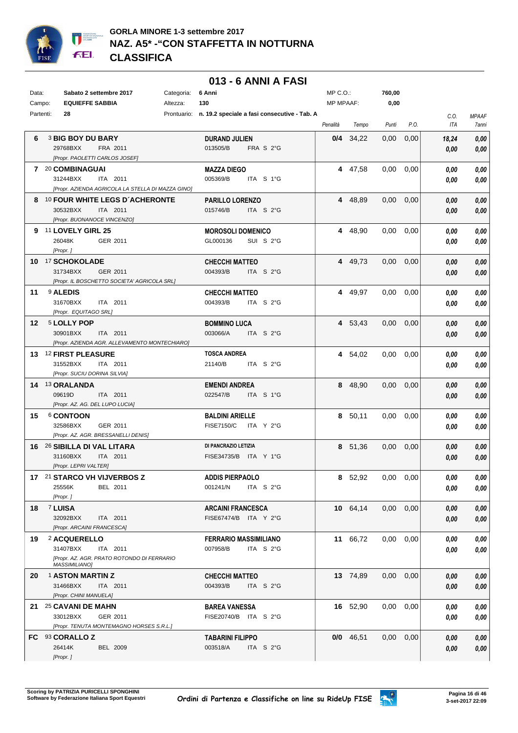# GORLA MINORE 1-3 settembre 2017
## NAZ. A5* -"CON STAFFETTA IN NOTTURNA
## CLASSIFICA

### 013 - 6 ANNI A FASI

| | | | |
|---|---|---|---|
| Data: | Sabato 2 settembre 2017 | Categoria: | 6 Anni |
| Campo: | EQUIEFFE SABBIA | Altezza: | 130 |
| Partenti: | 28 | Prontuario: | n. 19.2 speciale a fasi consecutive - Tab. A |

MP C.O.: 760,00
MP MPAAF: 0,00

| Cl. | N. | Cavallo | Cavaliere | Penalità | Tempo | Punti | P.O. | C.O. ITA | MPAAF 7anni |
|---|---|---|---|---|---|---|---|---|---|
| 6 | 3 | **BIG BOY DU BARY** 29768BXX FRA 2011 [Propr. PAOLETTI CARLOS JOSEF] | **DURAND JULIEN** 013505/B FRA S 2°G | 0/4 | 34,22 | 0,00 | 0,00 | 18,24 / 0,00 | 0,00 / 0,00 |
| 7 | 20 | **COMBINAGUAI** 31244BXX ITA 2011 [Propr. AZIENDA AGRICOLA LA STELLA DI MAZZA GINO] | **MAZZA DIEGO** 005369/B ITA S 1°G | 4 | 47,58 | 0,00 | 0,00 | 0,00 / 0,00 | 0,00 / 0,00 |
| 8 | 10 | **FOUR WHITE LEGS D´ACHERONTE** 30532BXX ITA 2011 [Propr. BUONANOCE VINCENZO] | **PARILLO LORENZO** 015746/B ITA S 2°G | 4 | 48,89 | 0,00 | 0,00 | 0,00 / 0,00 | 0,00 / 0,00 |
| 9 | 11 | **LOVELY GIRL 25** 26048K GER 2011 [Propr. ] | **MOROSOLI DOMENICO** GL000136 SUI S 2°G | 4 | 48,90 | 0,00 | 0,00 | 0,00 / 0,00 | 0,00 / 0,00 |
| 10 | 17 | **SCHOKOLADE** 31734BXX GER 2011 [Propr. IL BOSCHETTO SOCIETA' AGRICOLA SRL] | **CHECCHI MATTEO** 004393/B ITA S 2°G | 4 | 49,73 | 0,00 | 0,00 | 0,00 / 0,00 | 0,00 / 0,00 |
| 11 | 9 | **ALEDIS** 31670BXX ITA 2011 [Propr. EQUITAGO SRL] | **CHECCHI MATTEO** 004393/B ITA S 2°G | 4 | 49,97 | 0,00 | 0,00 | 0,00 / 0,00 | 0,00 / 0,00 |
| 12 | 5 | **LOLLY POP** 30901BXX ITA 2011 [Propr. AZIENDA AGR. ALLEVAMENTO MONTECHIARO] | **BOMMINO LUCA** 003066/A ITA S 2°G | 4 | 53,43 | 0,00 | 0,00 | 0,00 / 0,00 | 0,00 / 0,00 |
| 13 | 12 | **FIRST PLEASURE** 31552BXX ITA 2011 [Propr. SUCIU DORINA SILVIA] | **TOSCA ANDREA** 21140/B ITA S 2°G | 4 | 54,02 | 0,00 | 0,00 | 0,00 / 0,00 | 0,00 / 0,00 |
| 14 | 13 | **ORALANDA** 09619D ITA 2011 [Propr. AZ. AG. DEL LUPO LUCIA] | **EMENDI ANDREA** 022547/B ITA S 1°G | 8 | 48,90 | 0,00 | 0,00 | 0,00 / 0,00 | 0,00 / 0,00 |
| 15 | 6 | **CONTOON** 32586BXX GER 2011 [Propr. AZ. AGR. BRESSANELLI DENIS] | **BALDINI ARIELLE** FISE7150/C ITA Y 2°G | 8 | 50,11 | 0,00 | 0,00 | 0,00 / 0,00 | 0,00 / 0,00 |
| 16 | 26 | **SIBILLA DI VAL LITARA** 31160BXX ITA 2011 [Propr. LEPRI VALTER] | **DI PANCRAZIO LETIZIA** FISE34735/B ITA Y 1°G | 8 | 51,36 | 0,00 | 0,00 | 0,00 / 0,00 | 0,00 / 0,00 |
| 17 | 21 | **STARCO VH VIJVERBOS Z** 25556K BEL 2011 [Propr. ] | **ADDIS PIERPAOLO** 001241/N ITA S 2°G | 8 | 52,92 | 0,00 | 0,00 | 0,00 / 0,00 | 0,00 / 0,00 |
| 18 | 7 | **LUISA** 32092BXX ITA 2011 [Propr. ARCAINI FRANCESCA] | **ARCAINI FRANCESCA** FISE67474/B ITA Y 2°G | 10 | 64,14 | 0,00 | 0,00 | 0,00 / 0,00 | 0,00 / 0,00 |
| 19 | 2 | **ACQUERELLO** 31407BXX ITA 2011 [Propr. AZ. AGR. PRATO ROTONDO DI FERRARIO MASSIMILIANO] | **FERRARIO MASSIMILIANO** 007958/B ITA S 2°G | 11 | 66,72 | 0,00 | 0,00 | 0,00 / 0,00 | 0,00 / 0,00 |
| 20 | 1 | **ASTON MARTIN Z** 31466BXX ITA 2011 [Propr. CHINI MANUELA] | **CHECCHI MATTEO** 004393/B ITA S 2°G | 13 | 74,89 | 0,00 | 0,00 | 0,00 / 0,00 | 0,00 / 0,00 |
| 21 | 25 | **CAVANI DE MAHN** 33012BXX GER 2011 [Propr. TENUTA MONTEMAGNO HORSES S.R.L.] | **BAREA VANESSA** FISE20740/B ITA S 2°G | 16 | 52,90 | 0,00 | 0,00 | 0,00 / 0,00 | 0,00 / 0,00 |
| FC | 93 | **CORALLO Z** 26414K BEL 2009 [Propr. ] | **TABARINI FILIPPO** 003518/A ITA S 2°G | 0/0 | 46,51 | 0,00 | 0,00 | 0,00 / 0,00 | 0,00 / 0,00 |

**Scoring by PATRIZIA PURICELLI SPONGHINI**
**Software by Federazione Italiana Sport Equestri**

Ordini di Partenza e Classifiche on line su RideUp FISE

3-set-2017 22:09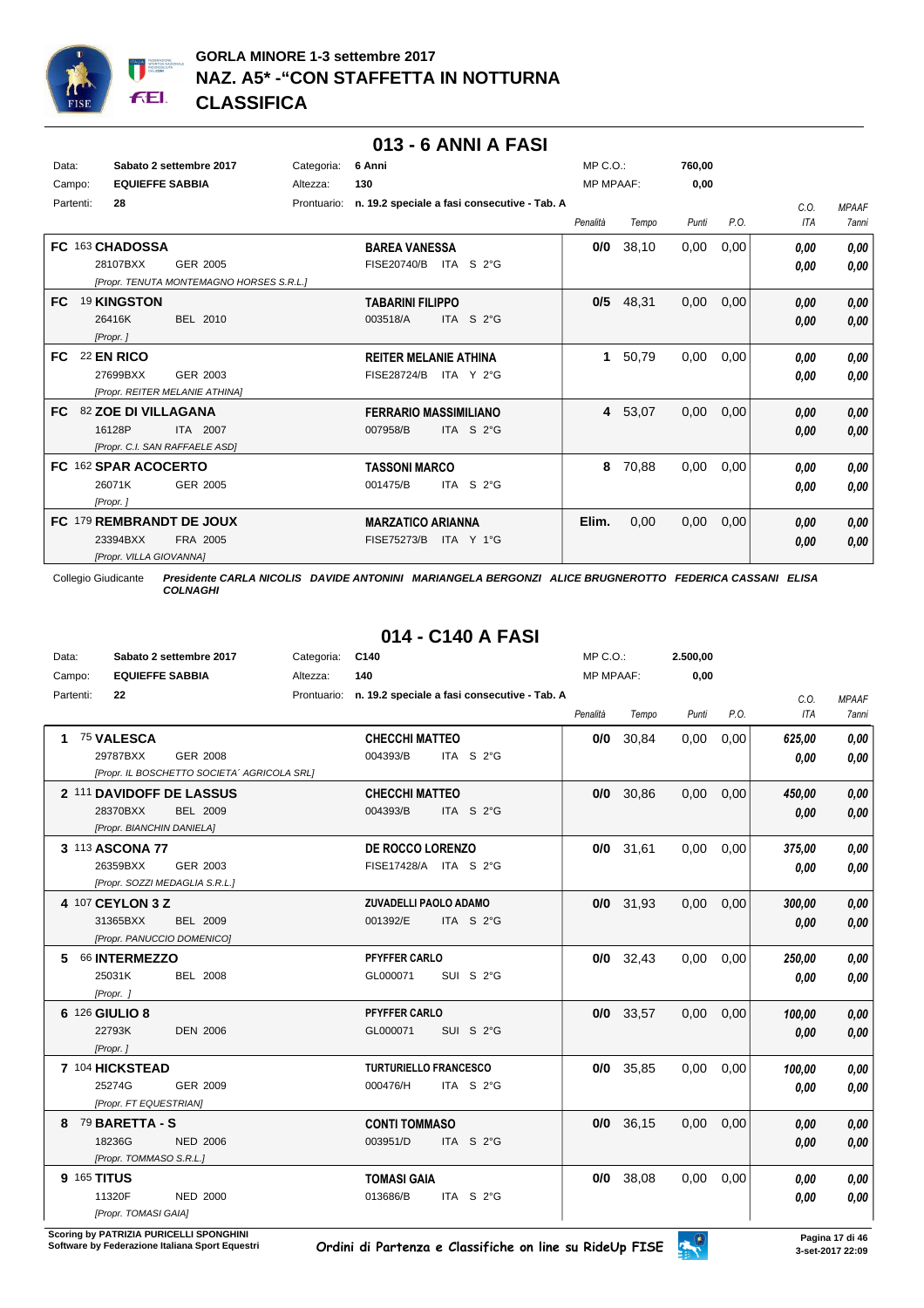# GORLA MINORE 1-3 settembre 2017

## NAZ. A5* -"CON STAFFETTA IN NOTTURNA

## CLASSIFICA

### 013 - 6 ANNI A FASI

Data: **Sabato 2 settembre 2017** Categoria: **6 Anni** MP C.O.: **760,00**

Campo: **EQUIEFFE SABBIA** Altezza: **130** MP MPAAF: **0,00**

Partenti: **28** Prontuario: **n. 19.2 speciale a fasi consecutive - Tab. A**

| Pos. | Cavallo | Cavaliere | Penalità | Tempo | Punti | P.O. | C.O. ITA | MPAAF 7anni |
|---|---|---|---|---|---|---|---|---|
| FC | 163 **CHADOSSA** 28107BXX GER 2005 *[Propr. TENUTA MONTEMAGNO HORSES S.R.L.]* | **BAREA VANESSA** FISE20740/B ITA S 2°G | **0/0** | 38,10 | 0,00 | 0,00 | *0,00* *0,00* | *0,00* *0,00* |
| FC | 19 **KINGSTON** 26416K BEL 2010 *[Propr. ]* | **TABARINI FILIPPO** 003518/A ITA S 2°G | **0/5** | 48,31 | 0,00 | 0,00 | *0,00* *0,00* | *0,00* *0,00* |
| FC | 22 **EN RICO** 27699BXX GER 2003 *[Propr. REITER MELANIE ATHINA]* | **REITER MELANIE ATHINA** FISE28724/B ITA Y 2°G | **1** | 50,79 | 0,00 | 0,00 | *0,00* *0,00* | *0,00* *0,00* |
| FC | 82 **ZOE DI VILLAGANA** 16128P ITA 2007 *[Propr. C.I. SAN RAFFAELE ASD]* | **FERRARIO MASSIMILIANO** 007958/B ITA S 2°G | **4** | 53,07 | 0,00 | 0,00 | *0,00* *0,00* | *0,00* *0,00* |
| FC | 162 **SPAR ACOCERTO** 26071K GER 2005 *[Propr. ]* | **TASSONI MARCO** 001475/B ITA S 2°G | **8** | 70,88 | 0,00 | 0,00 | *0,00* *0,00* | *0,00* *0,00* |
| FC | 179 **REMBRANDT DE JOUX** 23394BXX FRA 2005 *[Propr. VILLA GIOVANNA]* | **MARZATICO ARIANNA** FISE75273/B ITA Y 1°G | **Elim.** | 0,00 | 0,00 | 0,00 | *0,00* *0,00* | *0,00* *0,00* |

Collegio Giudicante ***Presidente CARLA NICOLIS DAVIDE ANTONINI MARIANGELA BERGONZI ALICE BRUGNEROTTO FEDERICA CASSANI ELISA COLNAGHI***

### 014 - C140 A FASI

Data: **Sabato 2 settembre 2017** Categoria: **C140** MP C.O.: **2.500,00**

Campo: **EQUIEFFE SABBIA** Altezza: **140** MP MPAAF: **0,00**

Partenti: **22** Prontuario: **n. 19.2 speciale a fasi consecutive - Tab. A**

| Pos. | Cavallo | Cavaliere | Penalità | Tempo | Punti | P.O. | C.O. ITA | MPAAF 7anni |
|---|---|---|---|---|---|---|---|---|
| 1 | 75 **VALESCA** 29787BXX GER 2008 *[Propr. IL BOSCHETTO SOCIETA´ AGRICOLA SRL]* | **CHECCHI MATTEO** 004393/B ITA S 2°G | **0/0** | 30,84 | 0,00 | 0,00 | *625,00* *0,00* | *0,00* *0,00* |
| 2 | 111 **DAVIDOFF DE LASSUS** 28370BXX BEL 2009 *[Propr. BIANCHIN DANIELA]* | **CHECCHI MATTEO** 004393/B ITA S 2°G | **0/0** | 30,86 | 0,00 | 0,00 | *450,00* *0,00* | *0,00* *0,00* |
| 3 | 113 **ASCONA 77** 26359BXX GER 2003 *[Propr. SOZZI MEDAGLIA S.R.L.]* | **DE ROCCO LORENZO** FISE17428/A ITA S 2°G | **0/0** | 31,61 | 0,00 | 0,00 | *375,00* *0,00* | *0,00* *0,00* |
| 4 | 107 **CEYLON 3 Z** 31365BXX BEL 2009 *[Propr. PANUCCIO DOMENICO]* | **ZUVADELLI PAOLO ADAMO** 001392/E ITA S 2°G | **0/0** | 31,93 | 0,00 | 0,00 | *300,00* *0,00* | *0,00* *0,00* |
| 5 | 66 **INTERMEZZO** 25031K BEL 2008 *[Propr. ]* | **PFYFFER CARLO** GL000071 SUI S 2°G | **0/0** | 32,43 | 0,00 | 0,00 | *250,00* *0,00* | *0,00* *0,00* |
| 6 | 126 **GIULIO 8** 22793K DEN 2006 *[Propr. ]* | **PFYFFER CARLO** GL000071 SUI S 2°G | **0/0** | 33,57 | 0,00 | 0,00 | *100,00* *0,00* | *0,00* *0,00* |
| 7 | 104 **HICKSTEAD** 25274G GER 2009 *[Propr. FT EQUESTRIAN]* | **TURTURIELLO FRANCESCO** 000476/H ITA S 2°G | **0/0** | 35,85 | 0,00 | 0,00 | *100,00* *0,00* | *0,00* *0,00* |
| 8 | 79 **BARETTA - S** 18236G NED 2006 *[Propr. TOMMASO S.R.L.]* | **CONTI TOMMASO** 003951/D ITA S 2°G | **0/0** | 36,15 | 0,00 | 0,00 | *0,00* *0,00* | *0,00* *0,00* |
| 9 | 165 **TITUS** 11320F NED 2000 *[Propr. TOMASI GAIA]* | **TOMASI GAIA** 013686/B ITA S 2°G | **0/0** | 38,08 | 0,00 | 0,00 | *0,00* *0,00* | *0,00* *0,00* |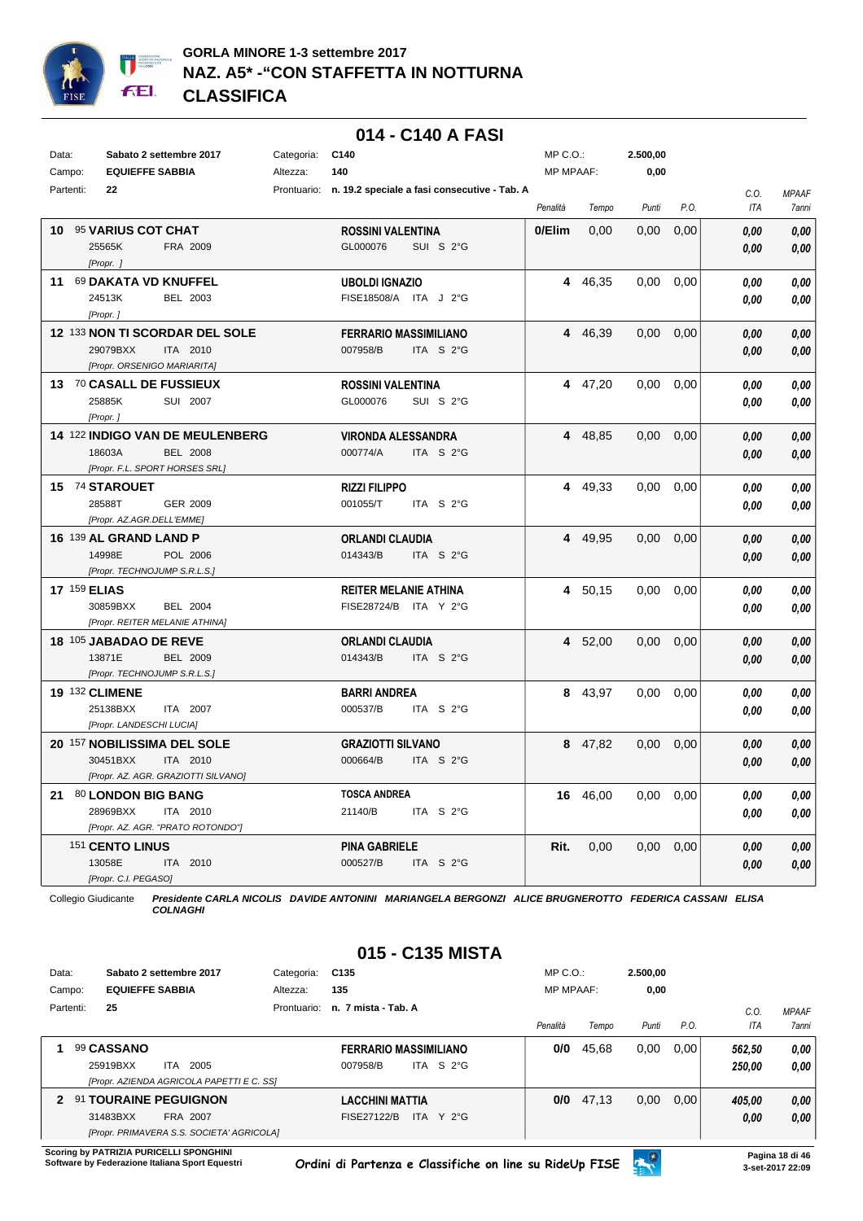## GORLA MINORE 1-3 settembre 2017
## NAZ. A5* -"CON STAFFETTA IN NOTTURNA
## CLASSIFICA

## 014 - C140 A FASI

| | | | | | | |
|---|---|---|---|---|---|---|
| Data: | Sabato 2 settembre 2017 | Categoria: | C140 | MP C.O.: | 2.500,00 | |
| Campo: | EQUIEFFE SABBIA | Altezza: | 140 | MP MPAAF: | 0,00 | |
| Partenti: | 22 | Prontuario: | n. 19.2 speciale a fasi consecutive - Tab. A | | | |

| Pos. | Cavallo | Cavaliere | Penalità | Tempo | Punti | P.O. | C.O. ITA | MPAAF 7anni |
|---|---|---|---|---|---|---|---|---|
| 10 | 95 **VARIUS COT CHAT** 25565K FRA 2009 [Propr. ] | **ROSSINI VALENTINA** GL000076 SUI S 2°G | 0/Elim | 0,00 | 0,00 | 0,00 | 0,00 / 0,00 | 0,00 / 0,00 |
| 11 | 69 **DAKATA VD KNUFFEL** 24513K BEL 2003 [Propr. ] | **UBOLDI IGNAZIO** FISE18508/A ITA J 2°G | 4 | 46,35 | 0,00 | 0,00 | 0,00 / 0,00 | 0,00 / 0,00 |
| 12 | 133 **NON TI SCORDAR DEL SOLE** 29079BXX ITA 2010 [Propr. ORSENIGO MARIARITA] | **FERRARIO MASSIMILIANO** 007958/B ITA S 2°G | 4 | 46,39 | 0,00 | 0,00 | 0,00 / 0,00 | 0,00 / 0,00 |
| 13 | 70 **CASALL DE FUSSIEUX** 25885K SUI 2007 [Propr. ] | **ROSSINI VALENTINA** GL000076 SUI S 2°G | 4 | 47,20 | 0,00 | 0,00 | 0,00 / 0,00 | 0,00 / 0,00 |
| 14 | 122 **INDIGO VAN DE MEULENBERG** 18603A BEL 2008 [Propr. F.L. SPORT HORSES SRL] | **VIRONDA ALESSANDRA** 000774/A ITA S 2°G | 4 | 48,85 | 0,00 | 0,00 | 0,00 / 0,00 | 0,00 / 0,00 |
| 15 | 74 **STAROUET** 28588T GER 2009 [Propr. AZ.AGR.DELL'EMME] | **RIZZI FILIPPO** 001055/T ITA S 2°G | 4 | 49,33 | 0,00 | 0,00 | 0,00 / 0,00 | 0,00 / 0,00 |
| 16 | 139 **AL GRAND LAND P** 14998E POL 2006 [Propr. TECHNOJUMP S.R.L.S.] | **ORLANDI CLAUDIA** 014343/B ITA S 2°G | 4 | 49,95 | 0,00 | 0,00 | 0,00 / 0,00 | 0,00 / 0,00 |
| 17 | 159 **ELIAS** 30859BXX BEL 2004 [Propr. REITER MELANIE ATHINA] | **REITER MELANIE ATHINA** FISE28724/B ITA Y 2°G | 4 | 50,15 | 0,00 | 0,00 | 0,00 / 0,00 | 0,00 / 0,00 |
| 18 | 105 **JABADAO DE REVE** 13871E BEL 2009 [Propr. TECHNOJUMP S.R.L.S.] | **ORLANDI CLAUDIA** 014343/B ITA S 2°G | 4 | 52,00 | 0,00 | 0,00 | 0,00 / 0,00 | 0,00 / 0,00 |
| 19 | 132 **CLIMENE** 25138BXX ITA 2007 [Propr. LANDESCHI LUCIA] | **BARRI ANDREA** 000537/B ITA S 2°G | 8 | 43,97 | 0,00 | 0,00 | 0,00 / 0,00 | 0,00 / 0,00 |
| 20 | 157 **NOBILISSIMA DEL SOLE** 30451BXX ITA 2010 [Propr. AZ. AGR. GRAZIOTTI SILVANO] | **GRAZIOTTI SILVANO** 000664/B ITA S 2°G | 8 | 47,82 | 0,00 | 0,00 | 0,00 / 0,00 | 0,00 / 0,00 |
| 21 | 80 **LONDON BIG BANG** 28969BXX ITA 2010 [Propr. AZ. AGR. "PRATO ROTONDO"] | **TOSCA ANDREA** 21140/B ITA S 2°G | 16 | 46,00 | 0,00 | 0,00 | 0,00 / 0,00 | 0,00 / 0,00 |
| | 151 **CENTO LINUS** 13058E ITA 2010 [Propr. C.I. PEGASO] | **PINA GABRIELE** 000527/B ITA S 2°G | Rit. | 0,00 | 0,00 | 0,00 | 0,00 / 0,00 | 0,00 / 0,00 |

Collegio Giudicante ***Presidente CARLA NICOLIS DAVIDE ANTONINI MARIANGELA BERGONZI ALICE BRUGNEROTTO FEDERICA CASSANI ELISA COLNAGHI***

## 015 - C135 MISTA

| | | | | | | |
|---|---|---|---|---|---|---|
| Data: | Sabato 2 settembre 2017 | Categoria: | C135 | MP C.O.: | 2.500,00 | |
| Campo: | EQUIEFFE SABBIA | Altezza: | 135 | MP MPAAF: | 0,00 | |
| Partenti: | 25 | Prontuario: | n. 7 mista - Tab. A | | | |

| Pos. | Cavallo | Cavaliere | Penalità | Tempo | Punti | P.O. | C.O. ITA | MPAAF 7anni |
|---|---|---|---|---|---|---|---|---|
| 1 | 99 **CASSANO** 25919BXX ITA 2005 [Propr. AZIENDA AGRICOLA PAPETTI E C. SS] | **FERRARIO MASSIMILIANO** 007958/B ITA S 2°G | 0/0 | 45,68 | 0,00 | 0,00 | 562,50 / 250,00 | 0,00 / 0,00 |
| 2 | 91 **TOURAINE PEGUIGNON** 31483BXX FRA 2007 [Propr. PRIMAVERA S.S. SOCIETA' AGRICOLA] | **LACCHINI MATTIA** FISE27122/B ITA Y 2°G | 0/0 | 47,13 | 0,00 | 0,00 | 405,00 / 0,00 | 0,00 / 0,00 |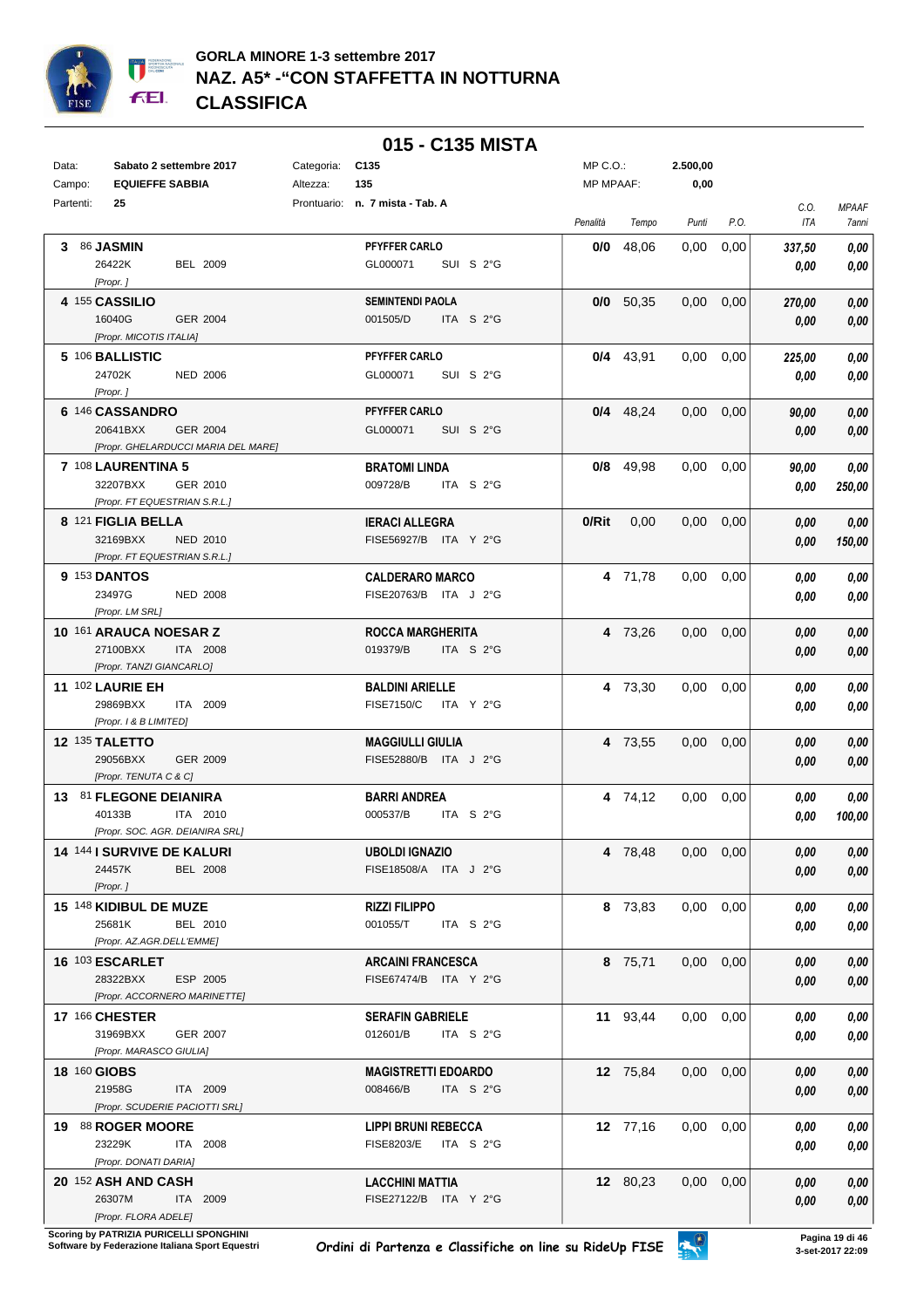## GORLA MINORE 1-3 settembre 2017

## NAZ. A5* -"CON STAFFETTA IN NOTTURNA

## CLASSIFICA

# 015 - C135 MISTA

| | | | | | |
|---|---|---|---|---|---|
| Data: | Sabato 2 settembre 2017 | Categoria: | C135 | MP C.O.: | 2.500,00 |
| Campo: | EQUIEFFE SABBIA | Altezza: | 135 | MP MPAAF: | 0,00 |
| Partenti: | 25 | Prontuario: | n. 7 mista - Tab. A | | |

| Cl. | N. | Cavallo | Cavaliere | Penalità | Tempo | Punti | P.O. | C.O. / ITA | MPAAF / 7anni |
|---|---|---|---|---|---|---|---|---|---|
| 3 | 86 | **JASMIN**<br>26422K BEL 2009<br>[Propr. ] | **PFYFFER CARLO**<br>GL000071 SUI S 2°G | 0/0 | 48,06 | 0,00 | 0,00 | 337,50<br>0,00 | 0,00<br>0,00 |
| 4 | 155 | **CASSILIO**<br>16040G GER 2004<br>[Propr. MICOTIS ITALIA] | **SEMINTENDI PAOLA**<br>001505/D ITA S 2°G | 0/0 | 50,35 | 0,00 | 0,00 | 270,00<br>0,00 | 0,00<br>0,00 |
| 5 | 106 | **BALLISTIC**<br>24702K NED 2006<br>[Propr. ] | **PFYFFER CARLO**<br>GL000071 SUI S 2°G | 0/4 | 43,91 | 0,00 | 0,00 | 225,00<br>0,00 | 0,00<br>0,00 |
| 6 | 146 | **CASSANDRO**<br>20641BXX GER 2004<br>[Propr. GHELARDUCCI MARIA DEL MARE] | **PFYFFER CARLO**<br>GL000071 SUI S 2°G | 0/4 | 48,24 | 0,00 | 0,00 | 90,00<br>0,00 | 0,00<br>0,00 |
| 7 | 108 | **LAURENTINA 5**<br>32207BXX GER 2010<br>[Propr. FT EQUESTRIAN S.R.L.] | **BRATOMI LINDA**<br>009728/B ITA S 2°G | 0/8 | 49,98 | 0,00 | 0,00 | 90,00<br>0,00 | 0,00<br>250,00 |
| 8 | 121 | **FIGLIA BELLA**<br>32169BXX NED 2010<br>[Propr. FT EQUESTRIAN S.R.L.] | **IERACI ALLEGRA**<br>FISE56927/B ITA Y 2°G | 0/Rit | 0,00 | 0,00 | 0,00 | 0,00<br>0,00 | 0,00<br>150,00 |
| 9 | 153 | **DANTOS**<br>23497G NED 2008<br>[Propr. LM SRL] | **CALDERARO MARCO**<br>FISE20763/B ITA J 2°G | 4 | 71,78 | 0,00 | 0,00 | 0,00<br>0,00 | 0,00<br>0,00 |
| 10 | 161 | **ARAUCA NOESAR Z**<br>27100BXX ITA 2008<br>[Propr. TANZI GIANCARLO] | **ROCCA MARGHERITA**<br>019379/B ITA S 2°G | 4 | 73,26 | 0,00 | 0,00 | 0,00<br>0,00 | 0,00<br>0,00 |
| 11 | 102 | **LAURIE EH**<br>29869BXX ITA 2009<br>[Propr. I & B LIMITED] | **BALDINI ARIELLE**<br>FISE7150/C ITA Y 2°G | 4 | 73,30 | 0,00 | 0,00 | 0,00<br>0,00 | 0,00<br>0,00 |
| 12 | 135 | **TALETTO**<br>29056BXX GER 2009<br>[Propr. TENUTA C & C] | **MAGGIULLI GIULIA**<br>FISE52880/B ITA J 2°G | 4 | 73,55 | 0,00 | 0,00 | 0,00<br>0,00 | 0,00<br>0,00 |
| 13 | 81 | **FLEGONE DEIANIRA**<br>40133B ITA 2010<br>[Propr. SOC. AGR. DEIANIRA SRL] | **BARRI ANDREA**<br>000537/B ITA S 2°G | 4 | 74,12 | 0,00 | 0,00 | 0,00<br>0,00 | 0,00<br>100,00 |
| 14 | 144 | **I SURVIVE DE KALURI**<br>24457K BEL 2008<br>[Propr. ] | **UBOLDI IGNAZIO**<br>FISE18508/A ITA J 2°G | 4 | 78,48 | 0,00 | 0,00 | 0,00<br>0,00 | 0,00<br>0,00 |
| 15 | 148 | **KIDIBUL DE MUZE**<br>25681K BEL 2010<br>[Propr. AZ.AGR.DELL'EMME] | **RIZZI FILIPPO**<br>001055/T ITA S 2°G | 8 | 73,83 | 0,00 | 0,00 | 0,00<br>0,00 | 0,00<br>0,00 |
| 16 | 103 | **ESCARLET**<br>28322BXX ESP 2005<br>[Propr. ACCORNERO MARINETTE] | **ARCAINI FRANCESCA**<br>FISE67474/B ITA Y 2°G | 8 | 75,71 | 0,00 | 0,00 | 0,00<br>0,00 | 0,00<br>0,00 |
| 17 | 166 | **CHESTER**<br>31969BXX GER 2007<br>[Propr. MARASCO GIULIA] | **SERAFIN GABRIELE**<br>012601/B ITA S 2°G | 11 | 93,44 | 0,00 | 0,00 | 0,00<br>0,00 | 0,00<br>0,00 |
| 18 | 160 | **GIOBS**<br>21958G ITA 2009<br>[Propr. SCUDERIE PACIOTTI SRL] | **MAGISTRETTI EDOARDO**<br>008466/B ITA S 2°G | 12 | 75,84 | 0,00 | 0,00 | 0,00<br>0,00 | 0,00<br>0,00 |
| 19 | 88 | **ROGER MOORE**<br>23229K ITA 2008<br>[Propr. DONATI DARIA] | **LIPPI BRUNI REBECCA**<br>FISE8203/E ITA S 2°G | 12 | 77,16 | 0,00 | 0,00 | 0,00<br>0,00 | 0,00<br>0,00 |
| 20 | 152 | **ASH AND CASH**<br>26307M ITA 2009<br>[Propr. FLORA ADELE] | **LACCHINI MATTIA**<br>FISE27122/B ITA Y 2°G | 12 | 80,23 | 0,00 | 0,00 | 0,00<br>0,00 | 0,00<br>0,00 |

Scoring by PATRIZIA PURICELLI SPONGHINI
Software by Federazione Italiana Sport Equestri

Ordini di Partenza e Classifiche on line su RideUp FISE

3-set-2017 22:09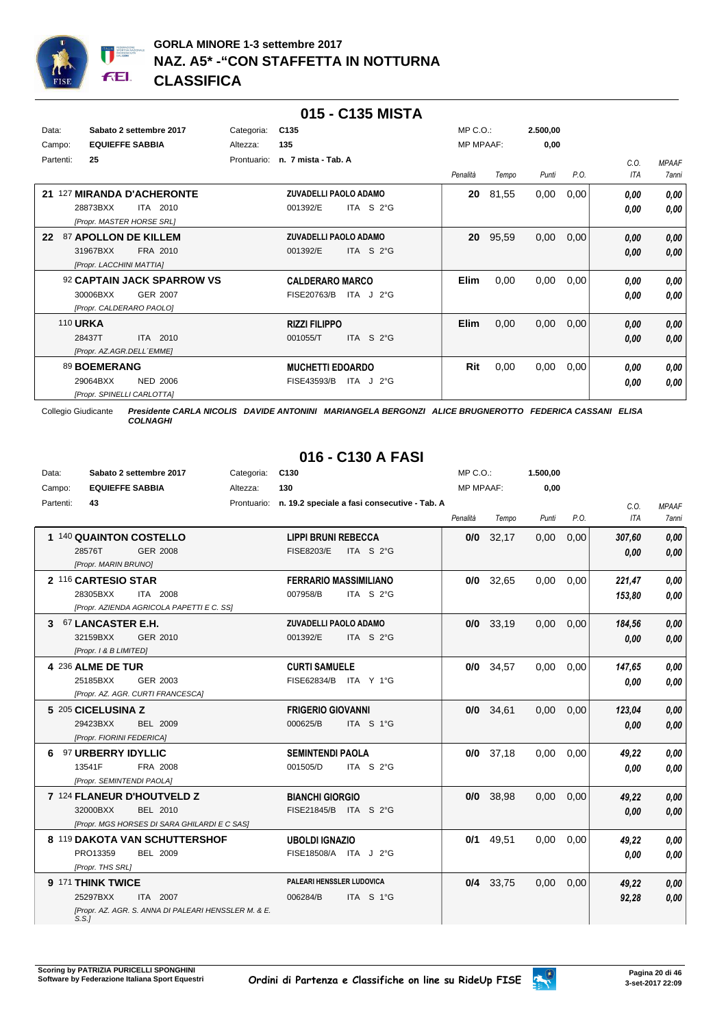## GORLA MINORE 1-3 settembre 2017
## NAZ. A5* -"CON STAFFETTA IN NOTTURNA
## CLASSIFICA

### 015 - C135 MISTA

Data: **Sabato 2 settembre 2017** Categoria: C135 MP C.O.: 2.500,00
Campo: **EQUIEFFE SABBIA** Altezza: 135 MP MPAAF: 0,00
Partenti: **25** Prontuario: n. 7 mista - Tab. A

| Pos. | Cavallo | Cavaliere | Penalità | Tempo | Punti | P.O. | C.O. ITA | MPAAF 7anni |
|---|---|---|---|---|---|---|---|---|
| 21 | 127 **MIRANDA D'ACHERONTE** 28873BXX ITA 2010 [Propr. MASTER HORSE SRL] | **ZUVADELLI PAOLO ADAMO** 001392/E ITA S 2°G | 20 | 81,55 | 0,00 | 0,00 | 0,00 / 0,00 | 0,00 / 0,00 |
| 22 | 87 **APOLLON DE KILLEM** 31967BXX FRA 2010 [Propr. LACCHINI MATTIA] | **ZUVADELLI PAOLO ADAMO** 001392/E ITA S 2°G | 20 | 95,59 | 0,00 | 0,00 | 0,00 / 0,00 | 0,00 / 0,00 |
| | 92 **CAPTAIN JACK SPARROW VS** 30006BXX GER 2007 [Propr. CALDERARO PAOLO] | **CALDERARO MARCO** FISE20763/B ITA J 2°G | Elim | 0,00 | 0,00 | 0,00 | 0,00 / 0,00 | 0,00 / 0,00 |
| | 110 **URKA** 28437T ITA 2010 [Propr. AZ.AGR.DELL´EMME] | **RIZZI FILIPPO** 001055/T ITA S 2°G | Elim | 0,00 | 0,00 | 0,00 | 0,00 / 0,00 | 0,00 / 0,00 |
| | 89 **BOEMERANG** 29064BXX NED 2006 [Propr. SPINELLI CARLOTTA] | **MUCHETTI EDOARDO** FISE43593/B ITA J 2°G | Rit | 0,00 | 0,00 | 0,00 | 0,00 / 0,00 | 0,00 / 0,00 |

Collegio Giudicante ***Presidente CARLA NICOLIS DAVIDE ANTONINI MARIANGELA BERGONZI ALICE BRUGNEROTTO FEDERICA CASSANI ELISA COLNAGHI***

### 016 - C130 A FASI

Data: **Sabato 2 settembre 2017** Categoria: C130 MP C.O.: 1.500,00
Campo: **EQUIEFFE SABBIA** Altezza: 130 MP MPAAF: 0,00
Partenti: **43** Prontuario: n. 19.2 speciale a fasi consecutive - Tab. A

| Pos. | Cavallo | Cavaliere | Penalità | Tempo | Punti | P.O. | C.O. ITA | MPAAF 7anni |
|---|---|---|---|---|---|---|---|---|
| 1 | 140 **QUAINTON COSTELLO** 28576T GER 2008 [Propr. MARIN BRUNO] | **LIPPI BRUNI REBECCA** FISE8203/E ITA S 2°G | 0/0 | 32,17 | 0,00 | 0,00 | 307,60 / 0,00 | 0,00 / 0,00 |
| 2 | 116 **CARTESIO STAR** 28305BXX ITA 2008 [Propr. AZIENDA AGRICOLA PAPETTI E C. SS] | **FERRARIO MASSIMILIANO** 007958/B ITA S 2°G | 0/0 | 32,65 | 0,00 | 0,00 | 221,47 / 153,80 | 0,00 / 0,00 |
| 3 | 67 **LANCASTER E.H.** 32159BXX GER 2010 [Propr. I & B LIMITED] | **ZUVADELLI PAOLO ADAMO** 001392/E ITA S 2°G | 0/0 | 33,19 | 0,00 | 0,00 | 184,56 / 0,00 | 0,00 / 0,00 |
| 4 | 236 **ALME DE TUR** 25185BXX GER 2003 [Propr. AZ. AGR. CURTI FRANCESCA] | **CURTI SAMUELE** FISE62834/B ITA Y 1°G | 0/0 | 34,57 | 0,00 | 0,00 | 147,65 / 0,00 | 0,00 / 0,00 |
| 5 | 205 **CICELUSINA Z** 29423BXX BEL 2009 [Propr. FIORINI FEDERICA] | **FRIGERIO GIOVANNI** 000625/B ITA S 1°G | 0/0 | 34,61 | 0,00 | 0,00 | 123,04 / 0,00 | 0,00 / 0,00 |
| 6 | 97 **URBERRY IDYLLIC** 13541F FRA 2008 [Propr. SEMINTENDI PAOLA] | **SEMINTENDI PAOLA** 001505/D ITA S 2°G | 0/0 | 37,18 | 0,00 | 0,00 | 49,22 / 0,00 | 0,00 / 0,00 |
| 7 | 124 **FLANEUR D'HOUTVELD Z** 32000BXX BEL 2010 [Propr. MGS HORSES DI SARA GHILARDI E C SAS] | **BIANCHI GIORGIO** FISE21845/B ITA S 2°G | 0/0 | 38,98 | 0,00 | 0,00 | 49,22 / 0,00 | 0,00 / 0,00 |
| 8 | 119 **DAKOTA VAN SCHUTTERSHOF** PRO13359 BEL 2009 [Propr. THS SRL] | **UBOLDI IGNAZIO** FISE18508/A ITA J 2°G | 0/1 | 49,51 | 0,00 | 0,00 | 49,22 / 0,00 | 0,00 / 0,00 |
| 9 | 171 **THINK TWICE** 25297BXX ITA 2007 [Propr. AZ. AGR. S. ANNA DI PALEARI HENSSLER M. & E. S.S.] | **PALEARI HENSSLER LUDOVICA** 006284/B ITA S 1°G | 0/4 | 33,75 | 0,00 | 0,00 | 49,22 / 92,28 | 0,00 / 0,00 |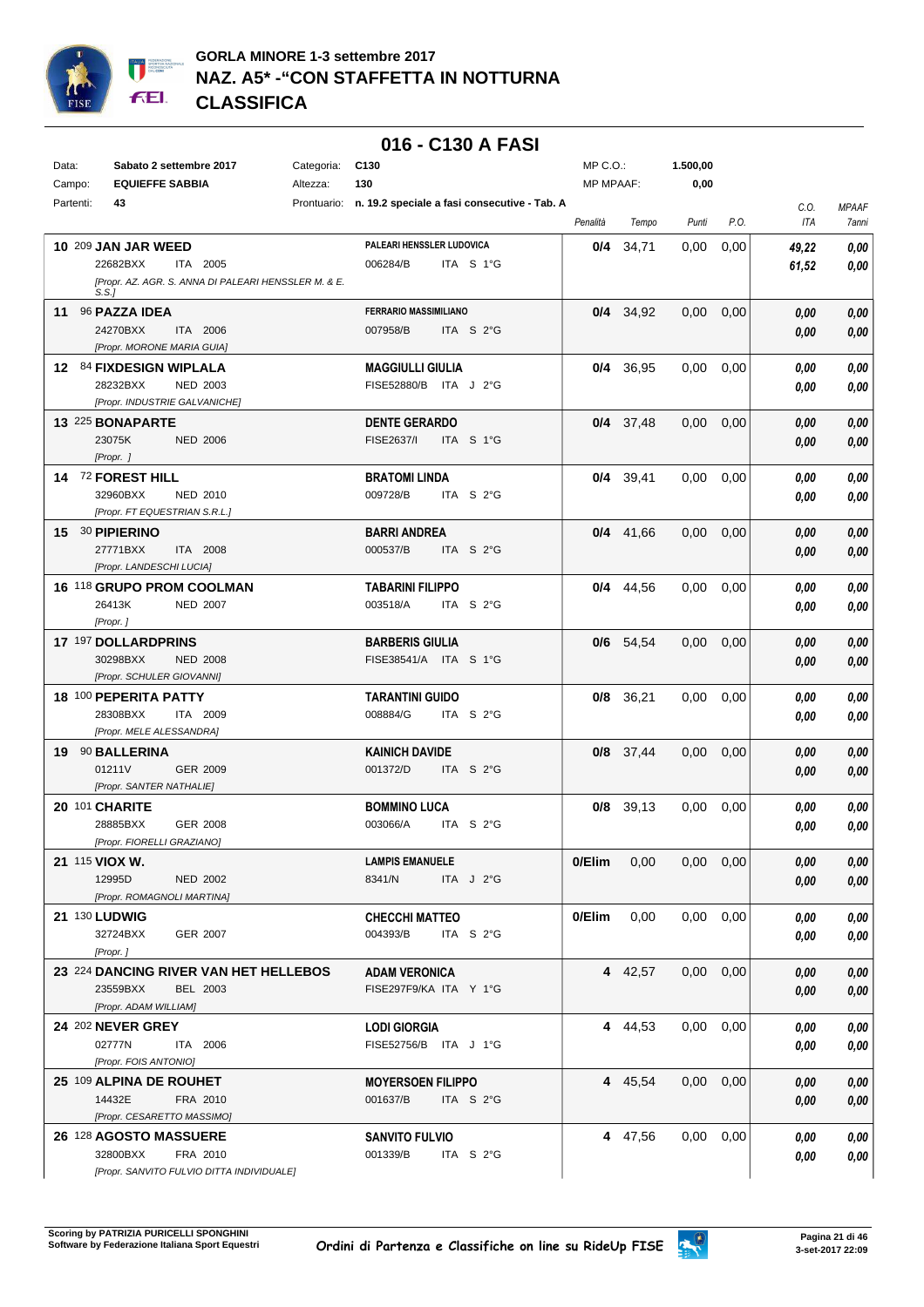**GORLA MINORE 1-3 settembre 2017**
**NAZ. A5* -"CON STAFFETTA IN NOTTURNA**
**CLASSIFICA**

## 016 - C130 A FASI

| Data: | Sabato 2 settembre 2017 | Categoria: | C130 | MP C.O.: | 1.500,00 |
|---|---|---|---|---|---|
| Campo: | EQUIEFFE SABBIA | Altezza: | 130 | MP MPAAF: | 0,00 |
| Partenti: | 43 | Prontuario: | n. 19.2 speciale a fasi consecutive - Tab. A | | |

| Class. | N. | Cavallo | Cavaliere | Penalità | Tempo | Punti | P.O. | C.O. ITA | MPAAF 7anni |
|---|---|---|---|---|---|---|---|---|---|
| 10 | 209 | **JAN JAR WEED** 22682BXX ITA 2005 [Propr. AZ. AGR. S. ANNA DI PALEARI HENSSLER M. & E. S.S.] | **PALEARI HENSSLER LUDOVICA** 006284/B ITA S 1°G | **0/4** | 34,71 | 0,00 | 0,00 | 49,22 / 61,52 | 0,00 / 0,00 |
| 11 | 96 | **PAZZA IDEA** 24270BXX ITA 2006 [Propr. MORONE MARIA GUIA] | **FERRARIO MASSIMILIANO** 007958/B ITA S 2°G | **0/4** | 34,92 | 0,00 | 0,00 | 0,00 / 0,00 | 0,00 / 0,00 |
| 12 | 84 | **FIXDESIGN WIPLALA** 28232BXX NED 2003 [Propr. INDUSTRIE GALVANICHE] | **MAGGIULLI GIULIA** FISE52880/B ITA J 2°G | **0/4** | 36,95 | 0,00 | 0,00 | 0,00 / 0,00 | 0,00 / 0,00 |
| 13 | 225 | **BONAPARTE** 23075K NED 2006 [Propr. ] | **DENTE GERARDO** FISE2637/I ITA S 1°G | **0/4** | 37,48 | 0,00 | 0,00 | 0,00 / 0,00 | 0,00 / 0,00 |
| 14 | 72 | **FOREST HILL** 32960BXX NED 2010 [Propr. FT EQUESTRIAN S.R.L.] | **BRATOMI LINDA** 009728/B ITA S 2°G | **0/4** | 39,41 | 0,00 | 0,00 | 0,00 / 0,00 | 0,00 / 0,00 |
| 15 | 30 | **PIPIERINO** 27771BXX ITA 2008 [Propr. LANDESCHI LUCIA] | **BARRI ANDREA** 000537/B ITA S 2°G | **0/4** | 41,66 | 0,00 | 0,00 | 0,00 / 0,00 | 0,00 / 0,00 |
| 16 | 118 | **GRUPO PROM COOLMAN** 26413K NED 2007 [Propr. ] | **TABARINI FILIPPO** 003518/A ITA S 2°G | **0/4** | 44,56 | 0,00 | 0,00 | 0,00 / 0,00 | 0,00 / 0,00 |
| 17 | 197 | **DOLLARDPRINS** 30298BXX NED 2008 [Propr. SCHULER GIOVANNI] | **BARBERIS GIULIA** FISE38541/A ITA S 1°G | **0/6** | 54,54 | 0,00 | 0,00 | 0,00 / 0,00 | 0,00 / 0,00 |
| 18 | 100 | **PEPERITA PATTY** 28308BXX ITA 2009 [Propr. MELE ALESSANDRA] | **TARANTINI GUIDO** 008884/G ITA S 2°G | **0/8** | 36,21 | 0,00 | 0,00 | 0,00 / 0,00 | 0,00 / 0,00 |
| 19 | 90 | **BALLERINA** 01211V GER 2009 [Propr. SANTER NATHALIE] | **KAINICH DAVIDE** 001372/D ITA S 2°G | **0/8** | 37,44 | 0,00 | 0,00 | 0,00 / 0,00 | 0,00 / 0,00 |
| 20 | 101 | **CHARITE** 28885BXX GER 2008 [Propr. FIORELLI GRAZIANO] | **BOMMINO LUCA** 003066/A ITA S 2°G | **0/8** | 39,13 | 0,00 | 0,00 | 0,00 / 0,00 | 0,00 / 0,00 |
| 21 | 115 | **VIOX W.** 12995D NED 2002 [Propr. ROMAGNOLI MARTINA] | **LAMPIS EMANUELE** 8341/N ITA J 2°G | **0/Elim** | 0,00 | 0,00 | 0,00 | 0,00 / 0,00 | 0,00 / 0,00 |
| 21 | 130 | **LUDWIG** 32724BXX GER 2007 [Propr. ] | **CHECCHI MATTEO** 004393/B ITA S 2°G | **0/Elim** | 0,00 | 0,00 | 0,00 | 0,00 / 0,00 | 0,00 / 0,00 |
| 23 | 224 | **DANCING RIVER VAN HET HELLEBOS** 23559BXX BEL 2003 [Propr. ADAM WILLIAM] | **ADAM VERONICA** FISE297F9/KA ITA Y 1°G | **4** | 42,57 | 0,00 | 0,00 | 0,00 / 0,00 | 0,00 / 0,00 |
| 24 | 202 | **NEVER GREY** 02777N ITA 2006 [Propr. FOIS ANTONIO] | **LODI GIORGIA** FISE52756/B ITA J 1°G | **4** | 44,53 | 0,00 | 0,00 | 0,00 / 0,00 | 0,00 / 0,00 |
| 25 | 109 | **ALPINA DE ROUHET** 14432E FRA 2010 [Propr. CESARETTO MASSIMO] | **MOYERSOEN FILIPPO** 001637/B ITA S 2°G | **4** | 45,54 | 0,00 | 0,00 | 0,00 / 0,00 | 0,00 / 0,00 |
| 26 | 128 | **AGOSTO MASSUERE** 32800BXX FRA 2010 [Propr. SANVITO FULVIO DITTA INDIVIDUALE] | **SANVITO FULVIO** 001339/B ITA S 2°G | **4** | 47,56 | 0,00 | 0,00 | 0,00 / 0,00 | 0,00 / 0,00 |

Scoring by PATRIZIA PURICELLI SPONGHINI
Software by Federazione Italiana Sport Equestri

Ordini di Partenza e Classifiche on line su RideUp FISE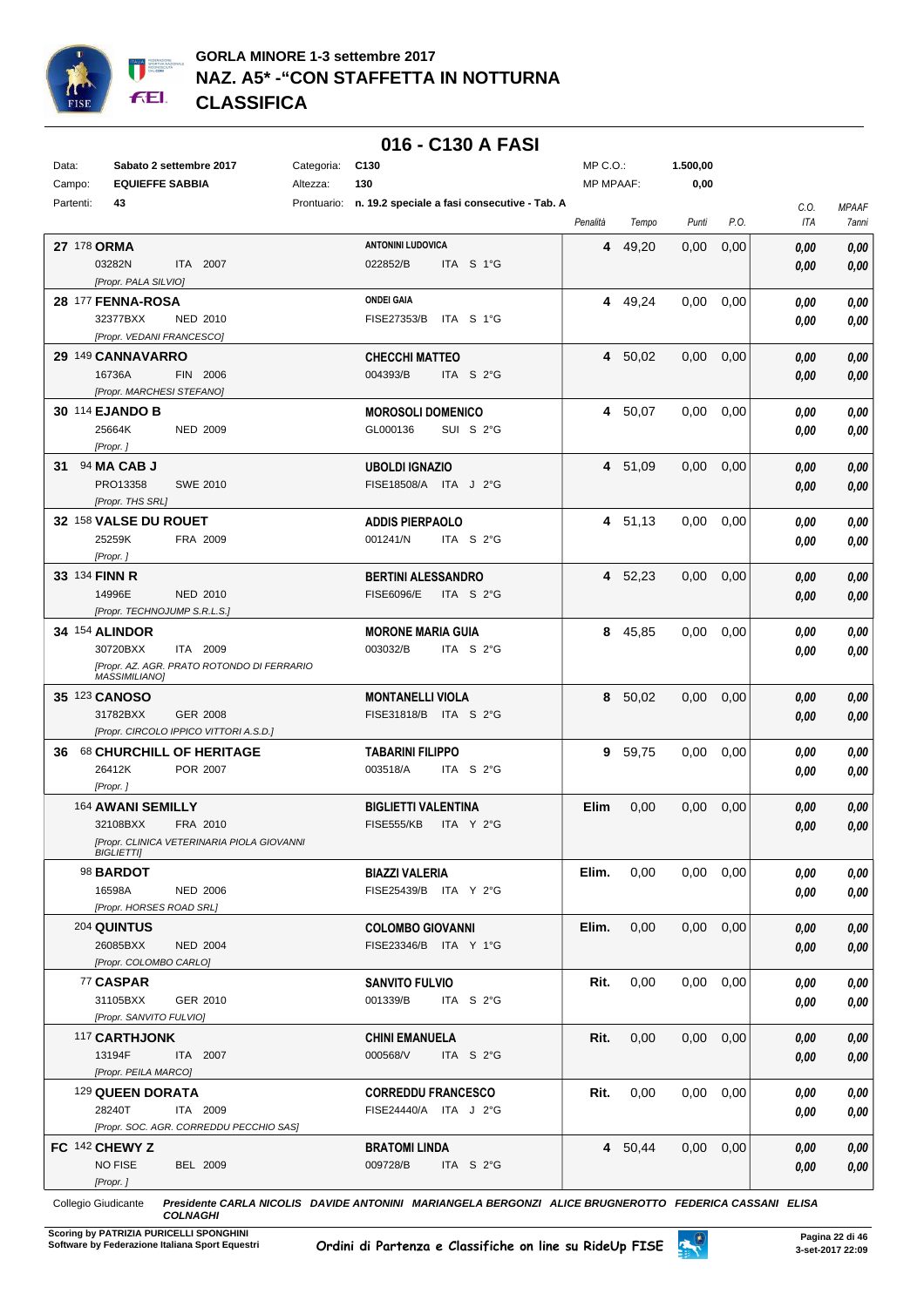# GORLA MINORE 1-3 settembre 2017
# NAZ. A5* -"CON STAFFETTA IN NOTTURNA
# CLASSIFICA

## 016 - C130 A FASI

| | | | | | |
|---|---|---|---|---|---|
| Data: | Sabato 2 settembre 2017 | Categoria: | C130 | MP C.O.: | 1.500,00 |
| Campo: | EQUIEFFE SABBIA | Altezza: | 130 | MP MPAAF: | 0,00 |
| Partenti: | 43 | Prontuario: | n. 19.2 speciale a fasi consecutive - Tab. A | | |

| Cl. | Cavallo | Cavaliere | Penalità | Tempo | Punti | P.O. | C.O. ITA | MPAAF 7anni |
|---|---|---|---|---|---|---|---|---|
| 27 | 178 **ORMA**<br>03282N ITA 2007<br>*[Propr. PALA SILVIO]* | **ANTONINI LUDOVICA**<br>022852/B ITA S 1°G | 4 | 49,20 | 0,00 | 0,00 | 0,00<br>0,00 | 0,00<br>0,00 |
| 28 | 177 **FENNA-ROSA**<br>32377BXX NED 2010<br>*[Propr. VEDANI FRANCESCO]* | **ONDEI GAIA**<br>FISE27353/B ITA S 1°G | 4 | 49,24 | 0,00 | 0,00 | 0,00<br>0,00 | 0,00<br>0,00 |
| 29 | 149 **CANNAVARRO**<br>16736A FIN 2006<br>*[Propr. MARCHESI STEFANO]* | **CHECCHI MATTEO**<br>004393/B ITA S 2°G | 4 | 50,02 | 0,00 | 0,00 | 0,00<br>0,00 | 0,00<br>0,00 |
| 30 | 114 **EJANDO B**<br>25664K NED 2009<br>*[Propr. ]* | **MOROSOLI DOMENICO**<br>GL000136 SUI S 2°G | 4 | 50,07 | 0,00 | 0,00 | 0,00<br>0,00 | 0,00<br>0,00 |
| 31 | 94 **MA CAB J**<br>PRO13358 SWE 2010<br>*[Propr. THS SRL]* | **UBOLDI IGNAZIO**<br>FISE18508/A ITA J 2°G | 4 | 51,09 | 0,00 | 0,00 | 0,00<br>0,00 | 0,00<br>0,00 |
| 32 | 158 **VALSE DU ROUET**<br>25259K FRA 2009<br>*[Propr. ]* | **ADDIS PIERPAOLO**<br>001241/N ITA S 2°G | 4 | 51,13 | 0,00 | 0,00 | 0,00<br>0,00 | 0,00<br>0,00 |
| 33 | 134 **FINN R**<br>14996E NED 2010<br>*[Propr. TECHNOJUMP S.R.L.S.]* | **BERTINI ALESSANDRO**<br>FISE6096/E ITA S 2°G | 4 | 52,23 | 0,00 | 0,00 | 0,00<br>0,00 | 0,00<br>0,00 |
| 34 | 154 **ALINDOR**<br>30720BXX ITA 2009<br>*[Propr. AZ. AGR. PRATO ROTONDO DI FERRARIO MASSIMILIANO]* | **MORONE MARIA GUIA**<br>003032/B ITA S 2°G | 8 | 45,85 | 0,00 | 0,00 | 0,00<br>0,00 | 0,00<br>0,00 |
| 35 | 123 **CANOSO**<br>31782BXX GER 2008<br>*[Propr. CIRCOLO IPPICO VITTORI A.S.D.]* | **MONTANELLI VIOLA**<br>FISE31818/B ITA S 2°G | 8 | 50,02 | 0,00 | 0,00 | 0,00<br>0,00 | 0,00<br>0,00 |
| 36 | 68 **CHURCHILL OF HERITAGE**<br>26412K POR 2007<br>*[Propr. ]* | **TABARINI FILIPPO**<br>003518/A ITA S 2°G | 9 | 59,75 | 0,00 | 0,00 | 0,00<br>0,00 | 0,00<br>0,00 |
| | 164 **AWANI SEMILLY**<br>32108BXX FRA 2010<br>*[Propr. CLINICA VETERINARIA PIOLA GIOVANNI BIGLIETTI]* | **BIGLIETTI VALENTINA**<br>FISE555/KB ITA Y 2°G | Elim | 0,00 | 0,00 | 0,00 | 0,00<br>0,00 | 0,00<br>0,00 |
| | 98 **BARDOT**<br>16598A NED 2006<br>*[Propr. HORSES ROAD SRL]* | **BIAZZI VALERIA**<br>FISE25439/B ITA Y 2°G | Elim. | 0,00 | 0,00 | 0,00 | 0,00<br>0,00 | 0,00<br>0,00 |
| | 204 **QUINTUS**<br>26085BXX NED 2004<br>*[Propr. COLOMBO CARLO]* | **COLOMBO GIOVANNI**<br>FISE23346/B ITA Y 1°G | Elim. | 0,00 | 0,00 | 0,00 | 0,00<br>0,00 | 0,00<br>0,00 |
| | 77 **CASPAR**<br>31105BXX GER 2010<br>*[Propr. SANVITO FULVIO]* | **SANVITO FULVIO**<br>001339/B ITA S 2°G | Rit. | 0,00 | 0,00 | 0,00 | 0,00<br>0,00 | 0,00<br>0,00 |
| | 117 **CARTHJONK**<br>13194F ITA 2007<br>*[Propr. PEILA MARCO]* | **CHINI EMANUELA**<br>000568/V ITA S 2°G | Rit. | 0,00 | 0,00 | 0,00 | 0,00<br>0,00 | 0,00<br>0,00 |
| | 129 **QUEEN DORATA**<br>28240T ITA 2009<br>*[Propr. SOC. AGR. CORREDDU PECCHIO SAS]* | **CORREDDU FRANCESCO**<br>FISE24440/A ITA J 2°G | Rit. | 0,00 | 0,00 | 0,00 | 0,00<br>0,00 | 0,00<br>0,00 |
| FC | 142 **CHEWY Z**<br>NO FISE BEL 2009<br>*[Propr. ]* | **BRATOMI LINDA**<br>009728/B ITA S 2°G | 4 | 50,44 | 0,00 | 0,00 | 0,00<br>0,00 | 0,00<br>0,00 |

Collegio Giudicante *Presidente CARLA NICOLIS DAVIDE ANTONINI MARIANGELA BERGONZI ALICE BRUGNEROTTO FEDERICA CASSANI ELISA COLNAGHI*

Scoring by PATRIZIA PURICELLI SPONGHINI
Software by Federazione Italiana Sport Equestri

Ordini di Partenza e Classifiche on line su RideUp FISE

3-set-2017 22:09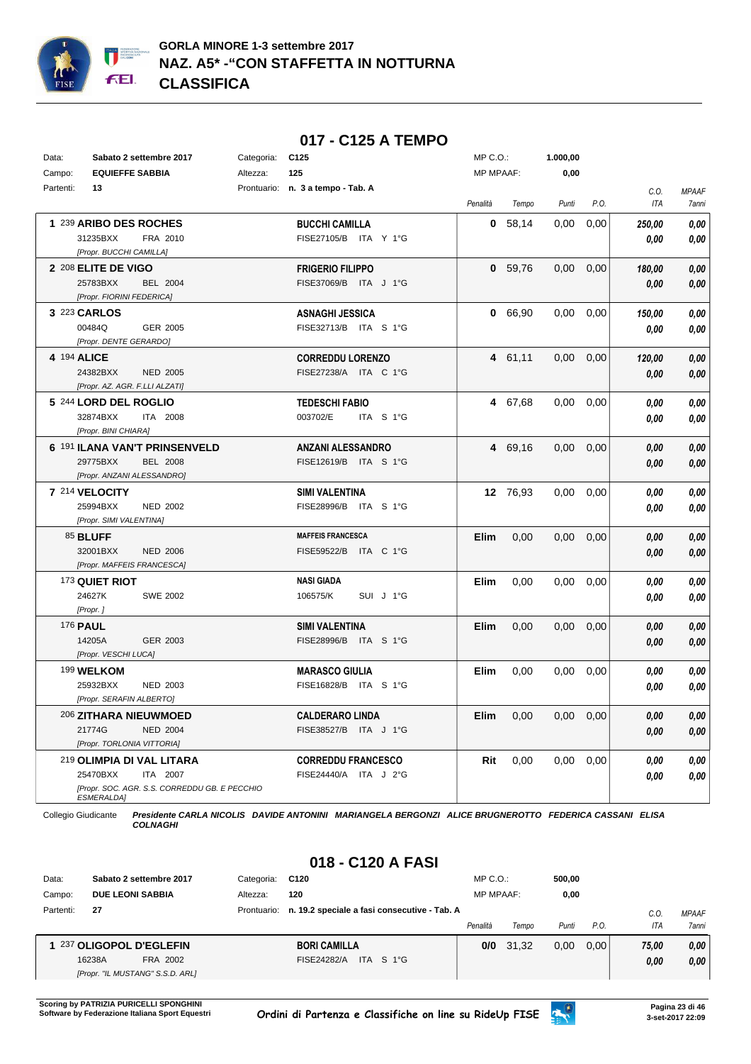# GORLA MINORE 1-3 settembre 2017
## NAZ. A5* -"CON STAFFETTA IN NOTTURNA
## CLASSIFICA

### 017 - C125 A TEMPO

Data: **Sabato 2 settembre 2017** Categoria: **C125** MP C.O.: **1.000,00**
Campo: **EQUIEFFE SABBIA** Altezza: **125** MP MPAAF: **0,00**
Partenti: **13** Prontuario: **n. 3 a tempo - Tab. A**

| Pos. | Cavallo | Cavaliere | Penalità | Tempo | Punti | P.O. | C.O. ITA | MPAAF 7anni |
|---|---|---|---|---|---|---|---|---|
| 1 | 239 **ARIBO DES ROCHES** 31235BXX FRA 2010 [Propr. BUCCHI CAMILLA] | **BUCCHI CAMILLA** FISE27105/B ITA Y 1°G | 0 | 58,14 | 0,00 | 0,00 | 250,00 / 0,00 | 0,00 / 0,00 |
| 2 | 208 **ELITE DE VIGO** 25783BXX BEL 2004 [Propr. FIORINI FEDERICA] | **FRIGERIO FILIPPO** FISE37069/B ITA J 1°G | 0 | 59,76 | 0,00 | 0,00 | 180,00 / 0,00 | 0,00 / 0,00 |
| 3 | 223 **CARLOS** 00484Q GER 2005 [Propr. DENTE GERARDO] | **ASNAGHI JESSICA** FISE32713/B ITA S 1°G | 0 | 66,90 | 0,00 | 0,00 | 150,00 / 0,00 | 0,00 / 0,00 |
| 4 | 194 **ALICE** 24382BXX NED 2005 [Propr. AZ. AGR. F.LLI ALZATI] | **CORREDDU LORENZO** FISE27238/A ITA C 1°G | 4 | 61,11 | 0,00 | 0,00 | 120,00 / 0,00 | 0,00 / 0,00 |
| 5 | 244 **LORD DEL ROGLIO** 32874BXX ITA 2008 [Propr. BINI CHIARA] | **TEDESCHI FABIO** 003702/E ITA S 1°G | 4 | 67,68 | 0,00 | 0,00 | 0,00 / 0,00 | 0,00 / 0,00 |
| 6 | 191 **ILANA VAN'T PRINSENVELD** 29775BXX BEL 2008 [Propr. ANZANI ALESSANDRO] | **ANZANI ALESSANDRO** FISE12619/B ITA S 1°G | 4 | 69,16 | 0,00 | 0,00 | 0,00 / 0,00 | 0,00 / 0,00 |
| 7 | 214 **VELOCITY** 25994BXX NED 2002 [Propr. SIMI VALENTINA] | **SIMI VALENTINA** FISE28996/B ITA S 1°G | 12 | 76,93 | 0,00 | 0,00 | 0,00 / 0,00 | 0,00 / 0,00 |
| | 85 **BLUFF** 32001BXX NED 2006 [Propr. MAFFEIS FRANCESCA] | **MAFFEIS FRANCESCA** FISE59522/B ITA C 1°G | Elim | 0,00 | 0,00 | 0,00 | 0,00 / 0,00 | 0,00 / 0,00 |
| | 173 **QUIET RIOT** 24627K SWE 2002 [Propr. ] | **NASI GIADA** 106575/K SUI J 1°G | Elim | 0,00 | 0,00 | 0,00 | 0,00 / 0,00 | 0,00 / 0,00 |
| | 176 **PAUL** 14205A GER 2003 [Propr. VESCHI LUCA] | **SIMI VALENTINA** FISE28996/B ITA S 1°G | Elim | 0,00 | 0,00 | 0,00 | 0,00 / 0,00 | 0,00 / 0,00 |
| | 199 **WELKOM** 25932BXX NED 2003 [Propr. SERAFIN ALBERTO] | **MARASCO GIULIA** FISE16828/B ITA S 1°G | Elim | 0,00 | 0,00 | 0,00 | 0,00 / 0,00 | 0,00 / 0,00 |
| | 206 **ZITHARA NIEUWMOED** 21774G NED 2004 [Propr. TORLONIA VITTORIA] | **CALDERARO LINDA** FISE38527/B ITA J 1°G | Elim | 0,00 | 0,00 | 0,00 | 0,00 / 0,00 | 0,00 / 0,00 |
| | 219 **OLIMPIA DI VAL LITARA** 25470BXX ITA 2007 [Propr. SOC. AGR. S.S. CORREDDU GB. E PECCHIO ESMERALDA] | **CORREDDU FRANCESCO** FISE24440/A ITA J 2°G | Rit | 0,00 | 0,00 | 0,00 | 0,00 / 0,00 | 0,00 / 0,00 |

Collegio Giudicante ***Presidente CARLA NICOLIS DAVIDE ANTONINI MARIANGELA BERGONZI ALICE BRUGNEROTTO FEDERICA CASSANI ELISA COLNAGHI***

### 018 - C120 A FASI

Data: **Sabato 2 settembre 2017** Categoria: **C120** MP C.O.: **500,00**
Campo: **DUE LEONI SABBIA** Altezza: **120** MP MPAAF: **0,00**
Partenti: **27** Prontuario: **n. 19.2 speciale a fasi consecutive - Tab. A**

| Pos. | Cavallo | Cavaliere | Penalità | Tempo | Punti | P.O. | C.O. ITA | MPAAF 7anni |
|---|---|---|---|---|---|---|---|---|
| 1 | 237 **OLIGOPOL D'EGLEFIN** 16238A FRA 2002 [Propr. "IL MUSTANG" S.S.D. ARL] | **BORI CAMILLA** FISE24282/A ITA S 1°G | 0/0 | 31,32 | 0,00 | 0,00 | 75,00 / 0,00 | 0,00 / 0,00 |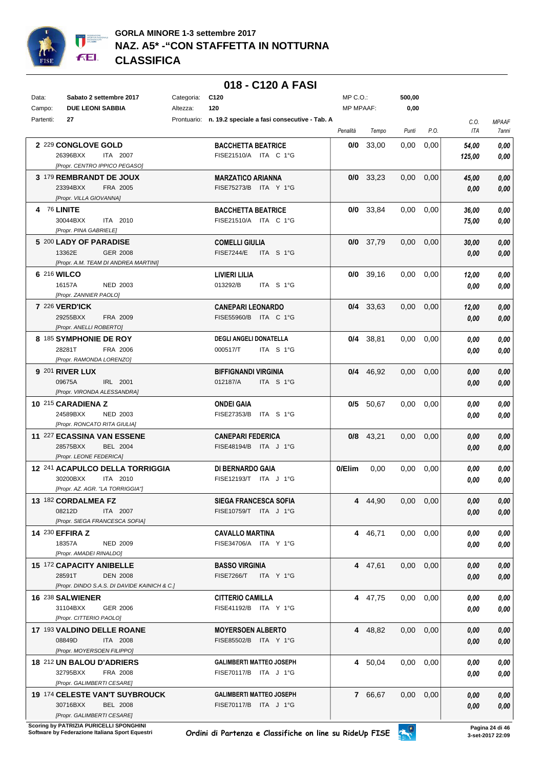# GORLA MINORE 1-3 settembre 2017

## NAZ. A5* -"CON STAFFETTA IN NOTTURNA

## CLASSIFICA

### 018 - C120 A FASI

| Data: | Sabato 2 settembre 2017 | Categoria: | C120 | MP C.O.: | 500,00 |
|---|---|---|---|---|---|
| Campo: | DUE LEONI SABBIA | Altezza: | 120 | MP MPAAF: | 0,00 |
| Partenti: | 27 | Prontuario: | n. 19.2 speciale a fasi consecutive - Tab. A | | |

| Class. | Cavallo | Cavaliere | Penalità | Tempo | Punti | P.O. | C.O. ITA | MPAAF 7anni |
|---|---|---|---|---|---|---|---|---|
| 2 | 229 **CONGLOVE GOLD** 26396BXX ITA 2007 *[Propr. CENTRO IPPICO PEGASO]* | **BACCHETTA BEATRICE** FISE21510/A ITA C 1°G | **0/0** | 33,00 | 0,00 | 0,00 | *54,00* / *125,00* | *0,00* / *0,00* |
| 3 | 179 **REMBRANDT DE JOUX** 23394BXX FRA 2005 *[Propr. VILLA GIOVANNA]* | **MARZATICO ARIANNA** FISE75273/B ITA Y 1°G | **0/0** | 33,23 | 0,00 | 0,00 | *45,00* / *0,00* | *0,00* / *0,00* |
| 4 | 76 **LINITE** 30044BXX ITA 2010 *[Propr. PINA GABRIELE]* | **BACCHETTA BEATRICE** FISE21510/A ITA C 1°G | **0/0** | 33,84 | 0,00 | 0,00 | *36,00* / *75,00* | *0,00* / *0,00* |
| 5 | 200 **LADY OF PARADISE** 13362E GER 2008 *[Propr. A.M. TEAM DI ANDREA MARTINI]* | **COMELLI GIULIA** FISE7244/E ITA S 1°G | **0/0** | 37,79 | 0,00 | 0,00 | *30,00* / *0,00* | *0,00* / *0,00* |
| 6 | 216 **WILCO** 16157A NED 2003 *[Propr. ZANNIER PAOLO]* | **LIVIERI LILIA** 013292/B ITA S 1°G | **0/0** | 39,16 | 0,00 | 0,00 | *12,00* / *0,00* | *0,00* / *0,00* |
| 7 | 226 **VERD'ICK** 29255BXX FRA 2009 *[Propr. ANELLI ROBERTO]* | **CANEPARI LEONARDO** FISE55960/B ITA C 1°G | **0/4** | 33,63 | 0,00 | 0,00 | *12,00* / *0,00* | *0,00* / *0,00* |
| 8 | 185 **SYMPHONIE DE ROY** 28281T FRA 2006 *[Propr. RAMONDA LORENZO]* | **DEGLI ANGELI DONATELLA** 000517/T ITA S 1°G | **0/4** | 38,81 | 0,00 | 0,00 | *0,00* / *0,00* | *0,00* / *0,00* |
| 9 | 201 **RIVER LUX** 09675A IRL 2001 *[Propr. VIRONDA ALESSANDRA]* | **BIFFIGNANDI VIRGINIA** 012187/A ITA S 1°G | **0/4** | 46,92 | 0,00 | 0,00 | *0,00* / *0,00* | *0,00* / *0,00* |
| 10 | 215 **CARADIENA Z** 24589BXX NED 2003 *[Propr. RONCATO RITA GIULIA]* | **ONDEI GAIA** FISE27353/B ITA S 1°G | **0/5** | 50,67 | 0,00 | 0,00 | *0,00* / *0,00* | *0,00* / *0,00* |
| 11 | 227 **ECASSINA VAN ESSENE** 28575BXX BEL 2004 *[Propr. LEONE FEDERICA]* | **CANEPARI FEDERICA** FISE48194/B ITA J 1°G | **0/8** | 43,21 | 0,00 | 0,00 | *0,00* / *0,00* | *0,00* / *0,00* |
| 12 | 241 **ACAPULCO DELLA TORRIGGIA** 30200BXX ITA 2010 *[Propr. AZ. AGR. "LA TORRIGGIA"]* | **DI BERNARDO GAIA** FISE12193/T ITA J 1°G | **0/Elim** | 0,00 | 0,00 | 0,00 | *0,00* / *0,00* | *0,00* / *0,00* |
| 13 | 182 **CORDALMEA FZ** 08212D ITA 2007 *[Propr. SIEGA FRANCESCA SOFIA]* | **SIEGA FRANCESCA SOFIA** FISE10759/T ITA J 1°G | **4** | 44,90 | 0,00 | 0,00 | *0,00* / *0,00* | *0,00* / *0,00* |
| 14 | 230 **EFFIRA Z** 18357A NED 2009 *[Propr. AMADEI RINALDO]* | **CAVALLO MARTINA** FISE34706/A ITA Y 1°G | **4** | 46,71 | 0,00 | 0,00 | *0,00* / *0,00* | *0,00* / *0,00* |
| 15 | 172 **CAPACITY ANIBELLE** 28591T DEN 2008 *[Propr. DINDO S.A.S. DI DAVIDE KAINICH & C.]* | **BASSO VIRGINIA** FISE7266/T ITA Y 1°G | **4** | 47,61 | 0,00 | 0,00 | *0,00* / *0,00* | *0,00* / *0,00* |
| 16 | 238 **SALWIENER** 31104BXX GER 2006 *[Propr. CITTERIO PAOLO]* | **CITTERIO CAMILLA** FISE41192/B ITA Y 1°G | **4** | 47,75 | 0,00 | 0,00 | *0,00* / *0,00* | *0,00* / *0,00* |
| 17 | 193 **VALDINO DELLE ROANE** 08849D ITA 2008 *[Propr. MOYERSOEN FILIPPO]* | **MOYERSOEN ALBERTO** FISE85502/B ITA Y 1°G | **4** | 48,82 | 0,00 | 0,00 | *0,00* / *0,00* | *0,00* / *0,00* |
| 18 | 212 **UN BALOU D'ADRIERS** 32795BXX FRA 2008 *[Propr. GALIMBERTI CESARE]* | **GALIMBERTI MATTEO JOSEPH** FISE70117/B ITA J 1°G | **4** | 50,04 | 0,00 | 0,00 | *0,00* / *0,00* | *0,00* / *0,00* |
| 19 | 174 **CELESTE VAN'T SUYBROUCK** 30716BXX BEL 2008 *[Propr. GALIMBERTI CESARE]* | **GALIMBERTI MATTEO JOSEPH** FISE70117/B ITA J 1°G | **7** | 66,67 | 0,00 | 0,00 | *0,00* / *0,00* | *0,00* / *0,00* |

Scoring by PATRIZIA PURICELLI SPONGHINI
Software by Federazione Italiana Sport Equestri

Ordini di Partenza e Classifiche on line su RideUp FISE

3-set-2017 22:09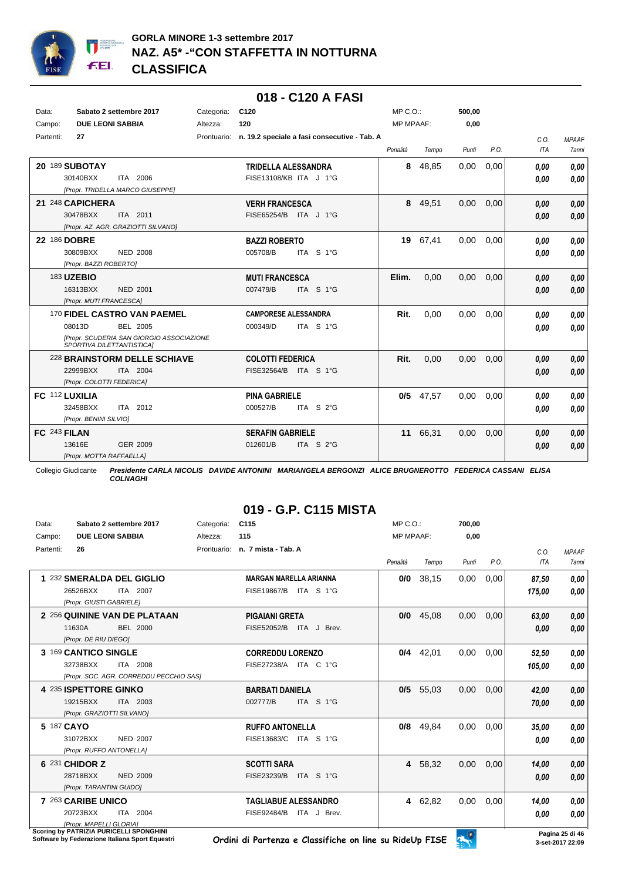# GORLA MINORE 1-3 settembre 2017

## NAZ. A5* -"CON STAFFETTA IN NOTTURNA

## CLASSIFICA

## 018 - C120 A FASI

Data: **Sabato 2 settembre 2017** Categoria: **C120** MP C.O.: **500,00**
Campo: **DUE LEONI SABBIA** Altezza: **120** MP MPAAF: **0,00**
Partenti: **27** Prontuario: **n. 19.2 speciale a fasi consecutive - Tab. A**

| | Cavallo | Cavaliere | Penalità | Tempo | Punti | P.O. | C.O. ITA | MPAAF 7anni |
|---|---|---|---|---|---|---|---|---|
| **20** | 189 **SUBOTAY** 30140BXX ITA 2006 *[Propr. TRIDELLA MARCO GIUSEPPE]* | **TRIDELLA ALESSANDRA** FISE13108/KB ITA J 1°G | **8** | 48,85 | 0,00 | 0,00 | *0,00* *0,00* | *0,00* *0,00* |
| **21** | 248 **CAPICHERA** 30478BXX ITA 2011 *[Propr. AZ. AGR. GRAZIOTTI SILVANO]* | **VERH FRANCESCA** FISE65254/B ITA J 1°G | **8** | 49,51 | 0,00 | 0,00 | *0,00* *0,00* | *0,00* *0,00* |
| **22** | 186 **DOBRE** 30809BXX NED 2008 *[Propr. BAZZI ROBERTO]* | **BAZZI ROBERTO** 005708/B ITA S 1°G | **19** | 67,41 | 0,00 | 0,00 | *0,00* *0,00* | *0,00* *0,00* |
| | 183 **UZEBIO** 16313BXX NED 2001 *[Propr. MUTI FRANCESCA]* | **MUTI FRANCESCA** 007479/B ITA S 1°G | **Elim.** | 0,00 | 0,00 | 0,00 | *0,00* *0,00* | *0,00* *0,00* |
| | 170 **FIDEL CASTRO VAN PAEMEL** 08013D BEL 2005 *[Propr. SCUDERIA SAN GIORGIO ASSOCIAZIONE SPORTIVA DILETTANTISTICA]* | **CAMPORESE ALESSANDRA** 000349/D ITA S 1°G | **Rit.** | 0,00 | 0,00 | 0,00 | *0,00* *0,00* | *0,00* *0,00* |
| | 228 **BRAINSTORM DELLE SCHIAVE** 22999BXX ITA 2004 *[Propr. COLOTTI FEDERICA]* | **COLOTTI FEDERICA** FISE32564/B ITA S 1°G | **Rit.** | 0,00 | 0,00 | 0,00 | *0,00* *0,00* | *0,00* *0,00* |
| **FC** | 112 **LUXILIA** 32458BXX ITA 2012 *[Propr. BENINI SILVIO]* | **PINA GABRIELE** 000527/B ITA S 2°G | **0/5** | 47,57 | 0,00 | 0,00 | *0,00* *0,00* | *0,00* *0,00* |
| **FC** | 243 **FILAN** 13616E GER 2009 *[Propr. MOTTA RAFFAELLA]* | **SERAFIN GABRIELE** 012601/B ITA S 2°G | **11** | 66,31 | 0,00 | 0,00 | *0,00* *0,00* | *0,00* *0,00* |

Collegio Giudicante ***Presidente CARLA NICOLIS DAVIDE ANTONINI MARIANGELA BERGONZI ALICE BRUGNEROTTO FEDERICA CASSANI ELISA COLNAGHI***

## 019 - G.P. C115 MISTA

Data: **Sabato 2 settembre 2017** Categoria: **C115** MP C.O.: **700,00**
Campo: **DUE LEONI SABBIA** Altezza: **115** MP MPAAF: **0,00**
Partenti: **26** Prontuario: **n. 7 mista - Tab. A**

| | Cavallo | Cavaliere | Penalità | Tempo | Punti | P.O. | C.O. ITA | MPAAF 7anni |
|---|---|---|---|---|---|---|---|---|
| **1** | 232 **SMERALDA DEL GIGLIO** 26526BXX ITA 2007 *[Propr. GIUSTI GABRIELE]* | **MARGAN MARELLA ARIANNA** FISE19867/B ITA S 1°G | **0/0** | 38,15 | 0,00 | 0,00 | *87,50* *175,00* | *0,00* *0,00* |
| **2** | 256 **QUININE VAN DE PLATAAN** 11630A BEL 2000 *[Propr. DE RIU DIEGO]* | **PIGAIANI GRETA** FISE52052/B ITA J Brev. | **0/0** | 45,08 | 0,00 | 0,00 | *63,00* *0,00* | *0,00* *0,00* |
| **3** | 169 **CANTICO SINGLE** 32738BXX ITA 2008 *[Propr. SOC. AGR. CORREDDU PECCHIO SAS]* | **CORREDDU LORENZO** FISE27238/A ITA C 1°G | **0/4** | 42,01 | 0,00 | 0,00 | *52,50* *105,00* | *0,00* *0,00* |
| **4** | 235 **ISPETTORE GINKO** 19215BXX ITA 2003 *[Propr. GRAZIOTTI SILVANO]* | **BARBATI DANIELA** 002777/B ITA S 1°G | **0/5** | 55,03 | 0,00 | 0,00 | *42,00* *70,00* | *0,00* *0,00* |
| **5** | 187 **CAYO** 31072BXX NED 2007 *[Propr. RUFFO ANTONELLA]* | **RUFFO ANTONELLA** FISE13683/C ITA S 1°G | **0/8** | 49,84 | 0,00 | 0,00 | *35,00* *0,00* | *0,00* *0,00* |
| **6** | 231 **CHIDOR Z** 28718BXX NED 2009 *[Propr. TARANTINI GUIDO]* | **SCOTTI SARA** FISE23239/B ITA S 1°G | **4** | 58,32 | 0,00 | 0,00 | *14,00* *0,00* | *0,00* *0,00* |
| **7** | 263 **CARIBE UNICO** 20723BXX ITA 2004 *[Propr. MAPELLI GLORIA]* | **TAGLIABUE ALESSANDRO** FISE92484/B ITA J Brev. | **4** | 62,82 | 0,00 | 0,00 | *14,00* *0,00* | *0,00* *0,00* |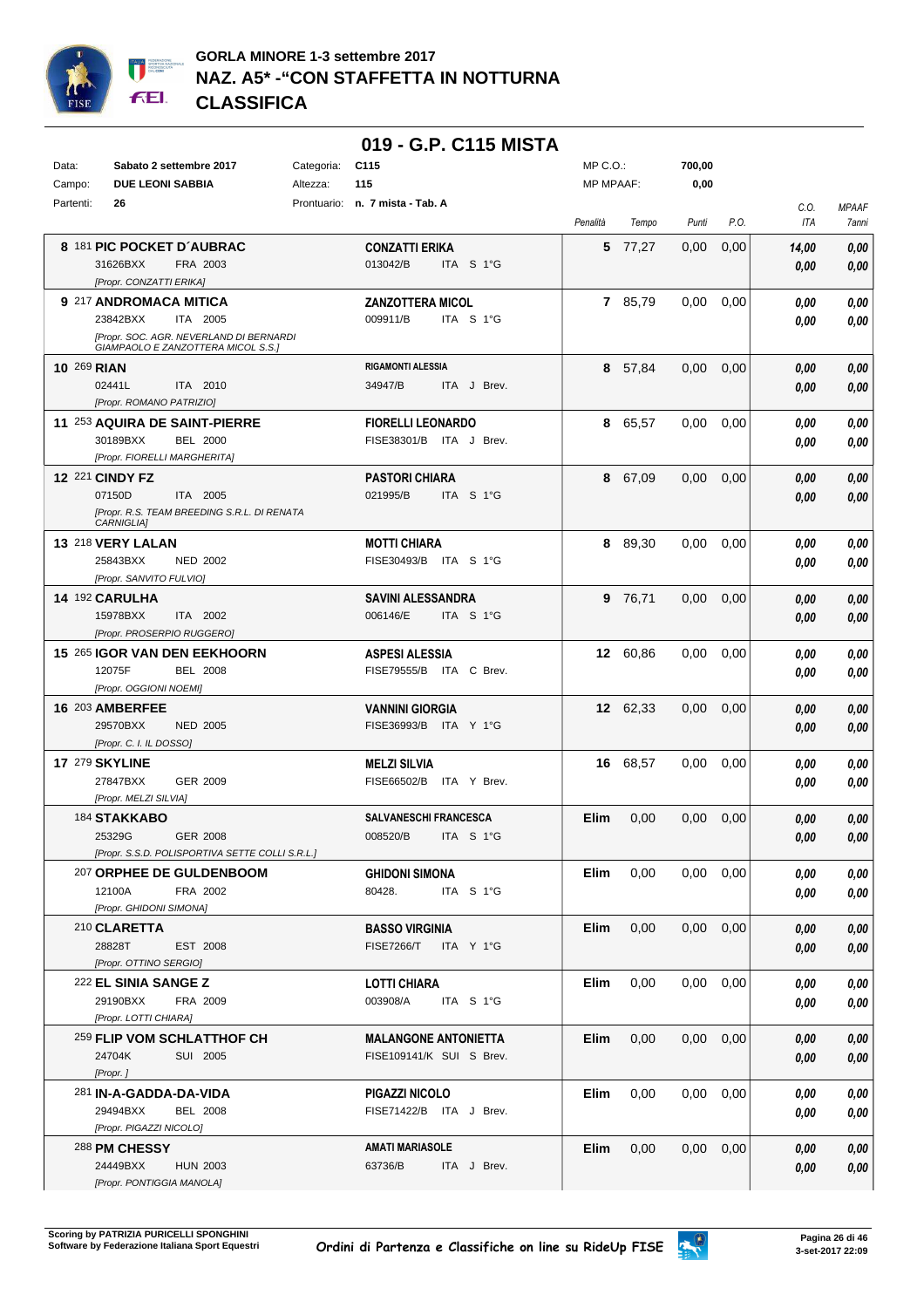# GORLA MINORE 1-3 settembre 2017
# NAZ. A5* -"CON STAFFETTA IN NOTTURNA
# CLASSIFICA

## 019 - G.P. C115 MISTA

| | | | | | |
|---|---|---|---|---|---|
| Data: | Sabato 2 settembre 2017 | Categoria: | C115 | MP C.O.: | 700,00 |
| Campo: | DUE LEONI SABBIA | Altezza: | 115 | MP MPAAF: | 0,00 |
| Partenti: | 26 | Prontuario: | n. 7 mista - Tab. A | | |

| Cl. | Cavallo | Cavaliere | Penalità | Tempo | Punti | P.O. | C.O. ITA | MPAAF 7anni |
|---|---|---|---|---|---|---|---|---|
| 8 | 181 **PIC POCKET D´AUBRAC**<br>31626BXX FRA 2003<br>*[Propr. CONZATTI ERIKA]* | **CONZATTI ERIKA**<br>013042/B ITA S 1°G | **5** | 77,27 | 0,00 | 0,00 | *14,00*<br>*0,00* | *0,00*<br>*0,00* |
| 9 | 217 **ANDROMACA MITICA**<br>23842BXX ITA 2005<br>*[Propr. SOC. AGR. NEVERLAND DI BERNARDI GIAMPAOLO E ZANZOTTERA MICOL S.S.]* | **ZANZOTTERA MICOL**<br>009911/B ITA S 1°G | **7** | 85,79 | 0,00 | 0,00 | *0,00*<br>*0,00* | *0,00*<br>*0,00* |
| 10 | 269 **RIAN**<br>02441L ITA 2010<br>*[Propr. ROMANO PATRIZIO]* | **RIGAMONTI ALESSIA**<br>34947/B ITA J Brev. | **8** | 57,84 | 0,00 | 0,00 | *0,00*<br>*0,00* | *0,00*<br>*0,00* |
| 11 | 253 **AQUIRA DE SAINT-PIERRE**<br>30189BXX BEL 2000<br>*[Propr. FIORELLI MARGHERITA]* | **FIORELLI LEONARDO**<br>FISE38301/B ITA J Brev. | **8** | 65,57 | 0,00 | 0,00 | *0,00*<br>*0,00* | *0,00*<br>*0,00* |
| 12 | 221 **CINDY FZ**<br>07150D ITA 2005<br>*[Propr. R.S. TEAM BREEDING S.R.L. DI RENATA CARNIGLIA]* | **PASTORI CHIARA**<br>021995/B ITA S 1°G | **8** | 67,09 | 0,00 | 0,00 | *0,00*<br>*0,00* | *0,00*<br>*0,00* |
| 13 | 218 **VERY LALAN**<br>25843BXX NED 2002<br>*[Propr. SANVITO FULVIO]* | **MOTTI CHIARA**<br>FISE30493/B ITA S 1°G | **8** | 89,30 | 0,00 | 0,00 | *0,00*<br>*0,00* | *0,00*<br>*0,00* |
| 14 | 192 **CARULHA**<br>15978BXX ITA 2002<br>*[Propr. PROSERPIO RUGGERO]* | **SAVINI ALESSANDRA**<br>006146/E ITA S 1°G | **9** | 76,71 | 0,00 | 0,00 | *0,00*<br>*0,00* | *0,00*<br>*0,00* |
| 15 | 265 **IGOR VAN DEN EEKHOORN**<br>12075F BEL 2008<br>*[Propr. OGGIONI NOEMI]* | **ASPESI ALESSIA**<br>FISE79555/B ITA C Brev. | **12** | 60,86 | 0,00 | 0,00 | *0,00*<br>*0,00* | *0,00*<br>*0,00* |
| 16 | 203 **AMBERFEE**<br>29570BXX NED 2005<br>*[Propr. C. I. IL DOSSO]* | **VANNINI GIORGIA**<br>FISE36993/B ITA Y 1°G | **12** | 62,33 | 0,00 | 0,00 | *0,00*<br>*0,00* | *0,00*<br>*0,00* |
| 17 | 279 **SKYLINE**<br>27847BXX GER 2009<br>*[Propr. MELZI SILVIA]* | **MELZI SILVIA**<br>FISE66502/B ITA Y Brev. | **16** | 68,57 | 0,00 | 0,00 | *0,00*<br>*0,00* | *0,00*<br>*0,00* |
| | 184 **STAKKABO**<br>25329G GER 2008<br>*[Propr. S.S.D. POLISPORTIVA SETTE COLLI S.R.L.]* | **SALVANESCHI FRANCESCA**<br>008520/B ITA S 1°G | **Elim** | 0,00 | 0,00 | 0,00 | *0,00*<br>*0,00* | *0,00*<br>*0,00* |
| | 207 **ORPHEE DE GULDENBOOM**<br>12100A FRA 2002<br>*[Propr. GHIDONI SIMONA]* | **GHIDONI SIMONA**<br>80428. ITA S 1°G | **Elim** | 0,00 | 0,00 | 0,00 | *0,00*<br>*0,00* | *0,00*<br>*0,00* |
| | 210 **CLARETTA**<br>28828T EST 2008<br>*[Propr. OTTINO SERGIO]* | **BASSO VIRGINIA**<br>FISE7266/T ITA Y 1°G | **Elim** | 0,00 | 0,00 | 0,00 | *0,00*<br>*0,00* | *0,00*<br>*0,00* |
| | 222 **EL SINIA SANGE Z**<br>29190BXX FRA 2009<br>*[Propr. LOTTI CHIARA]* | **LOTTI CHIARA**<br>003908/A ITA S 1°G | **Elim** | 0,00 | 0,00 | 0,00 | *0,00*<br>*0,00* | *0,00*<br>*0,00* |
| | 259 **FLIP VOM SCHLATTHOF CH**<br>24704K SUI 2005<br>*[Propr. ]* | **MALANGONE ANTONIETTA**<br>FISE109141/K SUI S Brev. | **Elim** | 0,00 | 0,00 | 0,00 | *0,00*<br>*0,00* | *0,00*<br>*0,00* |
| | 281 **IN-A-GADDA-DA-VIDA**<br>29494BXX BEL 2008<br>*[Propr. PIGAZZI NICOLO]* | **PIGAZZI NICOLO**<br>FISE71422/B ITA J Brev. | **Elim** | 0,00 | 0,00 | 0,00 | *0,00*<br>*0,00* | *0,00*<br>*0,00* |
| | 288 **PM CHESSY**<br>24449BXX HUN 2003<br>*[Propr. PONTIGGIA MANOLA]* | **AMATI MARIASOLE**<br>63736/B ITA J Brev. | **Elim** | 0,00 | 0,00 | 0,00 | *0,00*<br>*0,00* | *0,00*<br>*0,00* |

**Scoring by PATRIZIA PURICELLI SPONGHINI**
**Software by Federazione Italiana Sport Equestri**

Ordini di Partenza e Classifiche on line su RideUp FISE

3-set-2017 22:09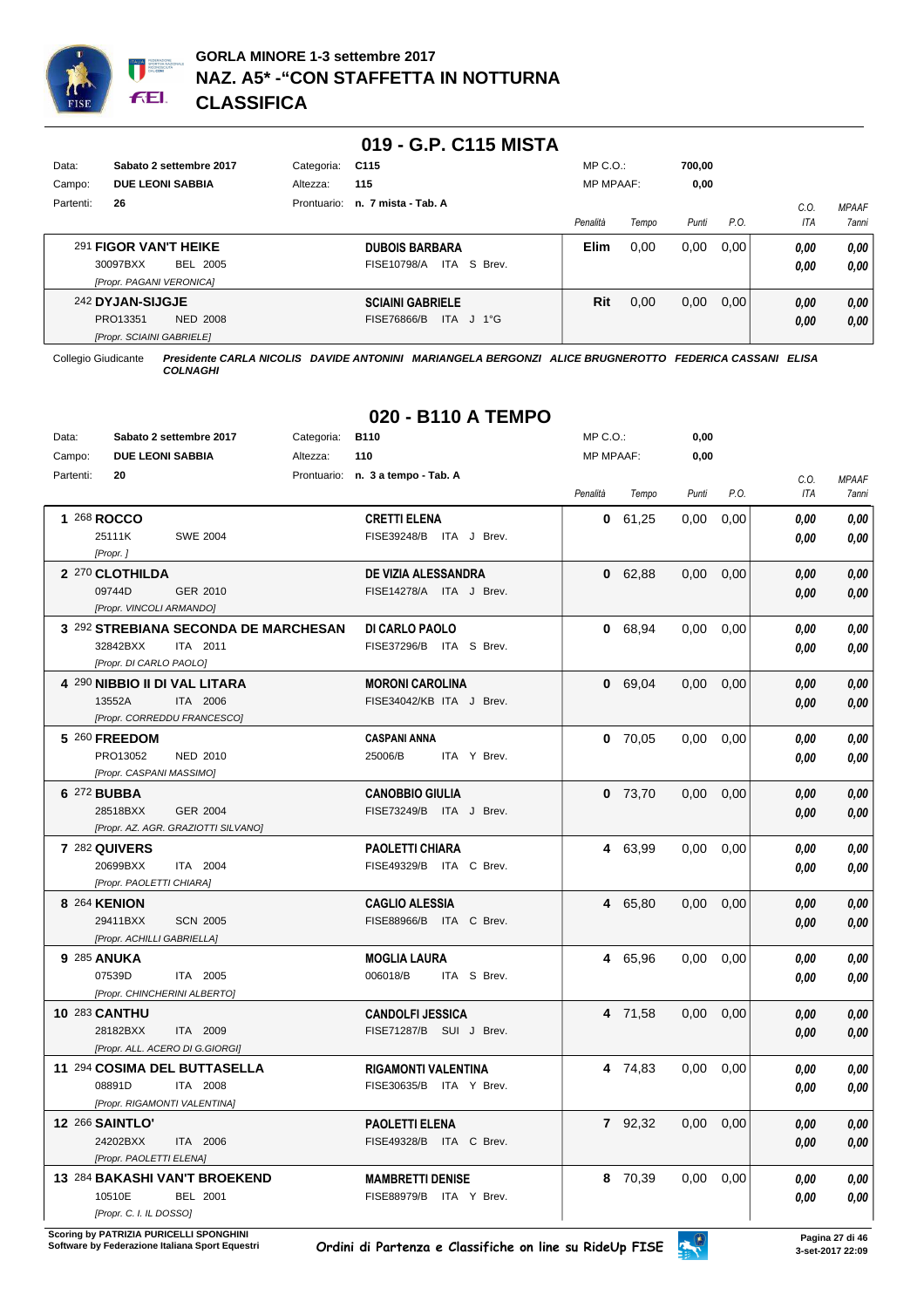# GORLA MINORE 1-3 settembre 2017
# NAZ. A5* -"CON STAFFETTA IN NOTTURNA
# CLASSIFICA

## 019 - G.P. C115 MISTA

| | | | | | |
|---|---|---|---|---|---|
| Data: | Sabato 2 settembre 2017 | Categoria: | C115 | MP C.O.: | 700,00 |
| Campo: | DUE LEONI SABBIA | Altezza: | 115 | MP MPAAF: | 0,00 |
| Partenti: | 26 | Prontuario: | n. 7 mista - Tab. A | | |

| Cavallo | Cavaliere | Penalità | Tempo | Punti | P.O. | C.O. ITA | MPAAF 7anni |
|---|---|---|---|---|---|---|---|
| 291 **FIGOR VAN'T HEIKE** 30097BXX BEL 2005 [Propr. PAGANI VERONICA] | **DUBOIS BARBARA** FISE10798/A ITA S Brev. | **Elim** | 0,00 | 0,00 | 0,00 | 0,00 / 0,00 | 0,00 / 0,00 |
| 242 **DYJAN-SIJGJE** PRO13351 NED 2008 [Propr. SCIAINI GABRIELE] | **SCIAINI GABRIELE** FISE76866/B ITA J 1°G | **Rit** | 0,00 | 0,00 | 0,00 | 0,00 / 0,00 | 0,00 / 0,00 |

Collegio Giudicante ***Presidente CARLA NICOLIS DAVIDE ANTONINI MARIANGELA BERGONZI ALICE BRUGNEROTTO FEDERICA CASSANI ELISA COLNAGHI***

## 020 - B110 A TEMPO

| | | | | | |
|---|---|---|---|---|---|
| Data: | Sabato 2 settembre 2017 | Categoria: | B110 | MP C.O.: | 0,00 |
| Campo: | DUE LEONI SABBIA | Altezza: | 110 | MP MPAAF: | 0,00 |
| Partenti: | 20 | Prontuario: | n. 3 a tempo - Tab. A | | |

| Cavallo | Cavaliere | Penalità | Tempo | Punti | P.O. | C.O. ITA | MPAAF 7anni |
|---|---|---|---|---|---|---|---|
| **1** 268 **ROCCO** 25111K SWE 2004 [Propr. ] | **CRETTI ELENA** FISE39248/B ITA J Brev. | **0** | 61,25 | 0,00 | 0,00 | 0,00 / 0,00 | 0,00 / 0,00 |
| **2** 270 **CLOTHILDA** 09744D GER 2010 [Propr. VINCOLI ARMANDO] | **DE VIZIA ALESSANDRA** FISE14278/A ITA J Brev. | **0** | 62,88 | 0,00 | 0,00 | 0,00 / 0,00 | 0,00 / 0,00 |
| **3** 292 **STREBIANA SECONDA DE MARCHESAN** 32842BXX ITA 2011 [Propr. DI CARLO PAOLO] | **DI CARLO PAOLO** FISE37296/B ITA S Brev. | **0** | 68,94 | 0,00 | 0,00 | 0,00 / 0,00 | 0,00 / 0,00 |
| **4** 290 **NIBBIO II DI VAL LITARA** 13552A ITA 2006 [Propr. CORREDDU FRANCESCO] | **MORONI CAROLINA** FISE34042/KB ITA J Brev. | **0** | 69,04 | 0,00 | 0,00 | 0,00 / 0,00 | 0,00 / 0,00 |
| **5** 260 **FREEDOM** PRO13052 NED 2010 [Propr. CASPANI MASSIMO] | **CASPANI ANNA** 25006/B ITA Y Brev. | **0** | 70,05 | 0,00 | 0,00 | 0,00 / 0,00 | 0,00 / 0,00 |
| **6** 272 **BUBBA** 28518BXX GER 2004 [Propr. AZ. AGR. GRAZIOTTI SILVANO] | **CANOBBIO GIULIA** FISE73249/B ITA J Brev. | **0** | 73,70 | 0,00 | 0,00 | 0,00 / 0,00 | 0,00 / 0,00 |
| **7** 282 **QUIVERS** 20699BXX ITA 2004 [Propr. PAOLETTI CHIARA] | **PAOLETTI CHIARA** FISE49329/B ITA C Brev. | **4** | 63,99 | 0,00 | 0,00 | 0,00 / 0,00 | 0,00 / 0,00 |
| **8** 264 **KENION** 29411BXX SCN 2005 [Propr. ACHILLI GABRIELLA] | **CAGLIO ALESSIA** FISE88966/B ITA C Brev. | **4** | 65,80 | 0,00 | 0,00 | 0,00 / 0,00 | 0,00 / 0,00 |
| **9** 285 **ANUKA** 07539D ITA 2005 [Propr. CHINCHERINI ALBERTO] | **MOGLIA LAURA** 006018/B ITA S Brev. | **4** | 65,96 | 0,00 | 0,00 | 0,00 / 0,00 | 0,00 / 0,00 |
| **10** 283 **CANTHU** 28182BXX ITA 2009 [Propr. ALL. ACERO DI G.GIORGI] | **CANDOLFI JESSICA** FISE71287/B SUI J Brev. | **4** | 71,58 | 0,00 | 0,00 | 0,00 / 0,00 | 0,00 / 0,00 |
| **11** 294 **COSIMA DEL BUTTASELLA** 08891D ITA 2008 [Propr. RIGAMONTI VALENTINA] | **RIGAMONTI VALENTINA** FISE30635/B ITA Y Brev. | **4** | 74,83 | 0,00 | 0,00 | 0,00 / 0,00 | 0,00 / 0,00 |
| **12** 266 **SAINTLO'** 24202BXX ITA 2006 [Propr. PAOLETTI ELENA] | **PAOLETTI ELENA** FISE49328/B ITA C Brev. | **7** | 92,32 | 0,00 | 0,00 | 0,00 / 0,00 | 0,00 / 0,00 |
| **13** 284 **BAKASHI VAN'T BROEKEND** 10510E BEL 2001 [Propr. C. I. IL DOSSO] | **MAMBRETTI DENISE** FISE88979/B ITA Y Brev. | **8** | 70,39 | 0,00 | 0,00 | 0,00 / 0,00 | 0,00 / 0,00 |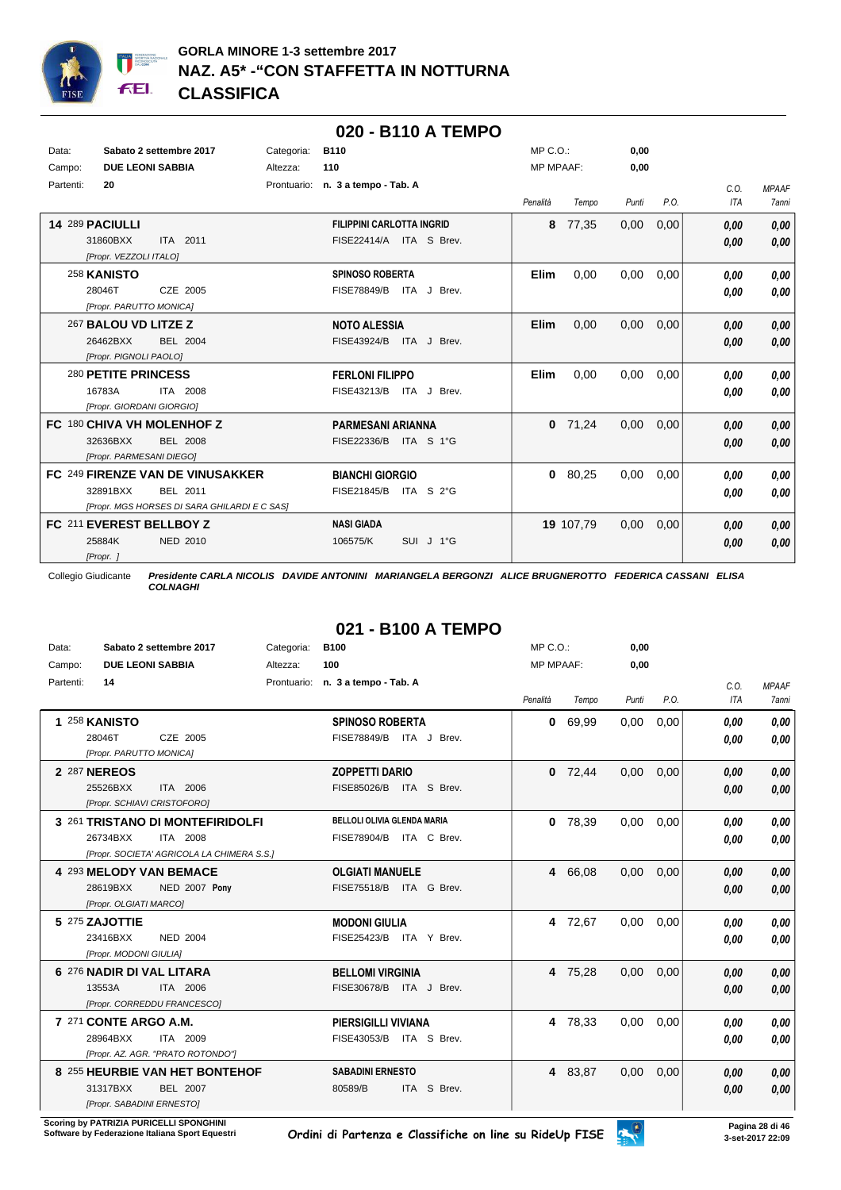# GORLA MINORE 1-3 settembre 2017

## NAZ. A5* -"CON STAFFETTA IN NOTTURNA

## CLASSIFICA

## 020 - B110 A TEMPO

| | | | | | |
|---|---|---|---|---|---|
| Data: | Sabato 2 settembre 2017 | Categoria: | B110 | MP C.O.: | 0,00 |
| Campo: | DUE LEONI SABBIA | Altezza: | 110 | MP MPAAF: | 0,00 |
| Partenti: | 20 | Prontuario: | n. 3 a tempo - Tab. A | | |

| Cl. | Cavallo | Cavaliere | Penalità | Tempo | Punti | P.O. | C.O. ITA | MPAAF 7anni |
|---|---|---|---|---|---|---|---|---|
| 14 | 289 **PACIULLI** 31860BXX ITA 2011 [Propr. VEZZOLI ITALO] | **FILIPPINI CARLOTTA INGRID** FISE22414/A ITA S Brev. | 8 | 77,35 | 0,00 | 0,00 | 0,00 / 0,00 | 0,00 / 0,00 |
| | 258 **KANISTO** 28046T CZE 2005 [Propr. PARUTTO MONICA] | **SPINOSO ROBERTA** FISE78849/B ITA J Brev. | Elim | 0,00 | 0,00 | 0,00 | 0,00 / 0,00 | 0,00 / 0,00 |
| | 267 **BALOU VD LITZE Z** 26462BXX BEL 2004 [Propr. PIGNOLI PAOLO] | **NOTO ALESSIA** FISE43924/B ITA J Brev. | Elim | 0,00 | 0,00 | 0,00 | 0,00 / 0,00 | 0,00 / 0,00 |
| | 280 **PETITE PRINCESS** 16783A ITA 2008 [Propr. GIORDANI GIORGIO] | **FERLONI FILIPPO** FISE43213/B ITA J Brev. | Elim | 0,00 | 0,00 | 0,00 | 0,00 / 0,00 | 0,00 / 0,00 |
| FC | 180 **CHIVA VH MOLENHOF Z** 32636BXX BEL 2008 [Propr. PARMESANI DIEGO] | **PARMESANI ARIANNA** FISE22336/B ITA S 1°G | 0 | 71,24 | 0,00 | 0,00 | 0,00 / 0,00 | 0,00 / 0,00 |
| FC | 249 **FIRENZE VAN DE VINUSAKKER** 32891BXX BEL 2011 [Propr. MGS HORSES DI SARA GHILARDI E C SAS] | **BIANCHI GIORGIO** FISE21845/B ITA S 2°G | 0 | 80,25 | 0,00 | 0,00 | 0,00 / 0,00 | 0,00 / 0,00 |
| FC | 211 **EVEREST BELLBOY Z** 25884K NED 2010 [Propr. ] | **NASI GIADA** 106575/K SUI J 1°G | 19 | 107,79 | 0,00 | 0,00 | 0,00 / 0,00 | 0,00 / 0,00 |

Collegio Giudicante ***Presidente CARLA NICOLIS DAVIDE ANTONINI MARIANGELA BERGONZI ALICE BRUGNEROTTO FEDERICA CASSANI ELISA COLNAGHI***

## 021 - B100 A TEMPO

| | | | | | |
|---|---|---|---|---|---|
| Data: | Sabato 2 settembre 2017 | Categoria: | B100 | MP C.O.: | 0,00 |
| Campo: | DUE LEONI SABBIA | Altezza: | 100 | MP MPAAF: | 0,00 |
| Partenti: | 14 | Prontuario: | n. 3 a tempo - Tab. A | | |

| Cl. | Cavallo | Cavaliere | Penalità | Tempo | Punti | P.O. | C.O. ITA | MPAAF 7anni |
|---|---|---|---|---|---|---|---|---|
| 1 | 258 **KANISTO** 28046T CZE 2005 [Propr. PARUTTO MONICA] | **SPINOSO ROBERTA** FISE78849/B ITA J Brev. | 0 | 69,99 | 0,00 | 0,00 | 0,00 / 0,00 | 0,00 / 0,00 |
| 2 | 287 **NEREOS** 25526BXX ITA 2006 [Propr. SCHIAVI CRISTOFORO] | **ZOPPETTI DARIO** FISE85026/B ITA S Brev. | 0 | 72,44 | 0,00 | 0,00 | 0,00 / 0,00 | 0,00 / 0,00 |
| 3 | 261 **TRISTANO DI MONTEFIRIDOLFI** 26734BXX ITA 2008 [Propr. SOCIETA' AGRICOLA LA CHIMERA S.S.] | **BELLOLI OLIVIA GLENDA MARIA** FISE78904/B ITA C Brev. | 0 | 78,39 | 0,00 | 0,00 | 0,00 / 0,00 | 0,00 / 0,00 |
| 4 | 293 **MELODY VAN BEMACE** 28619BXX NED 2007 **Pony** [Propr. OLGIATI MARCO] | **OLGIATI MANUELE** FISE75518/B ITA G Brev. | 4 | 66,08 | 0,00 | 0,00 | 0,00 / 0,00 | 0,00 / 0,00 |
| 5 | 275 **ZAJOTTIE** 23416BXX NED 2004 [Propr. MODONI GIULIA] | **MODONI GIULIA** FISE25423/B ITA Y Brev. | 4 | 72,67 | 0,00 | 0,00 | 0,00 / 0,00 | 0,00 / 0,00 |
| 6 | 276 **NADIR DI VAL LITARA** 13553A ITA 2006 [Propr. CORREDDU FRANCESCO] | **BELLOMI VIRGINIA** FISE30678/B ITA J Brev. | 4 | 75,28 | 0,00 | 0,00 | 0,00 / 0,00 | 0,00 / 0,00 |
| 7 | 271 **CONTE ARGO A.M.** 28964BXX ITA 2009 [Propr. AZ. AGR. "PRATO ROTONDO"] | **PIERSIGILLI VIVIANA** FISE43053/B ITA S Brev. | 4 | 78,33 | 0,00 | 0,00 | 0,00 / 0,00 | 0,00 / 0,00 |
| 8 | 255 **HEURBIE VAN HET BONTEHOF** 31317BXX BEL 2007 [Propr. SABADINI ERNESTO] | **SABADINI ERNESTO** 80589/B ITA S Brev. | 4 | 83,87 | 0,00 | 0,00 | 0,00 / 0,00 | 0,00 / 0,00 |

Scoring by PATRIZIA PURICELLI SPONGHINI
Software by Federazione Italiana Sport Equestri

Ordini di Partenza e Classifiche on line su RideUp FISE

3-set-2017 22:09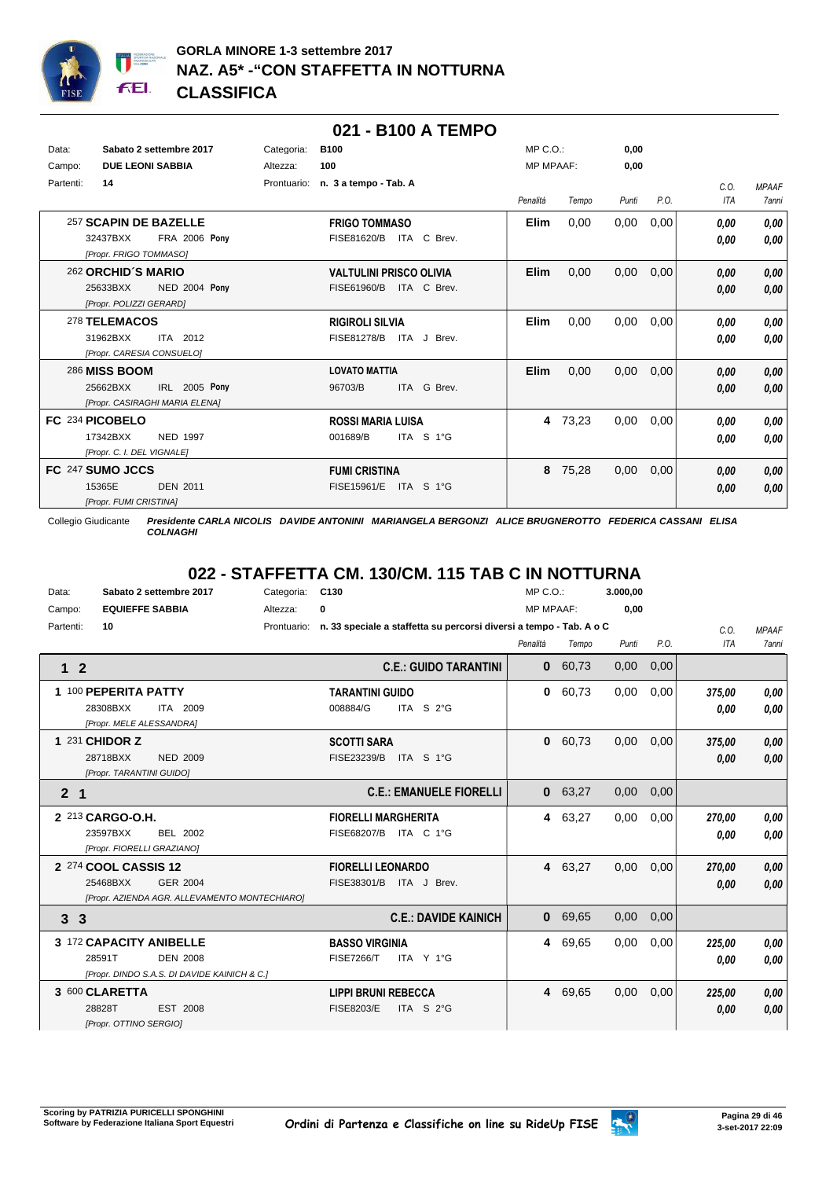# GORLA MINORE 1-3 settembre 2017
## NAZ. A5* -"CON STAFFETTA IN NOTTURNA
## CLASSIFICA

## 021 - B100 A TEMPO

| | | | | | |
|---|---|---|---|---|---|
| Data: | **Sabato 2 settembre 2017** | Categoria: | **B100** | MP C.O.: | **0,00** |
| Campo: | **DUE LEONI SABBIA** | Altezza: | **100** | MP MPAAF: | **0,00** |
| Partenti: | **14** | Prontuario: | **n. 3 a tempo - Tab. A** | | |

| Cavallo | Cavaliere | Penalità | Tempo | Punti | P.O. | C.O. ITA | MPAAF 7anni |
|---|---|---|---|---|---|---|---|
| 257 **SCAPIN DE BAZELLE** 32437BXX FRA 2006 **Pony** *[Propr. FRIGO TOMMASO]* | **FRIGO TOMMASO** FISE81620/B ITA C Brev. | **Elim** | 0,00 | 0,00 | 0,00 | ***0,00*** ***0,00*** | ***0,00*** ***0,00*** |
| 262 **ORCHID´S MARIO** 25633BXX NED 2004 **Pony** *[Propr. POLIZZI GERARD]* | **VALTULINI PRISCO OLIVIA** FISE61960/B ITA C Brev. | **Elim** | 0,00 | 0,00 | 0,00 | ***0,00*** ***0,00*** | ***0,00*** ***0,00*** |
| 278 **TELEMACOS** 31962BXX ITA 2012 *[Propr. CARESIA CONSUELO]* | **RIGIROLI SILVIA** FISE81278/B ITA J Brev. | **Elim** | 0,00 | 0,00 | 0,00 | ***0,00*** ***0,00*** | ***0,00*** ***0,00*** |
| 286 **MISS BOOM** 25662BXX IRL 2005 **Pony** *[Propr. CASIRAGHI MARIA ELENA]* | **LOVATO MATTIA** 96703/B ITA G Brev. | **Elim** | 0,00 | 0,00 | 0,00 | ***0,00*** ***0,00*** | ***0,00*** ***0,00*** |
| **FC** 234 **PICOBELO** 17342BXX NED 1997 *[Propr. C. I. DEL VIGNALE]* | **ROSSI MARIA LUISA** 001689/B ITA S 1°G | **4** | 73,23 | 0,00 | 0,00 | ***0,00*** ***0,00*** | ***0,00*** ***0,00*** |
| **FC** 247 **SUMO JCCS** 15365E DEN 2011 *[Propr. FUMI CRISTINA]* | **FUMI CRISTINA** FISE15961/E ITA S 1°G | **8** | 75,28 | 0,00 | 0,00 | ***0,00*** ***0,00*** | ***0,00*** ***0,00*** |

Collegio Giudicante ***Presidente CARLA NICOLIS DAVIDE ANTONINI MARIANGELA BERGONZI ALICE BRUGNEROTTO FEDERICA CASSANI ELISA COLNAGHI***

## 022 - STAFFETTA CM. 130/CM. 115 TAB C IN NOTTURNA

| | | | | | |
|---|---|---|---|---|---|
| Data: | **Sabato 2 settembre 2017** | Categoria: | **C130** | MP C.O.: | **3.000,00** |
| Campo: | **EQUIEFFE SABBIA** | Altezza: | **0** | MP MPAAF: | **0,00** |
| Partenti: | **10** | Prontuario: | **n. 33 speciale a staffetta su percorsi diversi a tempo - Tab. A o C** | | |

| Cavallo | Cavaliere | Penalità | Tempo | Punti | P.O. | C.O. ITA | MPAAF 7anni |
|---|---|---|---|---|---|---|---|
| **1 2** | **C.E.: GUIDO TARANTINI** | **0** | 60,73 | 0,00 | 0,00 | | |
| **1** 100 **PEPERITA PATTY** 28308BXX ITA 2009 *[Propr. MELE ALESSANDRA]* | **TARANTINI GUIDO** 008884/G ITA S 2°G | **0** | 60,73 | 0,00 | 0,00 | ***375,00*** ***0,00*** | ***0,00*** ***0,00*** |
| **1** 231 **CHIDOR Z** 28718BXX NED 2009 *[Propr. TARANTINI GUIDO]* | **SCOTTI SARA** FISE23239/B ITA S 1°G | **0** | 60,73 | 0,00 | 0,00 | ***375,00*** ***0,00*** | ***0,00*** ***0,00*** |
| **2 1** | **C.E.: EMANUELE FIORELLI** | **0** | 63,27 | 0,00 | 0,00 | | |
| **2** 213 **CARGO-O.H.** 23597BXX BEL 2002 *[Propr. FIORELLI GRAZIANO]* | **FIORELLI MARGHERITA** FISE68207/B ITA C 1°G | **4** | 63,27 | 0,00 | 0,00 | ***270,00*** ***0,00*** | ***0,00*** ***0,00*** |
| **2** 274 **COOL CASSIS 12** 25468BXX GER 2004 *[Propr. AZIENDA AGR. ALLEVAMENTO MONTECHIARO]* | **FIORELLI LEONARDO** FISE38301/B ITA J Brev. | **4** | 63,27 | 0,00 | 0,00 | ***270,00*** ***0,00*** | ***0,00*** ***0,00*** |
| **3 3** | **C.E.: DAVIDE KAINICH** | **0** | 69,65 | 0,00 | 0,00 | | |
| **3** 172 **CAPACITY ANIBELLE** 28591T DEN 2008 *[Propr. DINDO S.A.S. DI DAVIDE KAINICH & C.]* | **BASSO VIRGINIA** FISE7266/T ITA Y 1°G | **4** | 69,65 | 0,00 | 0,00 | ***225,00*** ***0,00*** | ***0,00*** ***0,00*** |
| **3** 600 **CLARETTA** 28828T EST 2008 *[Propr. OTTINO SERGIO]* | **LIPPI BRUNI REBECCA** FISE8203/E ITA S 2°G | **4** | 69,65 | 0,00 | 0,00 | ***225,00*** ***0,00*** | ***0,00*** ***0,00*** |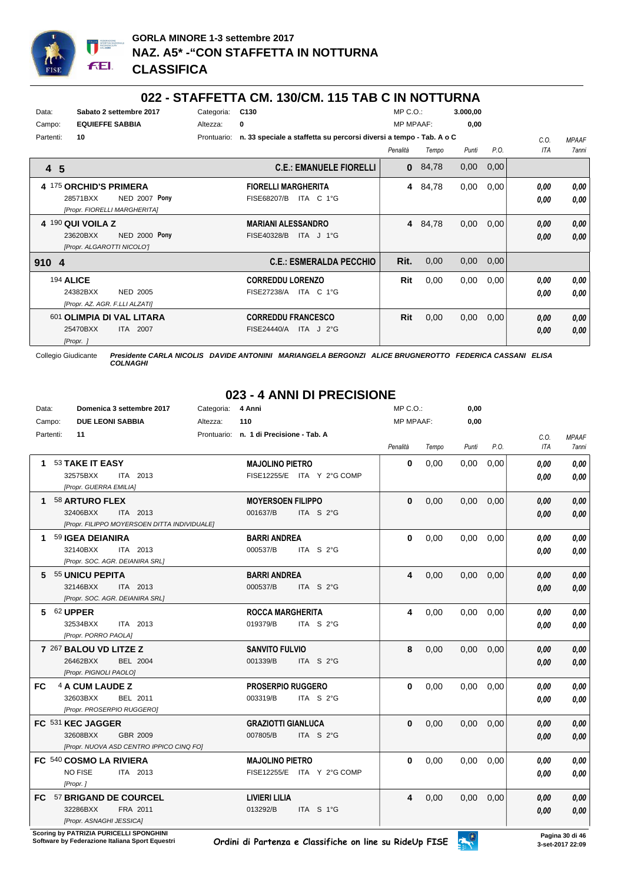**GORLA MINORE 1-3 settembre 2017**
**NAZ. A5* -"CON STAFFETTA IN NOTTURNA**
**CLASSIFICA**

## 022 - STAFFETTA CM. 130/CM. 115 TAB C IN NOTTURNA

| | | | | | |
|---|---|---|---|---|---|
| Data: | **Sabato 2 settembre 2017** | Categoria: | **C130** | MP C.O.: | **3.000,00** |
| Campo: | **EQUIEFFE SABBIA** | Altezza: | **0** | MP MPAAF: | **0,00** |
| Partenti: | **10** | Prontuario: | **n. 33 speciale a staffetta su percorsi diversi a tempo - Tab. A o C** | | |

| | | | Penalità | Tempo | Punti | P.O. | C.O. ITA | MPAAF 7anni |
|---|---|---|---|---|---|---|---|---|
| **4 5** | | **C.E.: EMANUELE FIORELLI** | **0** | 84,78 | 0,00 | 0,00 | | |
| 4 | 175 **ORCHID'S PRIMERA** 28571BXX NED 2007 **Pony** *[Propr. FIORELLI MARGHERITA]* | **FIORELLI MARGHERITA** FISE68207/B ITA C 1°G | **4** | 84,78 | 0,00 | 0,00 | *0,00* *0,00* | *0,00* *0,00* |
| 4 | 190 **QUI VOILA Z** 23620BXX NED 2000 **Pony** *[Propr. ALGAROTTI NICOLO']* | **MARIANI ALESSANDRO** FISE40328/B ITA J 1°G | **4** | 84,78 | 0,00 | 0,00 | *0,00* *0,00* | *0,00* *0,00* |
| **910 4** | | **C.E.: ESMERALDA PECCHIO** | **Rit.** | 0,00 | 0,00 | 0,00 | | |
| | 194 **ALICE** 24382BXX NED 2005 *[Propr. AZ. AGR. F.LLI ALZATI]* | **CORREDDU LORENZO** FISE27238/A ITA C 1°G | **Rit** | 0,00 | 0,00 | 0,00 | *0,00* *0,00* | *0,00* *0,00* |
| | 601 **OLIMPIA DI VAL LITARA** 25470BXX ITA 2007 *[Propr. ]* | **CORREDDU FRANCESCO** FISE24440/A ITA J 2°G | **Rit** | 0,00 | 0,00 | 0,00 | *0,00* *0,00* | *0,00* *0,00* |

Collegio Giudicante ***Presidente CARLA NICOLIS DAVIDE ANTONINI MARIANGELA BERGONZI ALICE BRUGNEROTTO FEDERICA CASSANI ELISA COLNAGHI***

## 023 - 4 ANNI DI PRECISIONE

| | | | | | |
|---|---|---|---|---|---|
| Data: | **Domenica 3 settembre 2017** | Categoria: | **4 Anni** | MP C.O.: | **0,00** |
| Campo: | **DUE LEONI SABBIA** | Altezza: | **110** | MP MPAAF: | **0,00** |
| Partenti: | **11** | Prontuario: | **n. 1 di Precisione - Tab. A** | | |

| | | | Penalità | Tempo | Punti | P.O. | C.O. ITA | MPAAF 7anni |
|---|---|---|---|---|---|---|---|---|
| **1** | 53 **TAKE IT EASY** 32575BXX ITA 2013 *[Propr. GUERRA EMILIA]* | **MAJOLINO PIETRO** FISE12255/E ITA Y 2°G COMP | **0** | 0,00 | 0,00 | 0,00 | *0,00* *0,00* | *0,00* *0,00* |
| **1** | 58 **ARTURO FLEX** 32406BXX ITA 2013 *[Propr. FILIPPO MOYERSOEN DITTA INDIVIDUALE]* | **MOYERSOEN FILIPPO** 001637/B ITA S 2°G | **0** | 0,00 | 0,00 | 0,00 | *0,00* *0,00* | *0,00* *0,00* |
| **1** | 59 **IGEA DEIANIRA** 32140BXX ITA 2013 *[Propr. SOC. AGR. DEIANIRA SRL]* | **BARRI ANDREA** 000537/B ITA S 2°G | **0** | 0,00 | 0,00 | 0,00 | *0,00* *0,00* | *0,00* *0,00* |
| **5** | 55 **UNICU PEPITA** 32146BXX ITA 2013 *[Propr. SOC. AGR. DEIANIRA SRL]* | **BARRI ANDREA** 000537/B ITA S 2°G | **4** | 0,00 | 0,00 | 0,00 | *0,00* *0,00* | *0,00* *0,00* |
| **5** | 62 **UPPER** 32534BXX ITA 2013 *[Propr. PORRO PAOLA]* | **ROCCA MARGHERITA** 019379/B ITA S 2°G | **4** | 0,00 | 0,00 | 0,00 | *0,00* *0,00* | *0,00* *0,00* |
| **7** | 267 **BALOU VD LITZE Z** 26462BXX BEL 2004 *[Propr. PIGNOLI PAOLO]* | **SANVITO FULVIO** 001339/B ITA S 2°G | **8** | 0,00 | 0,00 | 0,00 | *0,00* *0,00* | *0,00* *0,00* |
| **FC** | 4 **A CUM LAUDE Z** 32603BXX BEL 2011 *[Propr. PROSERPIO RUGGERO]* | **PROSERPIO RUGGERO** 003319/B ITA S 2°G | **0** | 0,00 | 0,00 | 0,00 | *0,00* *0,00* | *0,00* *0,00* |
| **FC** | 531 **KEC JAGGER** 32608BXX GBR 2009 *[Propr. NUOVA ASD CENTRO IPPICO CINQ FO]* | **GRAZIOTTI GIANLUCA** 007805/B ITA S 2°G | **0** | 0,00 | 0,00 | 0,00 | *0,00* *0,00* | *0,00* *0,00* |
| **FC** | 540 **COSMO LA RIVIERA** NO FISE ITA 2013 *[Propr. ]* | **MAJOLINO PIETRO** FISE12255/E ITA Y 2°G COMP | **0** | 0,00 | 0,00 | 0,00 | *0,00* *0,00* | *0,00* *0,00* |
| **FC** | 57 **BRIGAND DE COURCEL** 32286BXX FRA 2011 *[Propr. ASNAGHI JESSICA]* | **LIVIERI LILIA** 013292/B ITA S 1°G | **4** | 0,00 | 0,00 | 0,00 | *0,00* *0,00* | *0,00* *0,00* |

**Scoring by PATRIZIA PURICELLI SPONGHINI**
**Software by Federazione Italiana Sport Equestri**

*Ordini di Partenza e Classifiche on line su RideUp FISE*

**3-set-2017 22:09**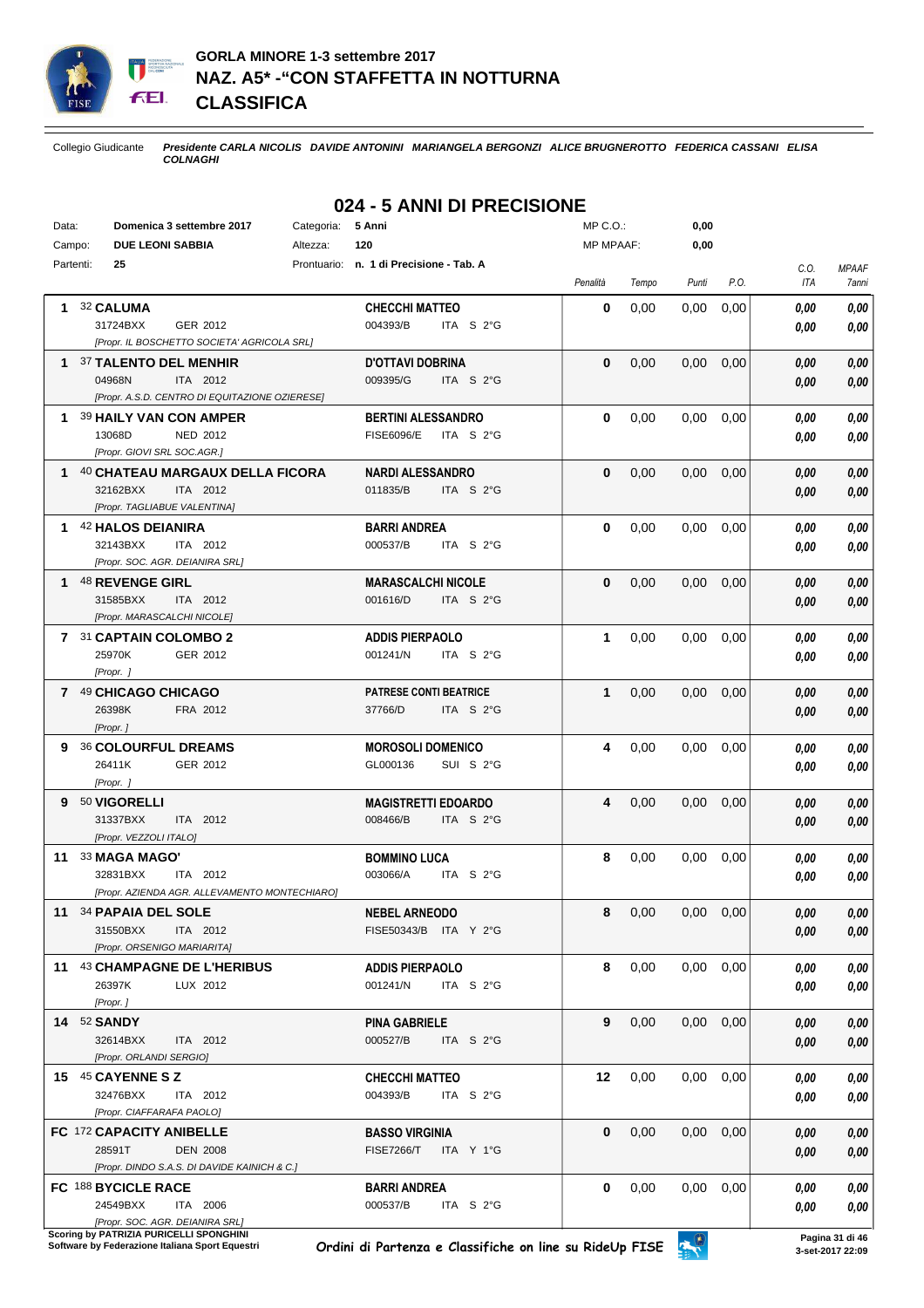# GORLA MINORE 1-3 settembre 2017
## NAZ. A5* -"CON STAFFETTA IN NOTTURNA
## CLASSIFICA

Collegio Giudicante ***Presidente CARLA NICOLIS DAVIDE ANTONINI MARIANGELA BERGONZI ALICE BRUGNEROTTO FEDERICA CASSANI ELISA COLNAGHI***

## 024 - 5 ANNI DI PRECISIONE

Data: **Domenica 3 settembre 2017** Categoria: **5 Anni** MP C.O.: **0,00**
Campo: **DUE LEONI SABBIA** Altezza: **120** MP MPAAF: **0,00**
Partenti: **25** Prontuario: **n. 1 di Precisione - Tab. A**

| Cl. | Cavallo | Cavaliere | Penalità | Tempo | Punti | P.O. | C.O. ITA | MPAAF 7anni |
|---|---|---|---|---|---|---|---|---|
| 1 | 32 **CALUMA** 31724BXX GER 2012 [Propr. IL BOSCHETTO SOCIETA' AGRICOLA SRL] | **CHECCHI MATTEO** 004393/B ITA S 2°G | **0** | 0,00 | 0,00 | 0,00 | *0,00* *0,00* | *0,00* *0,00* |
| 1 | 37 **TALENTO DEL MENHIR** 04968N ITA 2012 [Propr. A.S.D. CENTRO DI EQUITAZIONE OZIERESE] | **D'OTTAVI DOBRINA** 009395/G ITA S 2°G | **0** | 0,00 | 0,00 | 0,00 | *0,00* *0,00* | *0,00* *0,00* |
| 1 | 39 **HAILY VAN CON AMPER** 13068D NED 2012 [Propr. GIOVI SRL SOC.AGR.] | **BERTINI ALESSANDRO** FISE6096/E ITA S 2°G | **0** | 0,00 | 0,00 | 0,00 | *0,00* *0,00* | *0,00* *0,00* |
| 1 | 40 **CHATEAU MARGAUX DELLA FICORA** 32162BXX ITA 2012 [Propr. TAGLIABUE VALENTINA] | **NARDI ALESSANDRO** 011835/B ITA S 2°G | **0** | 0,00 | 0,00 | 0,00 | *0,00* *0,00* | *0,00* *0,00* |
| 1 | 42 **HALOS DEIANIRA** 32143BXX ITA 2012 [Propr. SOC. AGR. DEIANIRA SRL] | **BARRI ANDREA** 000537/B ITA S 2°G | **0** | 0,00 | 0,00 | 0,00 | *0,00* *0,00* | *0,00* *0,00* |
| 1 | 48 **REVENGE GIRL** 31585BXX ITA 2012 [Propr. MARASCALCHI NICOLE] | **MARASCALCHI NICOLE** 001616/D ITA S 2°G | **0** | 0,00 | 0,00 | 0,00 | *0,00* *0,00* | *0,00* *0,00* |
| 7 | 31 **CAPTAIN COLOMBO 2** 25970K GER 2012 [Propr. ] | **ADDIS PIERPAOLO** 001241/N ITA S 2°G | **1** | 0,00 | 0,00 | 0,00 | *0,00* *0,00* | *0,00* *0,00* |
| 7 | 49 **CHICAGO CHICAGO** 26398K FRA 2012 [Propr. ] | **PATRESE CONTI BEATRICE** 37766/D ITA S 2°G | **1** | 0,00 | 0,00 | 0,00 | *0,00* *0,00* | *0,00* *0,00* |
| 9 | 36 **COLOURFUL DREAMS** 26411K GER 2012 [Propr. ] | **MOROSOLI DOMENICO** GL000136 SUI S 2°G | **4** | 0,00 | 0,00 | 0,00 | *0,00* *0,00* | *0,00* *0,00* |
| 9 | 50 **VIGORELLI** 31337BXX ITA 2012 [Propr. VEZZOLI ITALO] | **MAGISTRETTI EDOARDO** 008466/B ITA S 2°G | **4** | 0,00 | 0,00 | 0,00 | *0,00* *0,00* | *0,00* *0,00* |
| 11 | 33 **MAGA MAGO'** 32831BXX ITA 2012 [Propr. AZIENDA AGR. ALLEVAMENTO MONTECHIARO] | **BOMMINO LUCA** 003066/A ITA S 2°G | **8** | 0,00 | 0,00 | 0,00 | *0,00* *0,00* | *0,00* *0,00* |
| 11 | 34 **PAPAIA DEL SOLE** 31550BXX ITA 2012 [Propr. ORSENIGO MARIARITA] | **NEBEL ARNEODO** FISE50343/B ITA Y 2°G | **8** | 0,00 | 0,00 | 0,00 | *0,00* *0,00* | *0,00* *0,00* |
| 11 | 43 **CHAMPAGNE DE L'HERIBUS** 26397K LUX 2012 [Propr. ] | **ADDIS PIERPAOLO** 001241/N ITA S 2°G | **8** | 0,00 | 0,00 | 0,00 | *0,00* *0,00* | *0,00* *0,00* |
| 14 | 52 **SANDY** 32614BXX ITA 2012 [Propr. ORLANDI SERGIO] | **PINA GABRIELE** 000527/B ITA S 2°G | **9** | 0,00 | 0,00 | 0,00 | *0,00* *0,00* | *0,00* *0,00* |
| 15 | 45 **CAYENNE S Z** 32476BXX ITA 2012 [Propr. CIAFFARAFA PAOLO] | **CHECCHI MATTEO** 004393/B ITA S 2°G | **12** | 0,00 | 0,00 | 0,00 | *0,00* *0,00* | *0,00* *0,00* |
| FC | 172 **CAPACITY ANIBELLE** 28591T DEN 2008 [Propr. DINDO S.A.S. DI DAVIDE KAINICH & C.] | **BASSO VIRGINIA** FISE7266/T ITA Y 1°G | **0** | 0,00 | 0,00 | 0,00 | *0,00* *0,00* | *0,00* *0,00* |
| FC | 188 **BYCICLE RACE** 24549BXX ITA 2006 [Propr. SOC. AGR. DEIANIRA SRL] | **BARRI ANDREA** 000537/B ITA S 2°G | **0** | 0,00 | 0,00 | 0,00 | *0,00* *0,00* | *0,00* *0,00* |

Scoring by PATRIZIA PURICELLI SPONGHINI
Software by Federazione Italiana Sport Equestri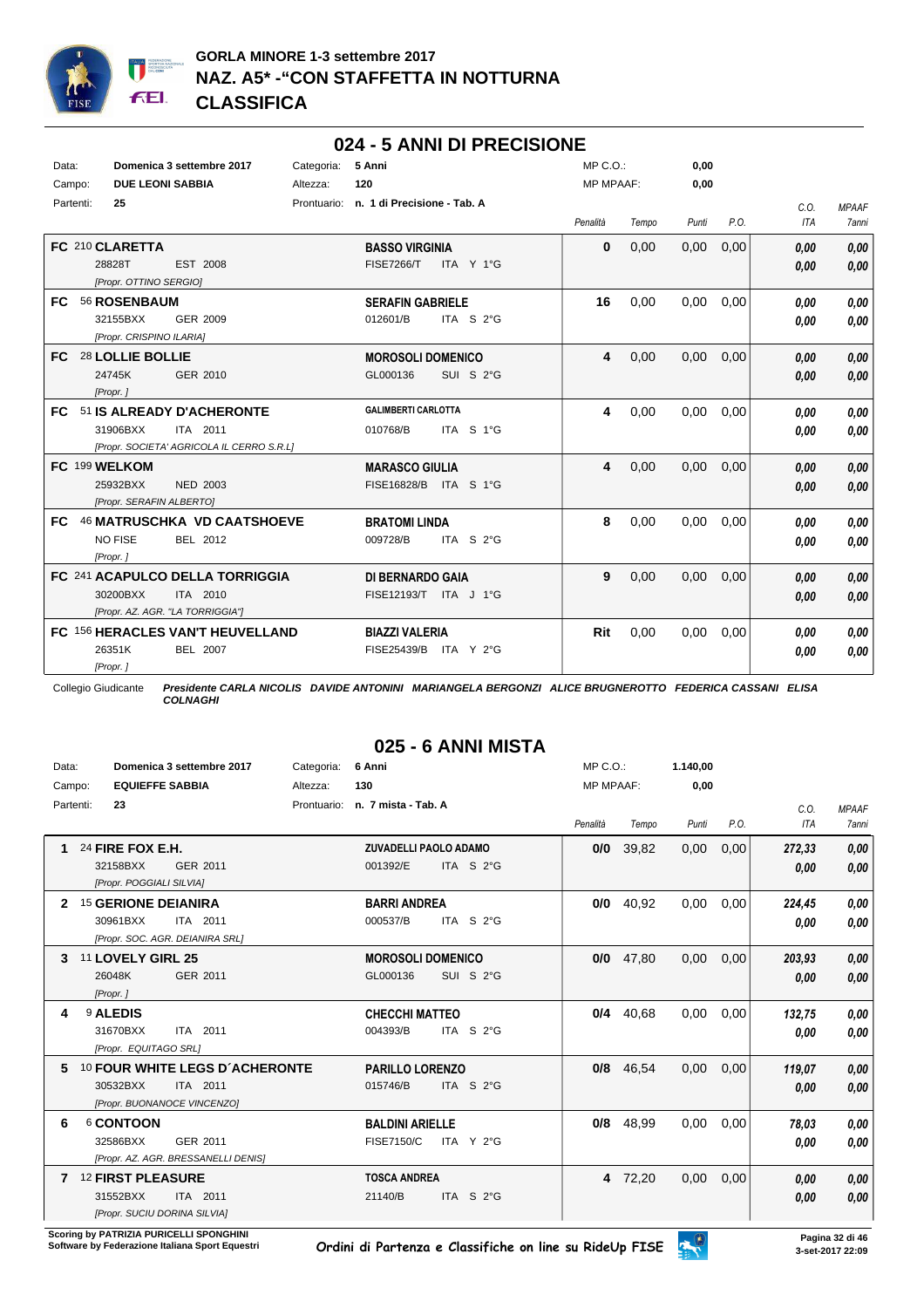# GORLA MINORE 1-3 settembre 2017
## NAZ. A5* -"CON STAFFETTA IN NOTTURNA
## CLASSIFICA

## 024 - 5 ANNI DI PRECISIONE

Data: **Domenica 3 settembre 2017** — Categoria: **5 Anni** — MP C.O.: **0,00**
Campo: **DUE LEONI SABBIA** — Altezza: **120** — MP MPAAF: **0,00**
Partenti: **25** — Prontuario: **n. 1 di Precisione - Tab. A**

| | Cavallo | Cavaliere | Penalità | Tempo | Punti | P.O. | C.O. ITA | MPAAF 7anni |
|---|---|---|---|---|---|---|---|---|
| FC | 210 **CLARETTA**<br>28828T EST 2008<br>*[Propr. OTTINO SERGIO]* | **BASSO VIRGINIA**<br>FISE7266/T ITA Y 1°G | **0** | 0,00 | 0,00 | 0,00 | *0,00*<br>*0,00* | *0,00*<br>*0,00* |
| FC | 56 **ROSENBAUM**<br>32155BXX GER 2009<br>*[Propr. CRISPINO ILARIA]* | **SERAFIN GABRIELE**<br>012601/B ITA S 2°G | **16** | 0,00 | 0,00 | 0,00 | *0,00*<br>*0,00* | *0,00*<br>*0,00* |
| FC | 28 **LOLLIE BOLLIE**<br>24745K GER 2010<br>*[Propr. ]* | **MOROSOLI DOMENICO**<br>GL000136 SUI S 2°G | **4** | 0,00 | 0,00 | 0,00 | *0,00*<br>*0,00* | *0,00*<br>*0,00* |
| FC | 51 **IS ALREADY D'ACHERONTE**<br>31906BXX ITA 2011<br>*[Propr. SOCIETA' AGRICOLA IL CERRO S.R.L]* | **GALIMBERTI CARLOTTA**<br>010768/B ITA S 1°G | **4** | 0,00 | 0,00 | 0,00 | *0,00*<br>*0,00* | *0,00*<br>*0,00* |
| FC | 199 **WELKOM**<br>25932BXX NED 2003<br>*[Propr. SERAFIN ALBERTO]* | **MARASCO GIULIA**<br>FISE16828/B ITA S 1°G | **4** | 0,00 | 0,00 | 0,00 | *0,00*<br>*0,00* | *0,00*<br>*0,00* |
| FC | 46 **MATRUSCHKA VD CAATSHOEVE**<br>NO FISE BEL 2012<br>*[Propr. ]* | **BRATOMI LINDA**<br>009728/B ITA S 2°G | **8** | 0,00 | 0,00 | 0,00 | *0,00*<br>*0,00* | *0,00*<br>*0,00* |
| FC | 241 **ACAPULCO DELLA TORRIGGIA**<br>30200BXX ITA 2010<br>*[Propr. AZ. AGR. "LA TORRIGGIA"]* | **DI BERNARDO GAIA**<br>FISE12193/T ITA J 1°G | **9** | 0,00 | 0,00 | 0,00 | *0,00*<br>*0,00* | *0,00*<br>*0,00* |
| FC | 156 **HERACLES VAN'T HEUVELLAND**<br>26351K BEL 2007<br>*[Propr. ]* | **BIAZZI VALERIA**<br>FISE25439/B ITA Y 2°G | **Rit** | 0,00 | 0,00 | 0,00 | *0,00*<br>*0,00* | *0,00*<br>*0,00* |

Collegio Giudicante ***Presidente CARLA NICOLIS DAVIDE ANTONINI MARIANGELA BERGONZI ALICE BRUGNEROTTO FEDERICA CASSANI ELISA COLNAGHI***

## 025 - 6 ANNI MISTA

Data: **Domenica 3 settembre 2017** — Categoria: **6 Anni** — MP C.O.: **1.140,00**
Campo: **EQUIEFFE SABBIA** — Altezza: **130** — MP MPAAF: **0,00**
Partenti: **23** — Prontuario: **n. 7 mista - Tab. A**

| | Cavallo | Cavaliere | Penalità | Tempo | Punti | P.O. | C.O. ITA | MPAAF 7anni |
|---|---|---|---|---|---|---|---|---|
| **1** | 24 **FIRE FOX E.H.**<br>32158BXX GER 2011<br>*[Propr. POGGIALI SILVIA]* | **ZUVADELLI PAOLO ADAMO**<br>001392/E ITA S 2°G | **0/0** | 39,82 | 0,00 | 0,00 | *272,33*<br>*0,00* | *0,00*<br>*0,00* |
| **2** | 15 **GERIONE DEIANIRA**<br>30961BXX ITA 2011<br>*[Propr. SOC. AGR. DEIANIRA SRL]* | **BARRI ANDREA**<br>000537/B ITA S 2°G | **0/0** | 40,92 | 0,00 | 0,00 | *224,45*<br>*0,00* | *0,00*<br>*0,00* |
| **3** | 11 **LOVELY GIRL 25**<br>26048K GER 2011<br>*[Propr. ]* | **MOROSOLI DOMENICO**<br>GL000136 SUI S 2°G | **0/0** | 47,80 | 0,00 | 0,00 | *203,93*<br>*0,00* | *0,00*<br>*0,00* |
| **4** | 9 **ALEDIS**<br>31670BXX ITA 2011<br>*[Propr. EQUITAGO SRL]* | **CHECCHI MATTEO**<br>004393/B ITA S 2°G | **0/4** | 40,68 | 0,00 | 0,00 | *132,75*<br>*0,00* | *0,00*<br>*0,00* |
| **5** | 10 **FOUR WHITE LEGS D´ACHERONTE**<br>30532BXX ITA 2011<br>*[Propr. BUONANOCE VINCENZO]* | **PARILLO LORENZO**<br>015746/B ITA S 2°G | **0/8** | 46,54 | 0,00 | 0,00 | *119,07*<br>*0,00* | *0,00*<br>*0,00* |
| **6** | 6 **CONTOON**<br>32586BXX GER 2011<br>*[Propr. AZ. AGR. BRESSANELLI DENIS]* | **BALDINI ARIELLE**<br>FISE7150/C ITA Y 2°G | **0/8** | 48,99 | 0,00 | 0,00 | *78,03*<br>*0,00* | *0,00*<br>*0,00* |
| **7** | 12 **FIRST PLEASURE**<br>31552BXX ITA 2011<br>*[Propr. SUCIU DORINA SILVIA]* | **TOSCA ANDREA**<br>21140/B ITA S 2°G | **4** | 72,20 | 0,00 | 0,00 | *0,00*<br>*0,00* | *0,00*<br>*0,00* |

Scoring by PATRIZIA PURICELLI SPONGHINI
Software by Federazione Italiana Sport Equestri — Ordini di Partenza e Classifiche on line su RideUp FISE — 3-set-2017 22:09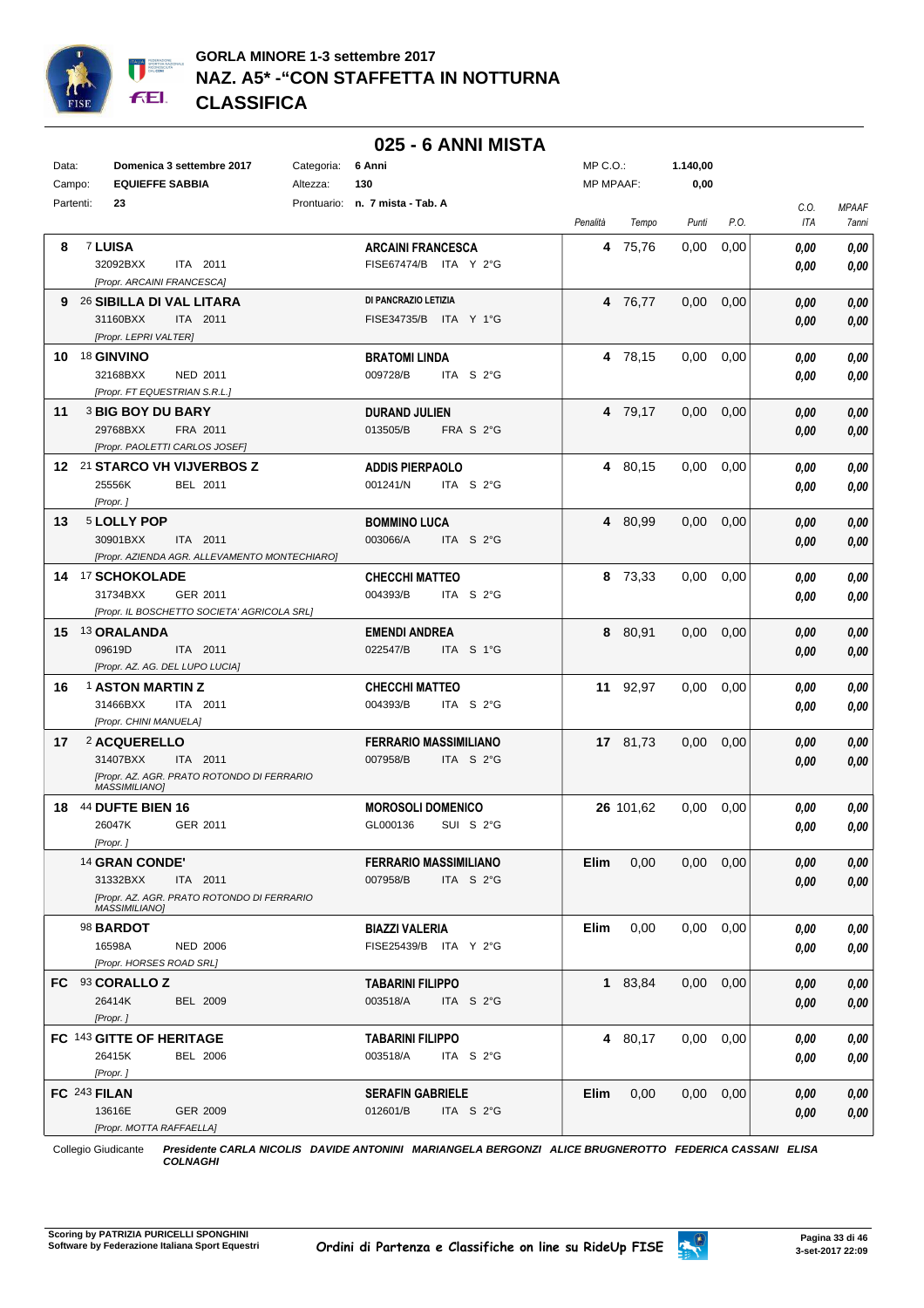# GORLA MINORE 1-3 settembre 2017

## NAZ. A5* -"CON STAFFETTA IN NOTTURNA

## CLASSIFICA

### 025 - 6 ANNI MISTA

| | | | |
|---|---|---|---|
| Data: | Domenica 3 settembre 2017 | Categoria: | 6 Anni |
| Campo: | EQUIEFFE SABBIA | Altezza: | 130 |
| Partenti: | 23 | Prontuario: | n. 7 mista - Tab. A |

MP C.O.: 1.140,00
MP MPAAF: 0,00

| Pos. | Cavallo | Cavaliere | Penalità | Tempo | Punti | P.O. | C.O. ITA | MPAAF 7anni |
|---|---|---|---|---|---|---|---|---|
| 8 | 7 **LUISA**<br>32092BXX ITA 2011<br>*[Propr. ARCAINI FRANCESCA]* | **ARCAINI FRANCESCA**<br>FISE67474/B ITA Y 2°G | 4 | 75,76 | 0,00 | 0,00 | 0,00<br>0,00 | 0,00<br>0,00 |
| 9 | 26 **SIBILLA DI VAL LITARA**<br>31160BXX ITA 2011<br>*[Propr. LEPRI VALTER]* | **DI PANCRAZIO LETIZIA**<br>FISE34735/B ITA Y 1°G | 4 | 76,77 | 0,00 | 0,00 | 0,00<br>0,00 | 0,00<br>0,00 |
| 10 | 18 **GINVINO**<br>32168BXX NED 2011<br>*[Propr. FT EQUESTRIAN S.R.L.]* | **BRATOMI LINDA**<br>009728/B ITA S 2°G | 4 | 78,15 | 0,00 | 0,00 | 0,00<br>0,00 | 0,00<br>0,00 |
| 11 | 3 **BIG BOY DU BARY**<br>29768BXX FRA 2011<br>*[Propr. PAOLETTI CARLOS JOSEF]* | **DURAND JULIEN**<br>013505/B FRA S 2°G | 4 | 79,17 | 0,00 | 0,00 | 0,00<br>0,00 | 0,00<br>0,00 |
| 12 | 21 **STARCO VH VIJVERBOS Z**<br>25556K BEL 2011<br>*[Propr. ]* | **ADDIS PIERPAOLO**<br>001241/N ITA S 2°G | 4 | 80,15 | 0,00 | 0,00 | 0,00<br>0,00 | 0,00<br>0,00 |
| 13 | 5 **LOLLY POP**<br>30901BXX ITA 2011<br>*[Propr. AZIENDA AGR. ALLEVAMENTO MONTECHIARO]* | **BOMMINO LUCA**<br>003066/A ITA S 2°G | 4 | 80,99 | 0,00 | 0,00 | 0,00<br>0,00 | 0,00<br>0,00 |
| 14 | 17 **SCHOKOLADE**<br>31734BXX GER 2011<br>*[Propr. IL BOSCHETTO SOCIETA' AGRICOLA SRL]* | **CHECCHI MATTEO**<br>004393/B ITA S 2°G | 8 | 73,33 | 0,00 | 0,00 | 0,00<br>0,00 | 0,00<br>0,00 |
| 15 | 13 **ORALANDA**<br>09619D ITA 2011<br>*[Propr. AZ. AG. DEL LUPO LUCIA]* | **EMENDI ANDREA**<br>022547/B ITA S 1°G | 8 | 80,91 | 0,00 | 0,00 | 0,00<br>0,00 | 0,00<br>0,00 |
| 16 | 1 **ASTON MARTIN Z**<br>31466BXX ITA 2011<br>*[Propr. CHINI MANUELA]* | **CHECCHI MATTEO**<br>004393/B ITA S 2°G | 11 | 92,97 | 0,00 | 0,00 | 0,00<br>0,00 | 0,00<br>0,00 |
| 17 | 2 **ACQUERELLO**<br>31407BXX ITA 2011<br>*[Propr. AZ. AGR. PRATO ROTONDO DI FERRARIO MASSIMILIANO]* | **FERRARIO MASSIMILIANO**<br>007958/B ITA S 2°G | 17 | 81,73 | 0,00 | 0,00 | 0,00<br>0,00 | 0,00<br>0,00 |
| 18 | 44 **DUFTE BIEN 16**<br>26047K GER 2011<br>*[Propr. ]* | **MOROSOLI DOMENICO**<br>GL000136 SUI S 2°G | 26 | 101,62 | 0,00 | 0,00 | 0,00<br>0,00 | 0,00<br>0,00 |
| | 14 **GRAN CONDE'**<br>31332BXX ITA 2011<br>*[Propr. AZ. AGR. PRATO ROTONDO DI FERRARIO MASSIMILIANO]* | **FERRARIO MASSIMILIANO**<br>007958/B ITA S 2°G | Elim | 0,00 | 0,00 | 0,00 | 0,00<br>0,00 | 0,00<br>0,00 |
| | 98 **BARDOT**<br>16598A NED 2006<br>*[Propr. HORSES ROAD SRL]* | **BIAZZI VALERIA**<br>FISE25439/B ITA Y 2°G | Elim | 0,00 | 0,00 | 0,00 | 0,00<br>0,00 | 0,00<br>0,00 |
| FC | 93 **CORALLO Z**<br>26414K BEL 2009<br>*[Propr. ]* | **TABARINI FILIPPO**<br>003518/A ITA S 2°G | 1 | 83,84 | 0,00 | 0,00 | 0,00<br>0,00 | 0,00<br>0,00 |
| FC | 143 **GITTE OF HERITAGE**<br>26415K BEL 2006<br>*[Propr. ]* | **TABARINI FILIPPO**<br>003518/A ITA S 2°G | 4 | 80,17 | 0,00 | 0,00 | 0,00<br>0,00 | 0,00<br>0,00 |
| FC | 243 **FILAN**<br>13616E GER 2009<br>*[Propr. MOTTA RAFFAELLA]* | **SERAFIN GABRIELE**<br>012601/B ITA S 2°G | Elim | 0,00 | 0,00 | 0,00 | 0,00<br>0,00 | 0,00<br>0,00 |

Collegio Giudicante ***Presidente CARLA NICOLIS DAVIDE ANTONINI MARIANGELA BERGONZI ALICE BRUGNEROTTO FEDERICA CASSANI ELISA COLNAGHI***

Scoring by PATRIZIA PURICELLI SPONGHINI
Software by Federazione Italiana Sport Equestri

Ordini di Partenza e Classifiche on line su RideUp FISE

3-set-2017 22:09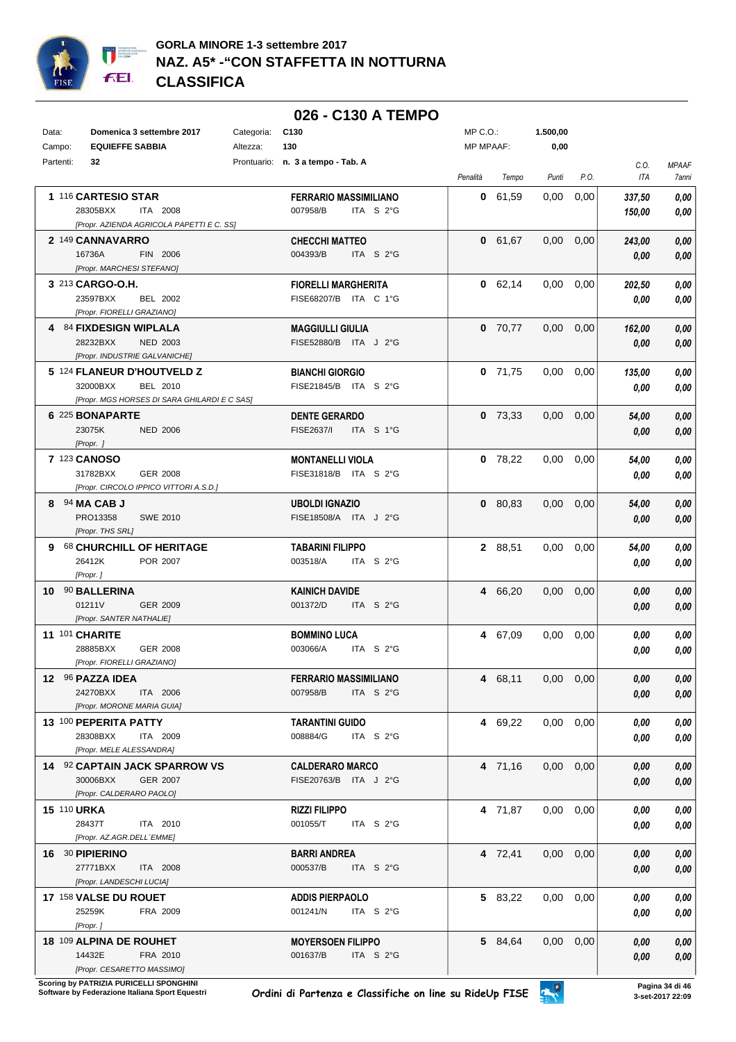# GORLA MINORE 1-3 settembre 2017
## NAZ. A5* -"CON STAFFETTA IN NOTTURNA
## CLASSIFICA

### 026 - C130 A TEMPO

| | | | | | |
|---|---|---|---|---|---|
| Data: | Domenica 3 settembre 2017 | Categoria: | C130 | MP C.O.: | 1.500,00 |
| Campo: | EQUIEFFE SABBIA | Altezza: | 130 | MP MPAAF: | 0,00 |
| Partenti: | 32 | Prontuario: | n. 3 a tempo - Tab. A | | |

| Pos. | Cavallo | Cavaliere | Penalità | Tempo | Punti | P.O. | C.O. ITA | MPAAF 7anni |
|---|---|---|---|---|---|---|---|---|
| 1 | 116 CARTESIO STAR<br>28305BXX ITA 2008<br>[Propr. AZIENDA AGRICOLA PAPETTI E C. SS] | FERRARIO MASSIMILIANO<br>007958/B ITA S 2°G | 0 | 61,59 | 0,00 | 0,00 | 337,50<br>150,00 | 0,00<br>0,00 |
| 2 | 149 CANNAVARRO<br>16736A FIN 2006<br>[Propr. MARCHESI STEFANO] | CHECCHI MATTEO<br>004393/B ITA S 2°G | 0 | 61,67 | 0,00 | 0,00 | 243,00<br>0,00 | 0,00<br>0,00 |
| 3 | 213 CARGO-O.H.<br>23597BXX BEL 2002<br>[Propr. FIORELLI GRAZIANO] | FIORELLI MARGHERITA<br>FISE68207/B ITA C 1°G | 0 | 62,14 | 0,00 | 0,00 | 202,50<br>0,00 | 0,00<br>0,00 |
| 4 | 84 FIXDESIGN WIPLALA<br>28232BXX NED 2003<br>[Propr. INDUSTRIE GALVANICHE] | MAGGIULLI GIULIA<br>FISE52880/B ITA J 2°G | 0 | 70,77 | 0,00 | 0,00 | 162,00<br>0,00 | 0,00<br>0,00 |
| 5 | 124 FLANEUR D'HOUTVELD Z<br>32000BXX BEL 2010<br>[Propr. MGS HORSES DI SARA GHILARDI E C SAS] | BIANCHI GIORGIO<br>FISE21845/B ITA S 2°G | 0 | 71,75 | 0,00 | 0,00 | 135,00<br>0,00 | 0,00<br>0,00 |
| 6 | 225 BONAPARTE<br>23075K NED 2006<br>[Propr. ] | DENTE GERARDO<br>FISE2637/I ITA S 1°G | 0 | 73,33 | 0,00 | 0,00 | 54,00<br>0,00 | 0,00<br>0,00 |
| 7 | 123 CANOSO<br>31782BXX GER 2008<br>[Propr. CIRCOLO IPPICO VITTORI A.S.D.] | MONTANELLI VIOLA<br>FISE31818/B ITA S 2°G | 0 | 78,22 | 0,00 | 0,00 | 54,00<br>0,00 | 0,00<br>0,00 |
| 8 | 94 MA CAB J<br>PRO13358 SWE 2010<br>[Propr. THS SRL] | UBOLDI IGNAZIO<br>FISE18508/A ITA J 2°G | 0 | 80,83 | 0,00 | 0,00 | 54,00<br>0,00 | 0,00<br>0,00 |
| 9 | 68 CHURCHILL OF HERITAGE<br>26412K POR 2007<br>[Propr. ] | TABARINI FILIPPO<br>003518/A ITA S 2°G | 2 | 88,51 | 0,00 | 0,00 | 54,00<br>0,00 | 0,00<br>0,00 |
| 10 | 90 BALLERINA<br>01211V GER 2009<br>[Propr. SANTER NATHALIE] | KAINICH DAVIDE<br>001372/D ITA S 2°G | 4 | 66,20 | 0,00 | 0,00 | 0,00<br>0,00 | 0,00<br>0,00 |
| 11 | 101 CHARITE<br>28885BXX GER 2008<br>[Propr. FIORELLI GRAZIANO] | BOMMINO LUCA<br>003066/A ITA S 2°G | 4 | 67,09 | 0,00 | 0,00 | 0,00<br>0,00 | 0,00<br>0,00 |
| 12 | 96 PAZZA IDEA<br>24270BXX ITA 2006<br>[Propr. MORONE MARIA GUIA] | FERRARIO MASSIMILIANO<br>007958/B ITA S 2°G | 4 | 68,11 | 0,00 | 0,00 | 0,00<br>0,00 | 0,00<br>0,00 |
| 13 | 100 PEPERITA PATTY<br>28308BXX ITA 2009<br>[Propr. MELE ALESSANDRA] | TARANTINI GUIDO<br>008884/G ITA S 2°G | 4 | 69,22 | 0,00 | 0,00 | 0,00<br>0,00 | 0,00<br>0,00 |
| 14 | 92 CAPTAIN JACK SPARROW VS<br>30006BXX GER 2007<br>[Propr. CALDERARO PAOLO] | CALDERARO MARCO<br>FISE20763/B ITA J 2°G | 4 | 71,16 | 0,00 | 0,00 | 0,00<br>0,00 | 0,00<br>0,00 |
| 15 | 110 URKA<br>28437T ITA 2010<br>[Propr. AZ.AGR.DELL´EMME] | RIZZI FILIPPO<br>001055/T ITA S 2°G | 4 | 71,87 | 0,00 | 0,00 | 0,00<br>0,00 | 0,00<br>0,00 |
| 16 | 30 PIPIERINO<br>27771BXX ITA 2008<br>[Propr. LANDESCHI LUCIA] | BARRI ANDREA<br>000537/B ITA S 2°G | 4 | 72,41 | 0,00 | 0,00 | 0,00<br>0,00 | 0,00<br>0,00 |
| 17 | 158 VALSE DU ROUET<br>25259K FRA 2009<br>[Propr. ] | ADDIS PIERPAOLO<br>001241/N ITA S 2°G | 5 | 83,22 | 0,00 | 0,00 | 0,00<br>0,00 | 0,00<br>0,00 |
| 18 | 109 ALPINA DE ROUHET<br>14432E FRA 2010<br>[Propr. CESARETTO MASSIMO] | MOYERSOEN FILIPPO<br>001637/B ITA S 2°G | 5 | 84,64 | 0,00 | 0,00 | 0,00<br>0,00 | 0,00<br>0,00 |

Scoring by PATRIZIA PURICELLI SPONGHINI
Software by Federazione Italiana Sport Equestri

Ordini di Partenza e Classifiche on line su RideUp FISE

3-set-2017 22:09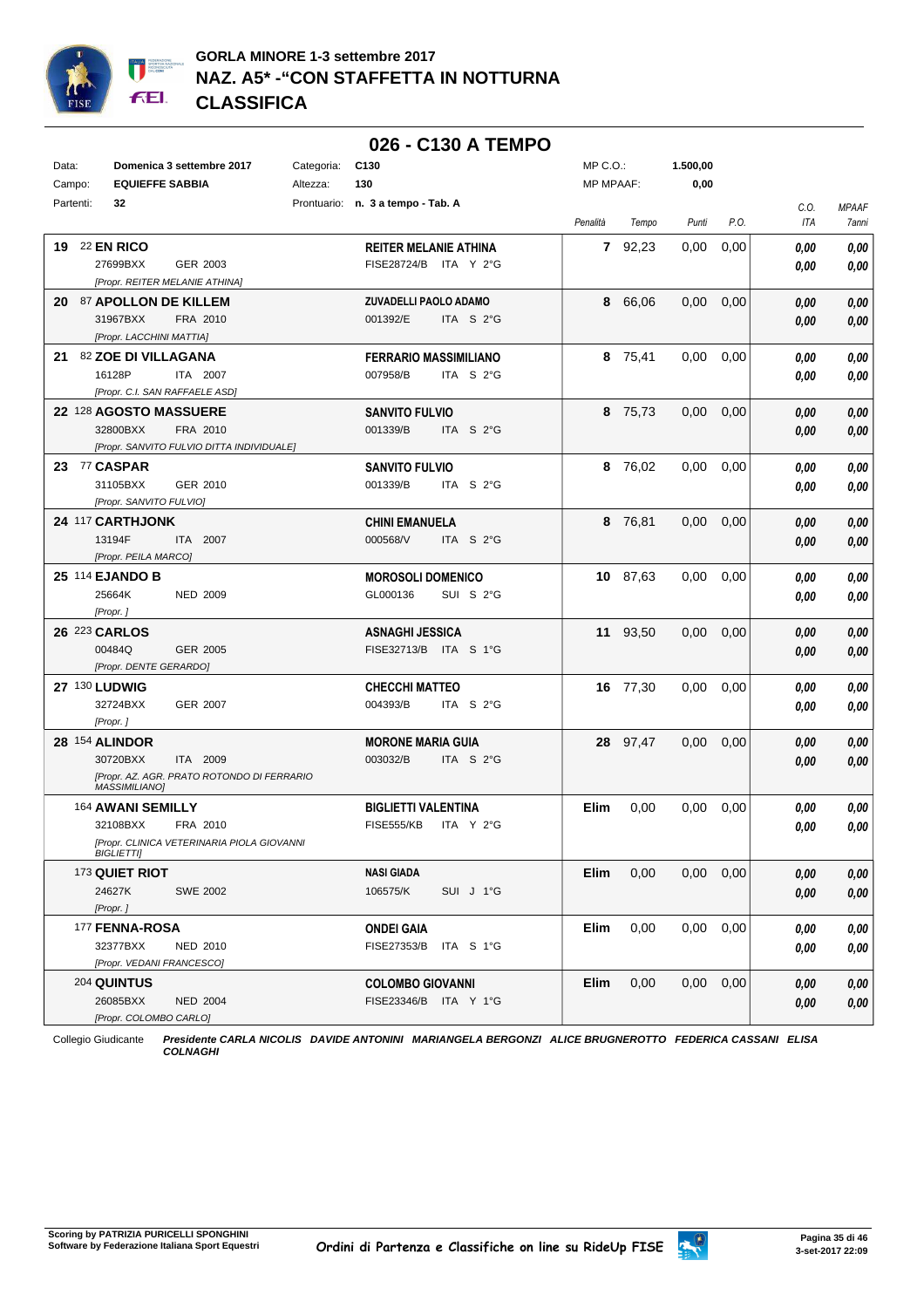# GORLA MINORE 1-3 settembre 2017

## NAZ. A5* -"CON STAFFETTA IN NOTTURNA

## CLASSIFICA

### 026 - C130 A TEMPO

| | | | | | |
|---|---|---|---|---|---|
| Data: | Domenica 3 settembre 2017 | Categoria: | C130 | MP C.O.: | 1.500,00 |
| Campo: | EQUIEFFE SABBIA | Altezza: | 130 | MP MPAAF: | 0,00 |
| Partenti: | 32 | Prontuario: | n. 3 a tempo - Tab. A | | |

| Pos. | Cavallo | Cavaliere | Penalità | Tempo | Punti | P.O. | C.O. ITA | MPAAF 7anni |
|---|---|---|---|---|---|---|---|---|
| 19 | 22 **EN RICO** 27699BXX GER 2003 [Propr. REITER MELANIE ATHINA] | **REITER MELANIE ATHINA** FISE28724/B ITA Y 2°G | 7 | 92,23 | 0,00 | 0,00 | 0,00 / 0,00 | 0,00 / 0,00 |
| 20 | 87 **APOLLON DE KILLEM** 31967BXX FRA 2010 [Propr. LACCHINI MATTIA] | **ZUVADELLI PAOLO ADAMO** 001392/E ITA S 2°G | 8 | 66,06 | 0,00 | 0,00 | 0,00 / 0,00 | 0,00 / 0,00 |
| 21 | 82 **ZOE DI VILLAGANA** 16128P ITA 2007 [Propr. C.I. SAN RAFFAELE ASD] | **FERRARIO MASSIMILIANO** 007958/B ITA S 2°G | 8 | 75,41 | 0,00 | 0,00 | 0,00 / 0,00 | 0,00 / 0,00 |
| 22 | 128 **AGOSTO MASSUERE** 32800BXX FRA 2010 [Propr. SANVITO FULVIO DITTA INDIVIDUALE] | **SANVITO FULVIO** 001339/B ITA S 2°G | 8 | 75,73 | 0,00 | 0,00 | 0,00 / 0,00 | 0,00 / 0,00 |
| 23 | 77 **CASPAR** 31105BXX GER 2010 [Propr. SANVITO FULVIO] | **SANVITO FULVIO** 001339/B ITA S 2°G | 8 | 76,02 | 0,00 | 0,00 | 0,00 / 0,00 | 0,00 / 0,00 |
| 24 | 117 **CARTHJONK** 13194F ITA 2007 [Propr. PEILA MARCO] | **CHINI EMANUELA** 000568/V ITA S 2°G | 8 | 76,81 | 0,00 | 0,00 | 0,00 / 0,00 | 0,00 / 0,00 |
| 25 | 114 **EJANDO B** 25664K NED 2009 [Propr. ] | **MOROSOLI DOMENICO** GL000136 SUI S 2°G | 10 | 87,63 | 0,00 | 0,00 | 0,00 / 0,00 | 0,00 / 0,00 |
| 26 | 223 **CARLOS** 00484Q GER 2005 [Propr. DENTE GERARDO] | **ASNAGHI JESSICA** FISE32713/B ITA S 1°G | 11 | 93,50 | 0,00 | 0,00 | 0,00 / 0,00 | 0,00 / 0,00 |
| 27 | 130 **LUDWIG** 32724BXX GER 2007 [Propr. ] | **CHECCHI MATTEO** 004393/B ITA S 2°G | 16 | 77,30 | 0,00 | 0,00 | 0,00 / 0,00 | 0,00 / 0,00 |
| 28 | 154 **ALINDOR** 30720BXX ITA 2009 [Propr. AZ. AGR. PRATO ROTONDO DI FERRARIO MASSIMILIANO] | **MORONE MARIA GUIA** 003032/B ITA S 2°G | 28 | 97,47 | 0,00 | 0,00 | 0,00 / 0,00 | 0,00 / 0,00 |
| | 164 **AWANI SEMILLY** 32108BXX FRA 2010 [Propr. CLINICA VETERINARIA PIOLA GIOVANNI BIGLIETTI] | **BIGLIETTI VALENTINA** FISE555/KB ITA Y 2°G | Elim | 0,00 | 0,00 | 0,00 | 0,00 / 0,00 | 0,00 / 0,00 |
| | 173 **QUIET RIOT** 24627K SWE 2002 [Propr. ] | **NASI GIADA** 106575/K SUI J 1°G | Elim | 0,00 | 0,00 | 0,00 | 0,00 / 0,00 | 0,00 / 0,00 |
| | 177 **FENNA-ROSA** 32377BXX NED 2010 [Propr. VEDANI FRANCESCO] | **ONDEI GAIA** FISE27353/B ITA S 1°G | Elim | 0,00 | 0,00 | 0,00 | 0,00 / 0,00 | 0,00 / 0,00 |
| | 204 **QUINTUS** 26085BXX NED 2004 [Propr. COLOMBO CARLO] | **COLOMBO GIOVANNI** FISE23346/B ITA Y 1°G | Elim | 0,00 | 0,00 | 0,00 | 0,00 / 0,00 | 0,00 / 0,00 |

Collegio Giudicante ***Presidente CARLA NICOLIS DAVIDE ANTONINI MARIANGELA BERGONZI ALICE BRUGNEROTTO FEDERICA CASSANI ELISA COLNAGHI***

Scoring by PATRIZIA PURICELLI SPONGHINI
Software by Federazione Italiana Sport Equestri

Ordini di Partenza e Classifiche on line su RideUp FISE

3-set-2017 22:09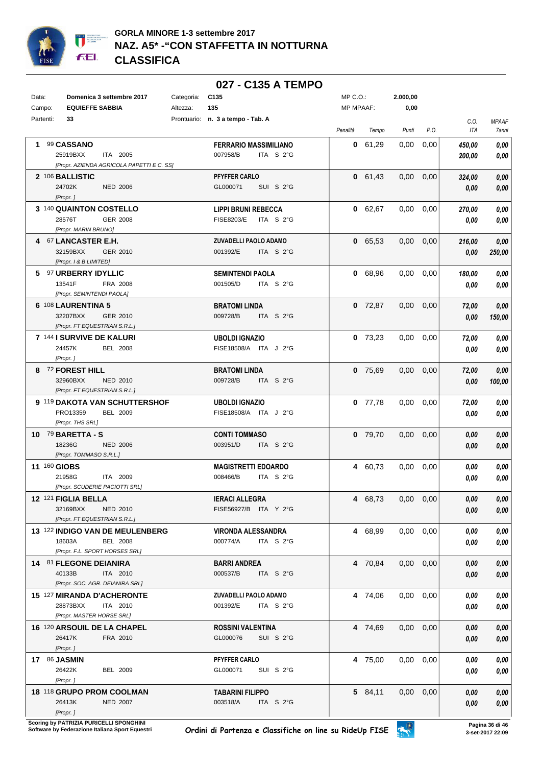# GORLA MINORE 1-3 settembre 2017
## NAZ. A5* -"CON STAFFETTA IN NOTTURNA
## CLASSIFICA

## 027 - C135 A TEMPO

| | | | | | |
|---|---|---|---|---|---|
| Data: | Domenica 3 settembre 2017 | Categoria: | C135 | MP C.O.: | 2.000,00 |
| Campo: | EQUIEFFE SABBIA | Altezza: | 135 | MP MPAAF: | 0,00 |
| Partenti: | 33 | Prontuario: | n. 3 a tempo - Tab. A | | |

| Pos. | Cavallo | Cavaliere | Penalità | Tempo | Punti | P.O. | C.O. ITA | MPAAF 7anni |
|---|---|---|---|---|---|---|---|---|
| 1 | 99 **CASSANO** 25919BXX ITA 2005 [Propr. AZIENDA AGRICOLA PAPETTI E C. SS] | **FERRARIO MASSIMILIANO** 007958/B ITA S 2°G | 0 | 61,29 | 0,00 | 0,00 | 450,00 / 200,00 | 0,00 / 0,00 |
| 2 | 106 **BALLISTIC** 24702K NED 2006 [Propr. ] | **PFYFFER CARLO** GL000071 SUI S 2°G | 0 | 61,43 | 0,00 | 0,00 | 324,00 / 0,00 | 0,00 / 0,00 |
| 3 | 140 **QUAINTON COSTELLO** 28576T GER 2008 [Propr. MARIN BRUNO] | **LIPPI BRUNI REBECCA** FISE8203/E ITA S 2°G | 0 | 62,67 | 0,00 | 0,00 | 270,00 / 0,00 | 0,00 / 0,00 |
| 4 | 67 **LANCASTER E.H.** 32159BXX GER 2010 [Propr. I & B LIMITED] | **ZUVADELLI PAOLO ADAMO** 001392/E ITA S 2°G | 0 | 65,53 | 0,00 | 0,00 | 216,00 / 0,00 | 0,00 / 250,00 |
| 5 | 97 **URBERRY IDYLLIC** 13541F FRA 2008 [Propr. SEMINTENDI PAOLA] | **SEMINTENDI PAOLA** 001505/D ITA S 2°G | 0 | 68,96 | 0,00 | 0,00 | 180,00 / 0,00 | 0,00 / 0,00 |
| 6 | 108 **LAURENTINA 5** 32207BXX GER 2010 [Propr. FT EQUESTRIAN S.R.L.] | **BRATOMI LINDA** 009728/B ITA S 2°G | 0 | 72,87 | 0,00 | 0,00 | 72,00 / 0,00 | 0,00 / 150,00 |
| 7 | 144 **I SURVIVE DE KALURI** 24457K BEL 2008 [Propr. ] | **UBOLDI IGNAZIO** FISE18508/A ITA J 2°G | 0 | 73,23 | 0,00 | 0,00 | 72,00 / 0,00 | 0,00 / 0,00 |
| 8 | 72 **FOREST HILL** 32960BXX NED 2010 [Propr. FT EQUESTRIAN S.R.L.] | **BRATOMI LINDA** 009728/B ITA S 2°G | 0 | 75,69 | 0,00 | 0,00 | 72,00 / 0,00 | 0,00 / 100,00 |
| 9 | 119 **DAKOTA VAN SCHUTTERSHOF** PRO13359 BEL 2009 [Propr. THS SRL] | **UBOLDI IGNAZIO** FISE18508/A ITA J 2°G | 0 | 77,78 | 0,00 | 0,00 | 72,00 / 0,00 | 0,00 / 0,00 |
| 10 | 79 **BARETTA - S** 18236G NED 2006 [Propr. TOMMASO S.R.L.] | **CONTI TOMMASO** 003951/D ITA S 2°G | 0 | 79,70 | 0,00 | 0,00 | 0,00 / 0,00 | 0,00 / 0,00 |
| 11 | 160 **GIOBS** 21958G ITA 2009 [Propr. SCUDERIE PACIOTTI SRL] | **MAGISTRETTI EDOARDO** 008466/B ITA S 2°G | 4 | 60,73 | 0,00 | 0,00 | 0,00 / 0,00 | 0,00 / 0,00 |
| 12 | 121 **FIGLIA BELLA** 32169BXX NED 2010 [Propr. FT EQUESTRIAN S.R.L.] | **IERACI ALLEGRA** FISE56927/B ITA Y 2°G | 4 | 68,73 | 0,00 | 0,00 | 0,00 / 0,00 | 0,00 / 0,00 |
| 13 | 122 **INDIGO VAN DE MEULENBERG** 18603A BEL 2008 [Propr. F.L. SPORT HORSES SRL] | **VIRONDA ALESSANDRA** 000774/A ITA S 2°G | 4 | 68,99 | 0,00 | 0,00 | 0,00 / 0,00 | 0,00 / 0,00 |
| 14 | 81 **FLEGONE DEIANIRA** 40133B ITA 2010 [Propr. SOC. AGR. DEIANIRA SRL] | **BARRI ANDREA** 000537/B ITA S 2°G | 4 | 70,84 | 0,00 | 0,00 | 0,00 / 0,00 | 0,00 / 0,00 |
| 15 | 127 **MIRANDA D'ACHERONTE** 28873BXX ITA 2010 [Propr. MASTER HORSE SRL] | **ZUVADELLI PAOLO ADAMO** 001392/E ITA S 2°G | 4 | 74,06 | 0,00 | 0,00 | 0,00 / 0,00 | 0,00 / 0,00 |
| 16 | 120 **ARSOUIL DE LA CHAPEL** 26417K FRA 2010 [Propr. ] | **ROSSINI VALENTINA** GL000076 SUI S 2°G | 4 | 74,69 | 0,00 | 0,00 | 0,00 / 0,00 | 0,00 / 0,00 |
| 17 | 86 **JASMIN** 26422K BEL 2009 [Propr. ] | **PFYFFER CARLO** GL000071 SUI S 2°G | 4 | 75,00 | 0,00 | 0,00 | 0,00 / 0,00 | 0,00 / 0,00 |
| 18 | 118 **GRUPO PROM COOLMAN** 26413K NED 2007 [Propr. ] | **TABARINI FILIPPO** 003518/A ITA S 2°G | 5 | 84,11 | 0,00 | 0,00 | 0,00 / 0,00 | 0,00 / 0,00 |

Scoring by PATRIZIA PURICELLI SPONGHINI
Software by Federazione Italiana Sport Equestri

Ordini di Partenza e Classifiche on line su RideUp FISE

3-set-2017 22:09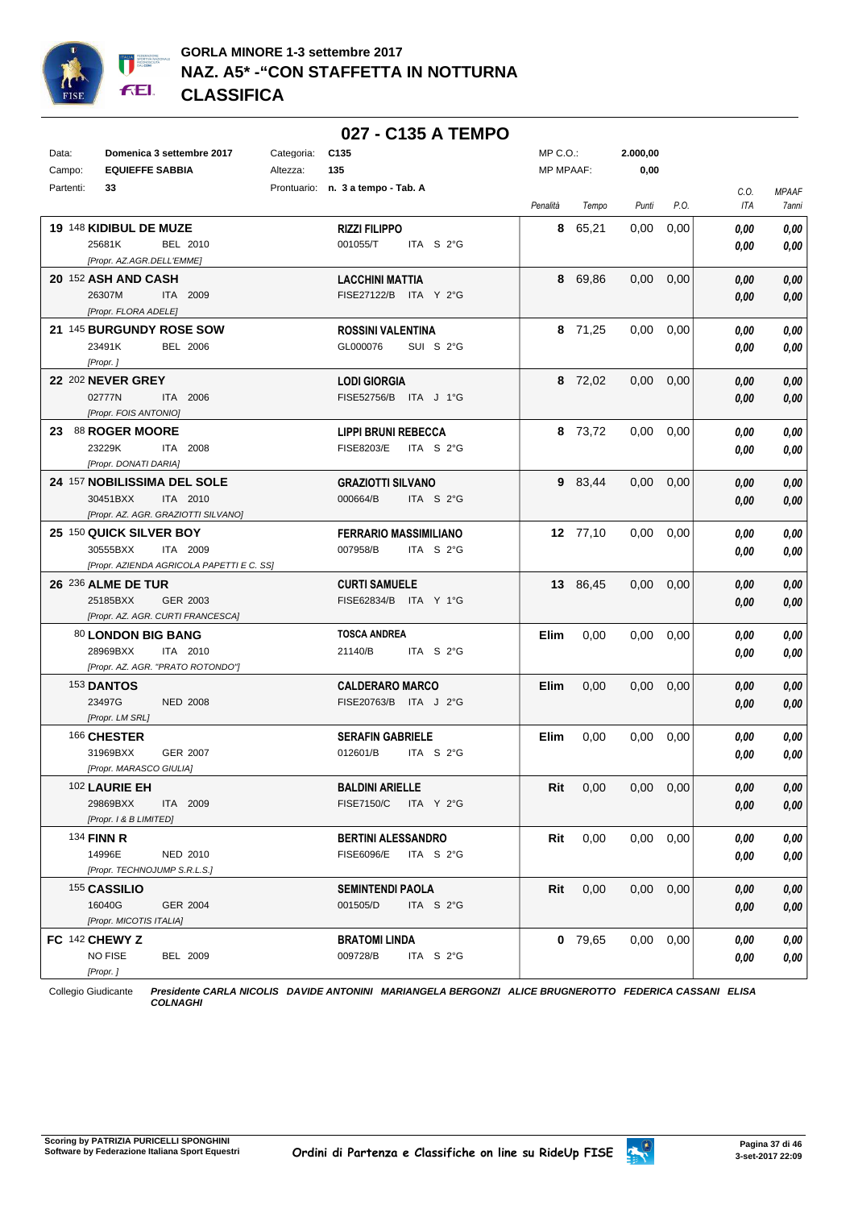# GORLA MINORE 1-3 settembre 2017
## NAZ. A5* -"CON STAFFETTA IN NOTTURNA
## CLASSIFICA

## 027 - C135 A TEMPO

| | | | | | |
|---|---|---|---|---|---|
| Data: | **Domenica 3 settembre 2017** | Categoria: | **C135** | MP C.O.: | **2.000,00** |
| Campo: | **EQUIEFFE SABBIA** | Altezza: | **135** | MP MPAAF: | **0,00** |
| Partenti: | **33** | Prontuario: | **n. 3 a tempo - Tab. A** | | |

| Cavallo | Cavaliere | Penalità | Tempo | Punti | P.O. | C.O. ITA | MPAAF 7anni |
|---|---|---|---|---|---|---|---|
| **19** 148 **KIDIBUL DE MUZE** 25681K BEL 2010 *[Propr. AZ.AGR.DELL'EMME]* | **RIZZI FILIPPO** 001055/T ITA S 2°G | **8** | 65,21 | 0,00 | 0,00 | ***0,00*** ***0,00*** | ***0,00*** ***0,00*** |
| **20** 152 **ASH AND CASH** 26307M ITA 2009 *[Propr. FLORA ADELE]* | **LACCHINI MATTIA** FISE27122/B ITA Y 2°G | **8** | 69,86 | 0,00 | 0,00 | ***0,00*** ***0,00*** | ***0,00*** ***0,00*** |
| **21** 145 **BURGUNDY ROSE SOW** 23491K BEL 2006 *[Propr. ]* | **ROSSINI VALENTINA** GL000076 SUI S 2°G | **8** | 71,25 | 0,00 | 0,00 | ***0,00*** ***0,00*** | ***0,00*** ***0,00*** |
| **22** 202 **NEVER GREY** 02777N ITA 2006 *[Propr. FOIS ANTONIO]* | **LODI GIORGIA** FISE52756/B ITA J 1°G | **8** | 72,02 | 0,00 | 0,00 | ***0,00*** ***0,00*** | ***0,00*** ***0,00*** |
| **23** 88 **ROGER MOORE** 23229K ITA 2008 *[Propr. DONATI DARIA]* | **LIPPI BRUNI REBECCA** FISE8203/E ITA S 2°G | **8** | 73,72 | 0,00 | 0,00 | ***0,00*** ***0,00*** | ***0,00*** ***0,00*** |
| **24** 157 **NOBILISSIMA DEL SOLE** 30451BXX ITA 2010 *[Propr. AZ. AGR. GRAZIOTTI SILVANO]* | **GRAZIOTTI SILVANO** 000664/B ITA S 2°G | **9** | 83,44 | 0,00 | 0,00 | ***0,00*** ***0,00*** | ***0,00*** ***0,00*** |
| **25** 150 **QUICK SILVER BOY** 30555BXX ITA 2009 *[Propr. AZIENDA AGRICOLA PAPETTI E C. SS]* | **FERRARIO MASSIMILIANO** 007958/B ITA S 2°G | **12** | 77,10 | 0,00 | 0,00 | ***0,00*** ***0,00*** | ***0,00*** ***0,00*** |
| **26** 236 **ALME DE TUR** 25185BXX GER 2003 *[Propr. AZ. AGR. CURTI FRANCESCA]* | **CURTI SAMUELE** FISE62834/B ITA Y 1°G | **13** | 86,45 | 0,00 | 0,00 | ***0,00*** ***0,00*** | ***0,00*** ***0,00*** |
| 80 **LONDON BIG BANG** 28969BXX ITA 2010 *[Propr. AZ. AGR. "PRATO ROTONDO"]* | **TOSCA ANDREA** 21140/B ITA S 2°G | **Elim** | 0,00 | 0,00 | 0,00 | ***0,00*** ***0,00*** | ***0,00*** ***0,00*** |
| 153 **DANTOS** 23497G NED 2008 *[Propr. LM SRL]* | **CALDERARO MARCO** FISE20763/B ITA J 2°G | **Elim** | 0,00 | 0,00 | 0,00 | ***0,00*** ***0,00*** | ***0,00*** ***0,00*** |
| 166 **CHESTER** 31969BXX GER 2007 *[Propr. MARASCO GIULIA]* | **SERAFIN GABRIELE** 012601/B ITA S 2°G | **Elim** | 0,00 | 0,00 | 0,00 | ***0,00*** ***0,00*** | ***0,00*** ***0,00*** |
| 102 **LAURIE EH** 29869BXX ITA 2009 *[Propr. I & B LIMITED]* | **BALDINI ARIELLE** FISE7150/C ITA Y 2°G | **Rit** | 0,00 | 0,00 | 0,00 | ***0,00*** ***0,00*** | ***0,00*** ***0,00*** |
| 134 **FINN R** 14996E NED 2010 *[Propr. TECHNOJUMP S.R.L.S.]* | **BERTINI ALESSANDRO** FISE6096/E ITA S 2°G | **Rit** | 0,00 | 0,00 | 0,00 | ***0,00*** ***0,00*** | ***0,00*** ***0,00*** |
| 155 **CASSILIO** 16040G GER 2004 *[Propr. MICOTIS ITALIA]* | **SEMINTENDI PAOLA** 001505/D ITA S 2°G | **Rit** | 0,00 | 0,00 | 0,00 | ***0,00*** ***0,00*** | ***0,00*** ***0,00*** |
| **FC** 142 **CHEWY Z** NO FISE BEL 2009 *[Propr. ]* | **BRATOMI LINDA** 009728/B ITA S 2°G | **0** | 79,65 | 0,00 | 0,00 | ***0,00*** ***0,00*** | ***0,00*** ***0,00*** |

Collegio Giudicante ***Presidente CARLA NICOLIS DAVIDE ANTONINI MARIANGELA BERGONZI ALICE BRUGNEROTTO FEDERICA CASSANI ELISA COLNAGHI***

**Scoring by PATRIZIA PURICELLI SPONGHINI**
**Software by Federazione Italiana Sport Equestri**

*Ordini di Partenza e Classifiche on line su RideUp FISE*

**3-set-2017 22:09**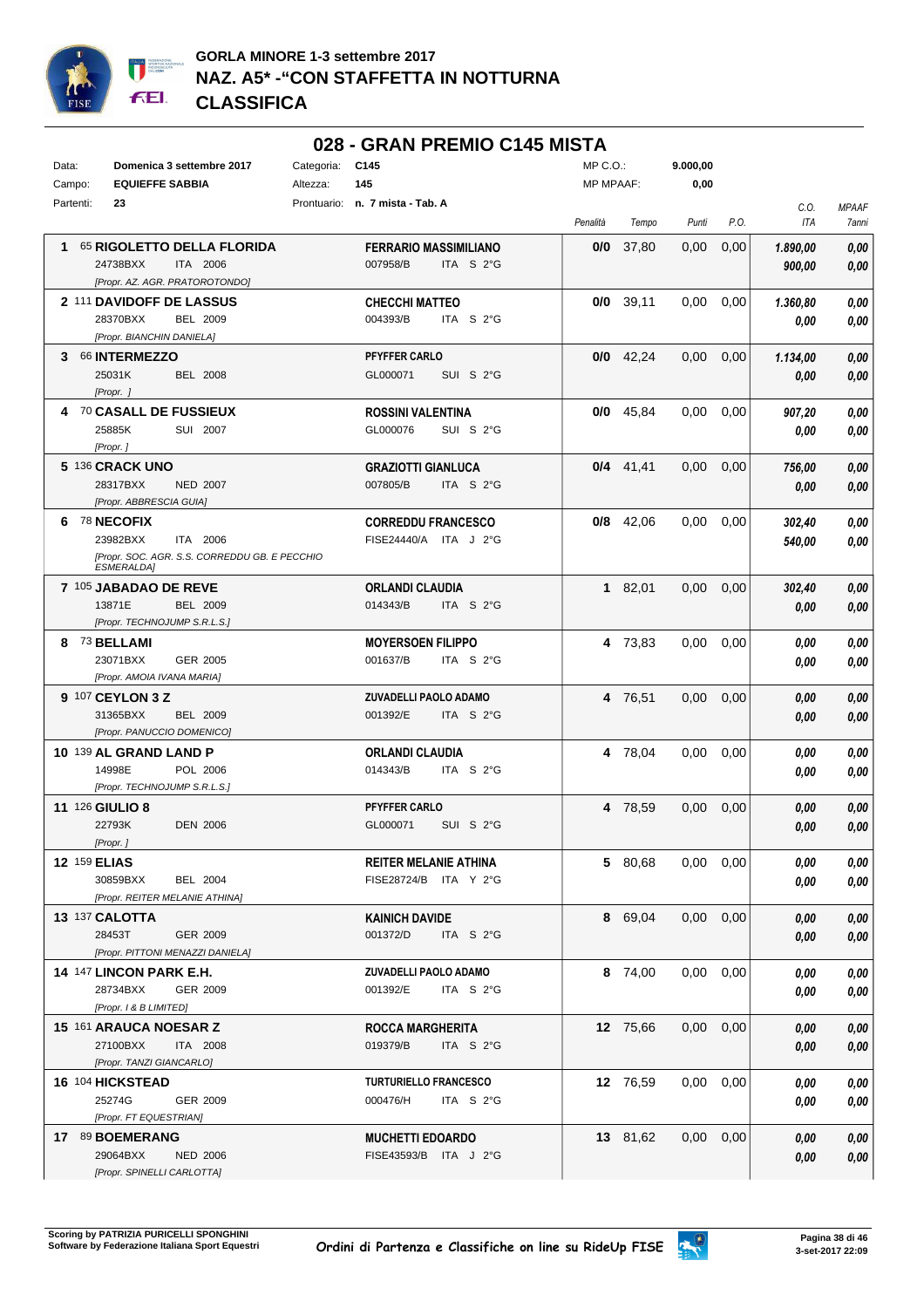**GORLA MINORE 1-3 settembre 2017**
**NAZ. A5* -"CON STAFFETTA IN NOTTURNA**
**CLASSIFICA**

## 028 - GRAN PREMIO C145 MISTA

| | | | | | |
|---|---|---|---|---|---|
| Data: | Domenica 3 settembre 2017 | Categoria: | C145 | MP C.O.: | 9.000,00 |
| Campo: | EQUIEFFE SABBIA | Altezza: | 145 | MP MPAAF: | 0,00 |
| Partenti: | 23 | Prontuario: | n. 7 mista - Tab. A | | |

| Pos. | Cavallo | Cavaliere | Penalità | Tempo | Punti | P.O. | C.O. ITA | MPAAF 7anni |
|---|---|---|---|---|---|---|---|---|
| 1 | 65 **RIGOLETTO DELLA FLORIDA** 24738BXX ITA 2006 [Propr. AZ. AGR. PRATOROTONDO] | **FERRARIO MASSIMILIANO** 007958/B ITA S 2°G | 0/0 | 37,80 | 0,00 | 0,00 | 1.890,00 / 900,00 | 0,00 / 0,00 |
| 2 | 111 **DAVIDOFF DE LASSUS** 28370BXX BEL 2009 [Propr. BIANCHIN DANIELA] | **CHECCHI MATTEO** 004393/B ITA S 2°G | 0/0 | 39,11 | 0,00 | 0,00 | 1.360,80 / 0,00 | 0,00 / 0,00 |
| 3 | 66 **INTERMEZZO** 25031K BEL 2008 [Propr. ] | **PFYFFER CARLO** GL000071 SUI S 2°G | 0/0 | 42,24 | 0,00 | 0,00 | 1.134,00 / 0,00 | 0,00 / 0,00 |
| 4 | 70 **CASALL DE FUSSIEUX** 25885K SUI 2007 [Propr. ] | **ROSSINI VALENTINA** GL000076 SUI S 2°G | 0/0 | 45,84 | 0,00 | 0,00 | 907,20 / 0,00 | 0,00 / 0,00 |
| 5 | 136 **CRACK UNO** 28317BXX NED 2007 [Propr. ABBRESCIA GUIA] | **GRAZIOTTI GIANLUCA** 007805/B ITA S 2°G | 0/4 | 41,41 | 0,00 | 0,00 | 756,00 / 0,00 | 0,00 / 0,00 |
| 6 | 78 **NECOFIX** 23982BXX ITA 2006 [Propr. SOC. AGR. S.S. CORREDDU GB. E PECCHIO ESMERALDA] | **CORREDDU FRANCESCO** FISE24440/A ITA J 2°G | 0/8 | 42,06 | 0,00 | 0,00 | 302,40 / 540,00 | 0,00 / 0,00 |
| 7 | 105 **JABADAO DE REVE** 13871E BEL 2009 [Propr. TECHNOJUMP S.R.L.S.] | **ORLANDI CLAUDIA** 014343/B ITA S 2°G | 1 | 82,01 | 0,00 | 0,00 | 302,40 / 0,00 | 0,00 / 0,00 |
| 8 | 73 **BELLAMI** 23071BXX GER 2005 [Propr. AMOIA IVANA MARIA] | **MOYERSOEN FILIPPO** 001637/B ITA S 2°G | 4 | 73,83 | 0,00 | 0,00 | 0,00 / 0,00 | 0,00 / 0,00 |
| 9 | 107 **CEYLON 3 Z** 31365BXX BEL 2009 [Propr. PANUCCIO DOMENICO] | **ZUVADELLI PAOLO ADAMO** 001392/E ITA S 2°G | 4 | 76,51 | 0,00 | 0,00 | 0,00 / 0,00 | 0,00 / 0,00 |
| 10 | 139 **AL GRAND LAND P** 14998E POL 2006 [Propr. TECHNOJUMP S.R.L.S.] | **ORLANDI CLAUDIA** 014343/B ITA S 2°G | 4 | 78,04 | 0,00 | 0,00 | 0,00 / 0,00 | 0,00 / 0,00 |
| 11 | 126 **GIULIO 8** 22793K DEN 2006 [Propr. ] | **PFYFFER CARLO** GL000071 SUI S 2°G | 4 | 78,59 | 0,00 | 0,00 | 0,00 / 0,00 | 0,00 / 0,00 |
| 12 | 159 **ELIAS** 30859BXX BEL 2004 [Propr. REITER MELANIE ATHINA] | **REITER MELANIE ATHINA** FISE28724/B ITA Y 2°G | 5 | 80,68 | 0,00 | 0,00 | 0,00 / 0,00 | 0,00 / 0,00 |
| 13 | 137 **CALOTTA** 28453T GER 2009 [Propr. PITTONI MENAZZI DANIELA] | **KAINICH DAVIDE** 001372/D ITA S 2°G | 8 | 69,04 | 0,00 | 0,00 | 0,00 / 0,00 | 0,00 / 0,00 |
| 14 | 147 **LINCON PARK E.H.** 28734BXX GER 2009 [Propr. I & B LIMITED] | **ZUVADELLI PAOLO ADAMO** 001392/E ITA S 2°G | 8 | 74,00 | 0,00 | 0,00 | 0,00 / 0,00 | 0,00 / 0,00 |
| 15 | 161 **ARAUCA NOESAR Z** 27100BXX ITA 2008 [Propr. TANZI GIANCARLO] | **ROCCA MARGHERITA** 019379/B ITA S 2°G | 12 | 75,66 | 0,00 | 0,00 | 0,00 / 0,00 | 0,00 / 0,00 |
| 16 | 104 **HICKSTEAD** 25274G GER 2009 [Propr. FT EQUESTRIAN] | **TURTURIELLO FRANCESCO** 000476/H ITA S 2°G | 12 | 76,59 | 0,00 | 0,00 | 0,00 / 0,00 | 0,00 / 0,00 |
| 17 | 89 **BOEMERANG** 29064BXX NED 2006 [Propr. SPINELLI CARLOTTA] | **MUCHETTI EDOARDO** FISE43593/B ITA J 2°G | 13 | 81,62 | 0,00 | 0,00 | 0,00 / 0,00 | 0,00 / 0,00 |

Scoring by PATRIZIA PURICELLI SPONGHINI
Software by Federazione Italiana Sport Equestri

Ordini di Partenza e Classifiche on line su RideUp FISE

3-set-2017 22:09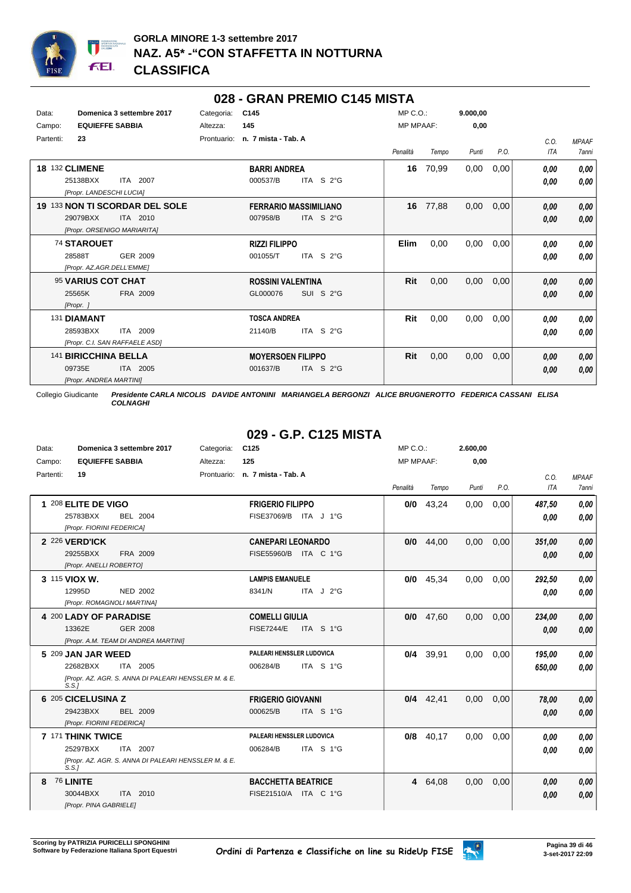# GORLA MINORE 1-3 settembre 2017
## NAZ. A5* -"CON STAFFETTA IN NOTTURNA
## CLASSIFICA

## 028 - GRAN PREMIO C145 MISTA

| | | | | | |
|---|---|---|---|---|---|
| Data: | Domenica 3 settembre 2017 | Categoria: | C145 | MP C.O.: | 9.000,00 |
| Campo: | EQUIEFFE SABBIA | Altezza: | 145 | MP MPAAF: | 0,00 |
| Partenti: | 23 | Prontuario: | n. 7 mista - Tab. A | | |

| Pos. | Cavallo | Cavaliere | Penalità | Tempo | Punti | P.O. | C.O. ITA | MPAAF 7anni |
|---|---|---|---|---|---|---|---|---|
| 18 | 132 **CLIMENE** 25138BXX ITA 2007 [Propr. LANDESCHI LUCIA] | **BARRI ANDREA** 000537/B ITA S 2°G | 16 | 70,99 | 0,00 | 0,00 | 0,00 / 0,00 | 0,00 / 0,00 |
| 19 | 133 **NON TI SCORDAR DEL SOLE** 29079BXX ITA 2010 [Propr. ORSENIGO MARIARITA] | **FERRARIO MASSIMILIANO** 007958/B ITA S 2°G | 16 | 77,88 | 0,00 | 0,00 | 0,00 / 0,00 | 0,00 / 0,00 |
| | 74 **STAROUET** 28588T GER 2009 [Propr. AZ.AGR.DELL'EMME] | **RIZZI FILIPPO** 001055/T ITA S 2°G | Elim | 0,00 | 0,00 | 0,00 | 0,00 / 0,00 | 0,00 / 0,00 |
| | 95 **VARIUS COT CHAT** 25565K FRA 2009 [Propr. ] | **ROSSINI VALENTINA** GL000076 SUI S 2°G | Rit | 0,00 | 0,00 | 0,00 | 0,00 / 0,00 | 0,00 / 0,00 |
| | 131 **DIAMANT** 28593BXX ITA 2009 [Propr. C.I. SAN RAFFAELE ASD] | **TOSCA ANDREA** 21140/B ITA S 2°G | Rit | 0,00 | 0,00 | 0,00 | 0,00 / 0,00 | 0,00 / 0,00 |
| | 141 **BIRICCHINA BELLA** 09735E ITA 2005 [Propr. ANDREA MARTINI] | **MOYERSOEN FILIPPO** 001637/B ITA S 2°G | Rit | 0,00 | 0,00 | 0,00 | 0,00 / 0,00 | 0,00 / 0,00 |

Collegio Giudicante ***Presidente CARLA NICOLIS DAVIDE ANTONINI MARIANGELA BERGONZI ALICE BRUGNEROTTO FEDERICA CASSANI ELISA COLNAGHI***

## 029 - G.P. C125 MISTA

| | | | | | |
|---|---|---|---|---|---|
| Data: | Domenica 3 settembre 2017 | Categoria: | C125 | MP C.O.: | 2.600,00 |
| Campo: | EQUIEFFE SABBIA | Altezza: | 125 | MP MPAAF: | 0,00 |
| Partenti: | 19 | Prontuario: | n. 7 mista - Tab. A | | |

| Pos. | Cavallo | Cavaliere | Penalità | Tempo | Punti | P.O. | C.O. ITA | MPAAF 7anni |
|---|---|---|---|---|---|---|---|---|
| 1 | 208 **ELITE DE VIGO** 25783BXX BEL 2004 [Propr. FIORINI FEDERICA] | **FRIGERIO FILIPPO** FISE37069/B ITA J 1°G | 0/0 | 43,24 | 0,00 | 0,00 | 487,50 / 0,00 | 0,00 / 0,00 |
| 2 | 226 **VERD'ICK** 29255BXX FRA 2009 [Propr. ANELLI ROBERTO] | **CANEPARI LEONARDO** FISE55960/B ITA C 1°G | 0/0 | 44,00 | 0,00 | 0,00 | 351,00 / 0,00 | 0,00 / 0,00 |
| 3 | 115 **VIOX W.** 12995D NED 2002 [Propr. ROMAGNOLI MARTINA] | **LAMPIS EMANUELE** 8341/N ITA J 2°G | 0/0 | 45,34 | 0,00 | 0,00 | 292,50 / 0,00 | 0,00 / 0,00 |
| 4 | 200 **LADY OF PARADISE** 13362E GER 2008 [Propr. A.M. TEAM DI ANDREA MARTINI] | **COMELLI GIULIA** FISE7244/E ITA S 1°G | 0/0 | 47,60 | 0,00 | 0,00 | 234,00 / 0,00 | 0,00 / 0,00 |
| 5 | 209 **JAN JAR WEED** 22682BXX ITA 2005 [Propr. AZ. AGR. S. ANNA DI PALEARI HENSSLER M. & E. S.S.] | **PALEARI HENSSLER LUDOVICA** 006284/B ITA S 1°G | 0/4 | 39,91 | 0,00 | 0,00 | 195,00 / 650,00 | 0,00 / 0,00 |
| 6 | 205 **CICELUSINA Z** 29423BXX BEL 2009 [Propr. FIORINI FEDERICA] | **FRIGERIO GIOVANNI** 000625/B ITA S 1°G | 0/4 | 42,41 | 0,00 | 0,00 | 78,00 / 0,00 | 0,00 / 0,00 |
| 7 | 171 **THINK TWICE** 25297BXX ITA 2007 [Propr. AZ. AGR. S. ANNA DI PALEARI HENSSLER M. & E. S.S.] | **PALEARI HENSSLER LUDOVICA** 006284/B ITA S 1°G | 0/8 | 40,17 | 0,00 | 0,00 | 0,00 / 0,00 | 0,00 / 0,00 |
| 8 | 76 **LINITE** 30044BXX ITA 2010 [Propr. PINA GABRIELE] | **BACCHETTA BEATRICE** FISE21510/A ITA C 1°G | 4 | 64,08 | 0,00 | 0,00 | 0,00 / 0,00 | 0,00 / 0,00 |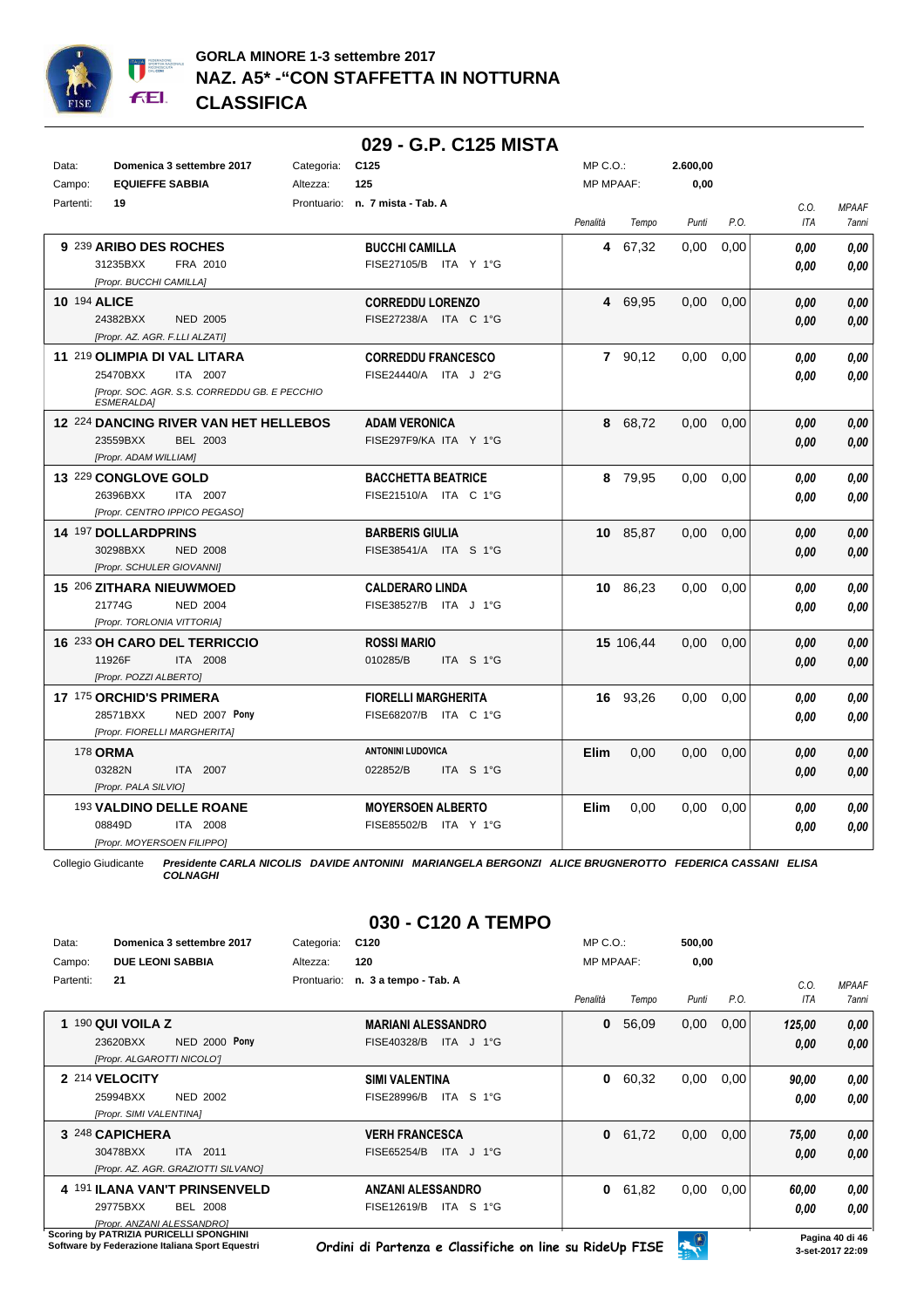# GORLA MINORE 1-3 settembre 2017
## NAZ. A5* -"CON STAFFETTA IN NOTTURNA
## CLASSIFICA

## 029 - G.P. C125 MISTA

| | | | | | |
|---|---|---|---|---|---|
| Data: | **Domenica 3 settembre 2017** | Categoria: | C125 | MP C.O.: | **2.600,00** |
| Campo: | **EQUIEFFE SABBIA** | Altezza: | 125 | MP MPAAF: | **0,00** |
| Partenti: | **19** | Prontuario: | **n. 7 mista - Tab. A** | | |

| Pos. | Cavallo | Cavaliere | Penalità | Tempo | Punti | P.O. | C.O. ITA | MPAAF 7anni |
|---|---|---|---|---|---|---|---|---|
| 9 | 239 **ARIBO DES ROCHES** 31235BXX FRA 2010 [Propr. BUCCHI CAMILLA] | **BUCCHI CAMILLA** FISE27105/B ITA Y 1°G | **4** | 67,32 | 0,00 | 0,00 | 0,00 / 0,00 | 0,00 / 0,00 |
| 10 | 194 **ALICE** 24382BXX NED 2005 [Propr. AZ. AGR. F.LLI ALZATI] | **CORREDDU LORENZO** FISE27238/A ITA C 1°G | **4** | 69,95 | 0,00 | 0,00 | 0,00 / 0,00 | 0,00 / 0,00 |
| 11 | 219 **OLIMPIA DI VAL LITARA** 25470BXX ITA 2007 [Propr. SOC. AGR. S.S. CORREDDU GB. E PECCHIO ESMERALDA] | **CORREDDU FRANCESCO** FISE24440/A ITA J 2°G | **7** | 90,12 | 0,00 | 0,00 | 0,00 / 0,00 | 0,00 / 0,00 |
| 12 | 224 **DANCING RIVER VAN HET HELLEBOS** 23559BXX BEL 2003 [Propr. ADAM WILLIAM] | **ADAM VERONICA** FISE297F9/KA ITA Y 1°G | **8** | 68,72 | 0,00 | 0,00 | 0,00 / 0,00 | 0,00 / 0,00 |
| 13 | 229 **CONGLOVE GOLD** 26396BXX ITA 2007 [Propr. CENTRO IPPICO PEGASO] | **BACCHETTA BEATRICE** FISE21510/A ITA C 1°G | **8** | 79,95 | 0,00 | 0,00 | 0,00 / 0,00 | 0,00 / 0,00 |
| 14 | 197 **DOLLARDPRINS** 30298BXX NED 2008 [Propr. SCHULER GIOVANNI] | **BARBERIS GIULIA** FISE38541/A ITA S 1°G | **10** | 85,87 | 0,00 | 0,00 | 0,00 / 0,00 | 0,00 / 0,00 |
| 15 | 206 **ZITHARA NIEUWMOED** 21774G NED 2004 [Propr. TORLONIA VITTORIA] | **CALDERARO LINDA** FISE38527/B ITA J 1°G | **10** | 86,23 | 0,00 | 0,00 | 0,00 / 0,00 | 0,00 / 0,00 |
| 16 | 233 **OH CARO DEL TERRICCIO** 11926F ITA 2008 [Propr. POZZI ALBERTO] | **ROSSI MARIO** 010285/B ITA S 1°G | **15** | 106,44 | 0,00 | 0,00 | 0,00 / 0,00 | 0,00 / 0,00 |
| 17 | 175 **ORCHID'S PRIMERA** 28571BXX NED 2007 **Pony** [Propr. FIORELLI MARGHERITA] | **FIORELLI MARGHERITA** FISE68207/B ITA C 1°G | **16** | 93,26 | 0,00 | 0,00 | 0,00 / 0,00 | 0,00 / 0,00 |
| | 178 **ORMA** 03282N ITA 2007 [Propr. PALA SILVIO] | **ANTONINI LUDOVICA** 022852/B ITA S 1°G | **Elim** | 0,00 | 0,00 | 0,00 | 0,00 / 0,00 | 0,00 / 0,00 |
| | 193 **VALDINO DELLE ROANE** 08849D ITA 2008 [Propr. MOYERSOEN FILIPPO] | **MOYERSOEN ALBERTO** FISE85502/B ITA Y 1°G | **Elim** | 0,00 | 0,00 | 0,00 | 0,00 / 0,00 | 0,00 / 0,00 |

Collegio Giudicante ***Presidente CARLA NICOLIS DAVIDE ANTONINI MARIANGELA BERGONZI ALICE BRUGNEROTTO FEDERICA CASSANI ELISA COLNAGHI***

## 030 - C120 A TEMPO

| | | | | | |
|---|---|---|---|---|---|
| Data: | **Domenica 3 settembre 2017** | Categoria: | C120 | MP C.O.: | **500,00** |
| Campo: | **DUE LEONI SABBIA** | Altezza: | 120 | MP MPAAF: | **0,00** |
| Partenti: | **21** | Prontuario: | **n. 3 a tempo - Tab. A** | | |

| Pos. | Cavallo | Cavaliere | Penalità | Tempo | Punti | P.O. | C.O. ITA | MPAAF 7anni |
|---|---|---|---|---|---|---|---|---|
| 1 | 190 **QUI VOILA Z** 23620BXX NED 2000 **Pony** [Propr. ALGAROTTI NICOLO'] | **MARIANI ALESSANDRO** FISE40328/B ITA J 1°G | **0** | 56,09 | 0,00 | 0,00 | 125,00 / 0,00 | 0,00 / 0,00 |
| 2 | 214 **VELOCITY** 25994BXX NED 2002 [Propr. SIMI VALENTINA] | **SIMI VALENTINA** FISE28996/B ITA S 1°G | **0** | 60,32 | 0,00 | 0,00 | 90,00 / 0,00 | 0,00 / 0,00 |
| 3 | 248 **CAPICHERA** 30478BXX ITA 2011 [Propr. AZ. AGR. GRAZIOTTI SILVANO] | **VERH FRANCESCA** FISE65254/B ITA J 1°G | **0** | 61,72 | 0,00 | 0,00 | 75,00 / 0,00 | 0,00 / 0,00 |
| 4 | 191 **ILANA VAN'T PRINSENVELD** 29775BXX BEL 2008 [Propr. ANZANI ALESSANDRO] | **ANZANI ALESSANDRO** FISE12619/B ITA S 1°G | **0** | 61,82 | 0,00 | 0,00 | 60,00 / 0,00 | 0,00 / 0,00 |

Scoring by PATRIZIA PURICELLI SPONGHINI
Software by Federazione Italiana Sport Equestri

Ordini di Partenza e Classifiche on line su RideUp FISE

3-set-2017 22:09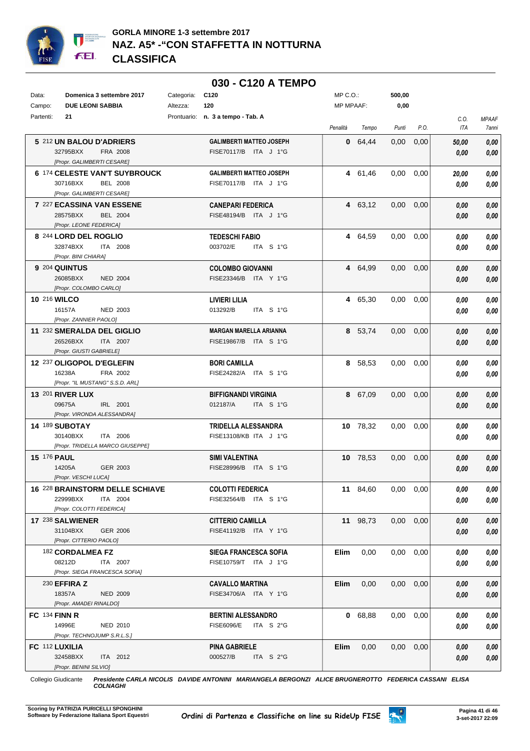# GORLA MINORE 1-3 settembre 2017
## NAZ. A5* -"CON STAFFETTA IN NOTTURNA
## CLASSIFICA

### 030 - C120 A TEMPO

| | | | | | |
|---|---|---|---|---|---|
| Data: | Domenica 3 settembre 2017 | Categoria: | C120 | MP C.O.: | 500,00 |
| Campo: | DUE LEONI SABBIA | Altezza: | 120 | MP MPAAF: | 0,00 |
| Partenti: | 21 | Prontuario: | n. 3 a tempo - Tab. A | | |

| Cl. | N. | Cavallo | Cavaliere | Penalità | Tempo | Punti | P.O. | C.O. ITA | MPAAF 7anni |
|---|---|---|---|---|---|---|---|---|---|
| 5 | 212 | **UN BALOU D'ADRIERS** 32795BXX FRA 2008 [Propr. GALIMBERTI CESARE] | **GALIMBERTI MATTEO JOSEPH** FISE70117/B ITA J 1°G | 0 | 64,44 | 0,00 | 0,00 | 50,00 / 0,00 | 0,00 / 0,00 |
| 6 | 174 | **CELESTE VAN'T SUYBROUCK** 30716BXX BEL 2008 [Propr. GALIMBERTI CESARE] | **GALIMBERTI MATTEO JOSEPH** FISE70117/B ITA J 1°G | 4 | 61,46 | 0,00 | 0,00 | 20,00 / 0,00 | 0,00 / 0,00 |
| 7 | 227 | **ECASSINA VAN ESSENE** 28575BXX BEL 2004 [Propr. LEONE FEDERICA] | **CANEPARI FEDERICA** FISE48194/B ITA J 1°G | 4 | 63,12 | 0,00 | 0,00 | 0,00 / 0,00 | 0,00 / 0,00 |
| 8 | 244 | **LORD DEL ROGLIO** 32874BXX ITA 2008 [Propr. BINI CHIARA] | **TEDESCHI FABIO** 003702/E ITA S 1°G | 4 | 64,59 | 0,00 | 0,00 | 0,00 / 0,00 | 0,00 / 0,00 |
| 9 | 204 | **QUINTUS** 26085BXX NED 2004 [Propr. COLOMBO CARLO] | **COLOMBO GIOVANNI** FISE23346/B ITA Y 1°G | 4 | 64,99 | 0,00 | 0,00 | 0,00 / 0,00 | 0,00 / 0,00 |
| 10 | 216 | **WILCO** 16157A NED 2003 [Propr. ZANNIER PAOLO] | **LIVIERI LILIA** 013292/B ITA S 1°G | 4 | 65,30 | 0,00 | 0,00 | 0,00 / 0,00 | 0,00 / 0,00 |
| 11 | 232 | **SMERALDA DEL GIGLIO** 26526BXX ITA 2007 [Propr. GIUSTI GABRIELE] | **MARGAN MARELLA ARIANNA** FISE19867/B ITA S 1°G | 8 | 53,74 | 0,00 | 0,00 | 0,00 / 0,00 | 0,00 / 0,00 |
| 12 | 237 | **OLIGOPOL D'EGLEFIN** 16238A FRA 2002 [Propr. "IL MUSTANG" S.S.D. ARL] | **BORI CAMILLA** FISE24282/A ITA S 1°G | 8 | 58,53 | 0,00 | 0,00 | 0,00 / 0,00 | 0,00 / 0,00 |
| 13 | 201 | **RIVER LUX** 09675A IRL 2001 [Propr. VIRONDA ALESSANDRA] | **BIFFIGNANDI VIRGINIA** 012187/A ITA S 1°G | 8 | 67,09 | 0,00 | 0,00 | 0,00 / 0,00 | 0,00 / 0,00 |
| 14 | 189 | **SUBOTAY** 30140BXX ITA 2006 [Propr. TRIDELLA MARCO GIUSEPPE] | **TRIDELLA ALESSANDRA** FISE13108/KB ITA J 1°G | 10 | 78,32 | 0,00 | 0,00 | 0,00 / 0,00 | 0,00 / 0,00 |
| 15 | 176 | **PAUL** 14205A GER 2003 [Propr. VESCHI LUCA] | **SIMI VALENTINA** FISE28996/B ITA S 1°G | 10 | 78,53 | 0,00 | 0,00 | 0,00 / 0,00 | 0,00 / 0,00 |
| 16 | 228 | **BRAINSTORM DELLE SCHIAVE** 22999BXX ITA 2004 [Propr. COLOTTI FEDERICA] | **COLOTTI FEDERICA** FISE32564/B ITA S 1°G | 11 | 84,60 | 0,00 | 0,00 | 0,00 / 0,00 | 0,00 / 0,00 |
| 17 | 238 | **SALWIENER** 31104BXX GER 2006 [Propr. CITTERIO PAOLO] | **CITTERIO CAMILLA** FISE41192/B ITA Y 1°G | 11 | 98,73 | 0,00 | 0,00 | 0,00 / 0,00 | 0,00 / 0,00 |
| | 182 | **CORDALMEA FZ** 08212D ITA 2007 [Propr. SIEGA FRANCESCA SOFIA] | **SIEGA FRANCESCA SOFIA** FISE10759/T ITA J 1°G | Elim | 0,00 | 0,00 | 0,00 | 0,00 / 0,00 | 0,00 / 0,00 |
| | 230 | **EFFIRA Z** 18357A NED 2009 [Propr. AMADEI RINALDO] | **CAVALLO MARTINA** FISE34706/A ITA Y 1°G | Elim | 0,00 | 0,00 | 0,00 | 0,00 / 0,00 | 0,00 / 0,00 |
| FC | 134 | **FINN R** 14996E NED 2010 [Propr. TECHNOJUMP S.R.L.S.] | **BERTINI ALESSANDRO** FISE6096/E ITA S 2°G | 0 | 68,88 | 0,00 | 0,00 | 0,00 / 0,00 | 0,00 / 0,00 |
| FC | 112 | **LUXILIA** 32458BXX ITA 2012 [Propr. BENINI SILVIO] | **PINA GABRIELE** 000527/B ITA S 2°G | Elim | 0,00 | 0,00 | 0,00 | 0,00 / 0,00 | 0,00 / 0,00 |

Collegio Giudicante *Presidente CARLA NICOLIS DAVIDE ANTONINI MARIANGELA BERGONZI ALICE BRUGNEROTTO FEDERICA CASSANI ELISA COLNAGHI*

Scoring by PATRIZIA PURICELLI SPONGHINI
Software by Federazione Italiana Sport Equestri

Ordini di Partenza e Classifiche on line su RideUp FISE

3-set-2017 22:09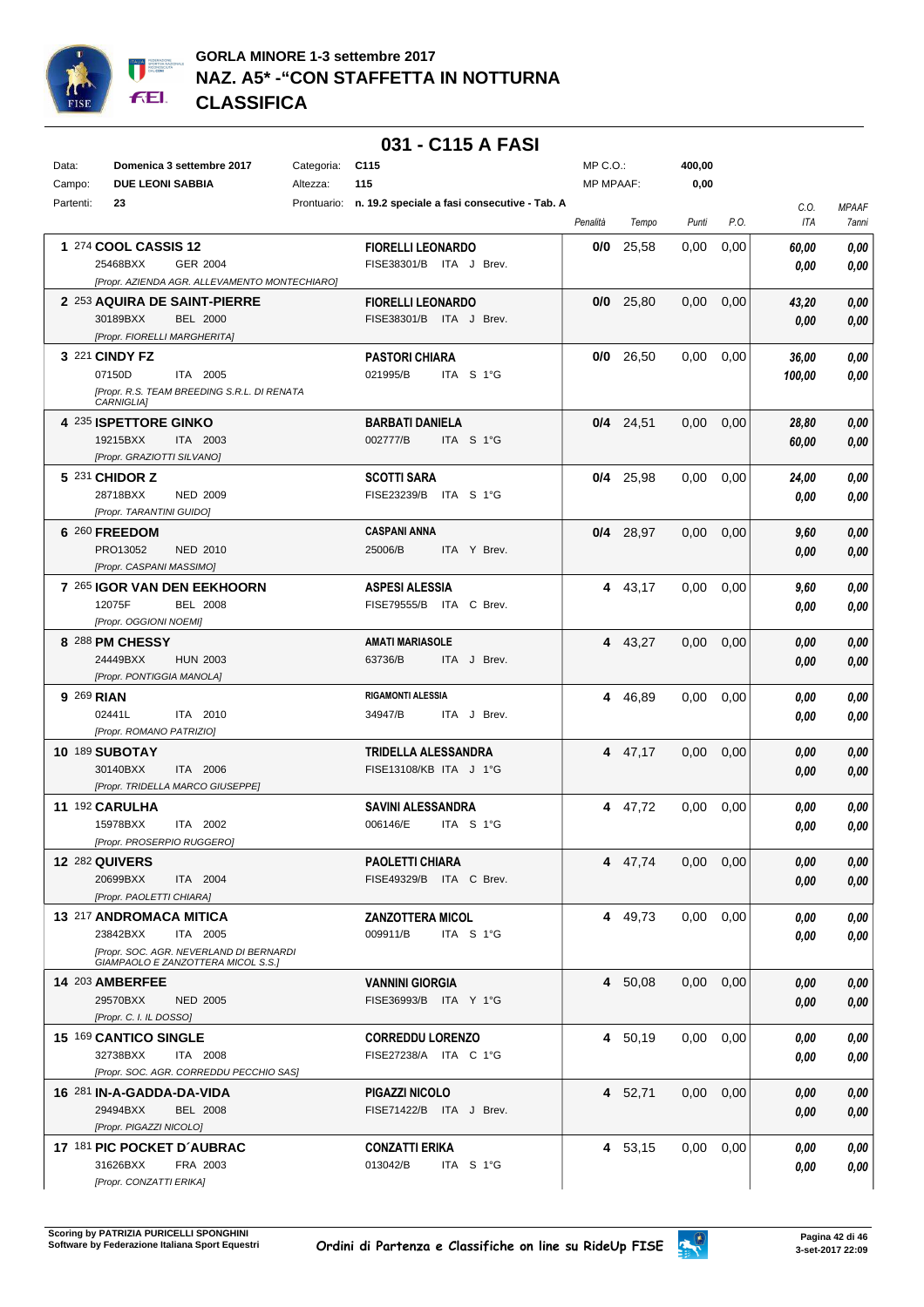## GORLA MINORE 1-3 settembre 2017
## NAZ. A5* -"CON STAFFETTA IN NOTTURNA
## CLASSIFICA

### 031 - C115 A FASI

| Data: | Domenica 3 settembre 2017 | Categoria: | C115 | MP C.O.: | 400,00 |
|---|---|---|---|---|---|
| Campo: | DUE LEONI SABBIA | Altezza: | 115 | MP MPAAF: | 0,00 |
| Partenti: | 23 | Prontuario: | n. 19.2 speciale a fasi consecutive - Tab. A | | |

| Pos. | Cavallo | Cavaliere | Penalità | Tempo | Punti | P.O. | C.O. / ITA | MPAAF / 7anni |
|---|---|---|---|---|---|---|---|---|
| 1 | 274 **COOL CASSIS 12** 25468BXX GER 2004 [Propr. AZIENDA AGR. ALLEVAMENTO MONTECHIARO] | **FIORELLI LEONARDO** FISE38301/B ITA J Brev. | 0/0 | 25,58 | 0,00 | 0,00 | 60,00 / 0,00 | 0,00 / 0,00 |
| 2 | 253 **AQUIRA DE SAINT-PIERRE** 30189BXX BEL 2000 [Propr. FIORELLI MARGHERITA] | **FIORELLI LEONARDO** FISE38301/B ITA J Brev. | 0/0 | 25,80 | 0,00 | 0,00 | 43,20 / 0,00 | 0,00 / 0,00 |
| 3 | 221 **CINDY FZ** 07150D ITA 2005 [Propr. R.S. TEAM BREEDING S.R.L. DI RENATA CARNIGLIA] | **PASTORI CHIARA** 021995/B ITA S 1°G | 0/0 | 26,50 | 0,00 | 0,00 | 36,00 / 100,00 | 0,00 / 0,00 |
| 4 | 235 **ISPETTORE GINKO** 19215BXX ITA 2003 [Propr. GRAZIOTTI SILVANO] | **BARBATI DANIELA** 002777/B ITA S 1°G | 0/4 | 24,51 | 0,00 | 0,00 | 28,80 / 60,00 | 0,00 / 0,00 |
| 5 | 231 **CHIDOR Z** 28718BXX NED 2009 [Propr. TARANTINI GUIDO] | **SCOTTI SARA** FISE23239/B ITA S 1°G | 0/4 | 25,98 | 0,00 | 0,00 | 24,00 / 0,00 | 0,00 / 0,00 |
| 6 | 260 **FREEDOM** PRO13052 NED 2010 [Propr. CASPANI MASSIMO] | **CASPANI ANNA** 25006/B ITA Y Brev. | 0/4 | 28,97 | 0,00 | 0,00 | 9,60 / 0,00 | 0,00 / 0,00 |
| 7 | 265 **IGOR VAN DEN EEKHOORN** 12075F BEL 2008 [Propr. OGGIONI NOEMI] | **ASPESI ALESSIA** FISE79555/B ITA C Brev. | 4 | 43,17 | 0,00 | 0,00 | 9,60 / 0,00 | 0,00 / 0,00 |
| 8 | 288 **PM CHESSY** 24449BXX HUN 2003 [Propr. PONTIGGIA MANOLA] | **AMATI MARIASOLE** 63736/B ITA J Brev. | 4 | 43,27 | 0,00 | 0,00 | 0,00 / 0,00 | 0,00 / 0,00 |
| 9 | 269 **RIAN** 02441L ITA 2010 [Propr. ROMANO PATRIZIO] | **RIGAMONTI ALESSIA** 34947/B ITA J Brev. | 4 | 46,89 | 0,00 | 0,00 | 0,00 / 0,00 | 0,00 / 0,00 |
| 10 | 189 **SUBOTAY** 30140BXX ITA 2006 [Propr. TRIDELLA MARCO GIUSEPPE] | **TRIDELLA ALESSANDRA** FISE13108/KB ITA J 1°G | 4 | 47,17 | 0,00 | 0,00 | 0,00 / 0,00 | 0,00 / 0,00 |
| 11 | 192 **CARULHA** 15978BXX ITA 2002 [Propr. PROSERPIO RUGGERO] | **SAVINI ALESSANDRA** 006146/E ITA S 1°G | 4 | 47,72 | 0,00 | 0,00 | 0,00 / 0,00 | 0,00 / 0,00 |
| 12 | 282 **QUIVERS** 20699BXX ITA 2004 [Propr. PAOLETTI CHIARA] | **PAOLETTI CHIARA** FISE49329/B ITA C Brev. | 4 | 47,74 | 0,00 | 0,00 | 0,00 / 0,00 | 0,00 / 0,00 |
| 13 | 217 **ANDROMACA MITICA** 23842BXX ITA 2005 [Propr. SOC. AGR. NEVERLAND DI BERNARDI GIAMPAOLO E ZANZOTTERA MICOL S.S.] | **ZANZOTTERA MICOL** 009911/B ITA S 1°G | 4 | 49,73 | 0,00 | 0,00 | 0,00 / 0,00 | 0,00 / 0,00 |
| 14 | 203 **AMBERFEE** 29570BXX NED 2005 [Propr. C. I. IL DOSSO] | **VANNINI GIORGIA** FISE36993/B ITA Y 1°G | 4 | 50,08 | 0,00 | 0,00 | 0,00 / 0,00 | 0,00 / 0,00 |
| 15 | 169 **CANTICO SINGLE** 32738BXX ITA 2008 [Propr. SOC. AGR. CORREDDU PECCHIO SAS] | **CORREDDU LORENZO** FISE27238/A ITA C 1°G | 4 | 50,19 | 0,00 | 0,00 | 0,00 / 0,00 | 0,00 / 0,00 |
| 16 | 281 **IN-A-GADDA-DA-VIDA** 29494BXX BEL 2008 [Propr. PIGAZZI NICOLO] | **PIGAZZI NICOLO** FISE71422/B ITA J Brev. | 4 | 52,71 | 0,00 | 0,00 | 0,00 / 0,00 | 0,00 / 0,00 |
| 17 | 181 **PIC POCKET D´AUBRAC** 31626BXX FRA 2003 [Propr. CONZATTI ERIKA] | **CONZATTI ERIKA** 013042/B ITA S 1°G | 4 | 53,15 | 0,00 | 0,00 | 0,00 / 0,00 | 0,00 / 0,00 |

Scoring by PATRIZIA PURICELLI SPONGHINI
Software by Federazione Italiana Sport Equestri

Ordini di Partenza e Classifiche on line su RideUp FISE

3-set-2017 22:09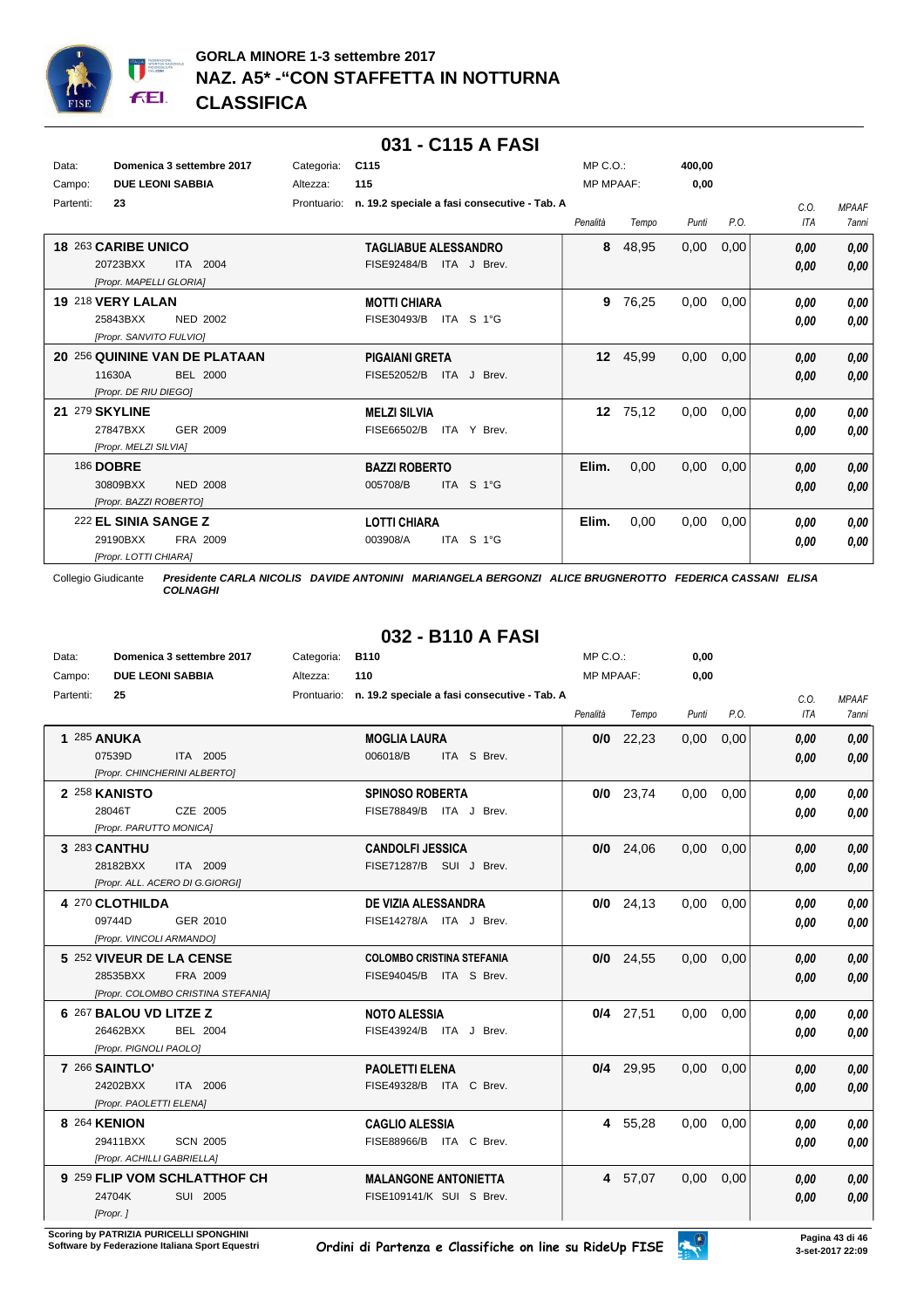# GORLA MINORE 1-3 settembre 2017
## NAZ. A5* -"CON STAFFETTA IN NOTTURNA
## CLASSIFICA

## 031 - C115 A FASI

| | | | |
|---|---|---|---|
| Data: | Domenica 3 settembre 2017 | Categoria: | C115 |
| Campo: | DUE LEONI SABBIA | Altezza: | 115 |
| Partenti: | 23 | Prontuario: | n. 19.2 speciale a fasi consecutive - Tab. A |

MP C.O.: 400,00 — MP MPAAF: 0,00

| Pos. | N. | Cavallo | Cavaliere | Penalità | Tempo | Punti | P.O. | C.O. ITA | MPAAF 7anni |
|---|---|---|---|---|---|---|---|---|---|
| 18 | 263 | **CARIBE UNICO** 20723BXX ITA 2004 [Propr. MAPELLI GLORIA] | **TAGLIABUE ALESSANDRO** FISE92484/B ITA J Brev. | 8 | 48,95 | 0,00 | 0,00 | 0,00 / 0,00 | 0,00 / 0,00 |
| 19 | 218 | **VERY LALAN** 25843BXX NED 2002 [Propr. SANVITO FULVIO] | **MOTTI CHIARA** FISE30493/B ITA S 1°G | 9 | 76,25 | 0,00 | 0,00 | 0,00 / 0,00 | 0,00 / 0,00 |
| 20 | 256 | **QUININE VAN DE PLATAAN** 11630A BEL 2000 [Propr. DE RIU DIEGO] | **PIGAIANI GRETA** FISE52052/B ITA J Brev. | 12 | 45,99 | 0,00 | 0,00 | 0,00 / 0,00 | 0,00 / 0,00 |
| 21 | 279 | **SKYLINE** 27847BXX GER 2009 [Propr. MELZI SILVIA] | **MELZI SILVIA** FISE66502/B ITA Y Brev. | 12 | 75,12 | 0,00 | 0,00 | 0,00 / 0,00 | 0,00 / 0,00 |
| | 186 | **DOBRE** 30809BXX NED 2008 [Propr. BAZZI ROBERTO] | **BAZZI ROBERTO** 005708/B ITA S 1°G | Elim. | 0,00 | 0,00 | 0,00 | 0,00 / 0,00 | 0,00 / 0,00 |
| | 222 | **EL SINIA SANGE Z** 29190BXX FRA 2009 [Propr. LOTTI CHIARA] | **LOTTI CHIARA** 003908/A ITA S 1°G | Elim. | 0,00 | 0,00 | 0,00 | 0,00 / 0,00 | 0,00 / 0,00 |

Collegio Giudicante *Presidente CARLA NICOLIS DAVIDE ANTONINI MARIANGELA BERGONZI ALICE BRUGNEROTTO FEDERICA CASSANI ELISA COLNAGHI*

## 032 - B110 A FASI

| | | | |
|---|---|---|---|
| Data: | Domenica 3 settembre 2017 | Categoria: | B110 |
| Campo: | DUE LEONI SABBIA | Altezza: | 110 |
| Partenti: | 25 | Prontuario: | n. 19.2 speciale a fasi consecutive - Tab. A |

MP C.O.: 0,00 — MP MPAAF: 0,00

| Pos. | N. | Cavallo | Cavaliere | Penalità | Tempo | Punti | P.O. | C.O. ITA | MPAAF 7anni |
|---|---|---|---|---|---|---|---|---|---|
| 1 | 285 | **ANUKA** 07539D ITA 2005 [Propr. CHINCHERINI ALBERTO] | **MOGLIA LAURA** 006018/B ITA S Brev. | 0/0 | 22,23 | 0,00 | 0,00 | 0,00 / 0,00 | 0,00 / 0,00 |
| 2 | 258 | **KANISTO** 28046T CZE 2005 [Propr. PARUTTO MONICA] | **SPINOSO ROBERTA** FISE78849/B ITA J Brev. | 0/0 | 23,74 | 0,00 | 0,00 | 0,00 / 0,00 | 0,00 / 0,00 |
| 3 | 283 | **CANTHU** 28182BXX ITA 2009 [Propr. ALL. ACERO DI G.GIORGI] | **CANDOLFI JESSICA** FISE71287/B SUI J Brev. | 0/0 | 24,06 | 0,00 | 0,00 | 0,00 / 0,00 | 0,00 / 0,00 |
| 4 | 270 | **CLOTHILDA** 09744D GER 2010 [Propr. VINCOLI ARMANDO] | **DE VIZIA ALESSANDRA** FISE14278/A ITA J Brev. | 0/0 | 24,13 | 0,00 | 0,00 | 0,00 / 0,00 | 0,00 / 0,00 |
| 5 | 252 | **VIVEUR DE LA CENSE** 28535BXX FRA 2009 [Propr. COLOMBO CRISTINA STEFANIA] | **COLOMBO CRISTINA STEFANIA** FISE94045/B ITA S Brev. | 0/0 | 24,55 | 0,00 | 0,00 | 0,00 / 0,00 | 0,00 / 0,00 |
| 6 | 267 | **BALOU VD LITZE Z** 26462BXX BEL 2004 [Propr. PIGNOLI PAOLO] | **NOTO ALESSIA** FISE43924/B ITA J Brev. | 0/4 | 27,51 | 0,00 | 0,00 | 0,00 / 0,00 | 0,00 / 0,00 |
| 7 | 266 | **SAINTLO'** 24202BXX ITA 2006 [Propr. PAOLETTI ELENA] | **PAOLETTI ELENA** FISE49328/B ITA C Brev. | 0/4 | 29,95 | 0,00 | 0,00 | 0,00 / 0,00 | 0,00 / 0,00 |
| 8 | 264 | **KENION** 29411BXX SCN 2005 [Propr. ACHILLI GABRIELLA] | **CAGLIO ALESSIA** FISE88966/B ITA C Brev. | 4 | 55,28 | 0,00 | 0,00 | 0,00 / 0,00 | 0,00 / 0,00 |
| 9 | 259 | **FLIP VOM SCHLATTHOF CH** 24704K SUI 2005 [Propr. ] | **MALANGONE ANTONIETTA** FISE109141/K SUI S Brev. | 4 | 57,07 | 0,00 | 0,00 | 0,00 / 0,00 | 0,00 / 0,00 |

Scoring by PATRIZIA PURICELLI SPONGHINI
Software by Federazione Italiana Sport Equestri

Ordini di Partenza e Classifiche on line su RideUp FISE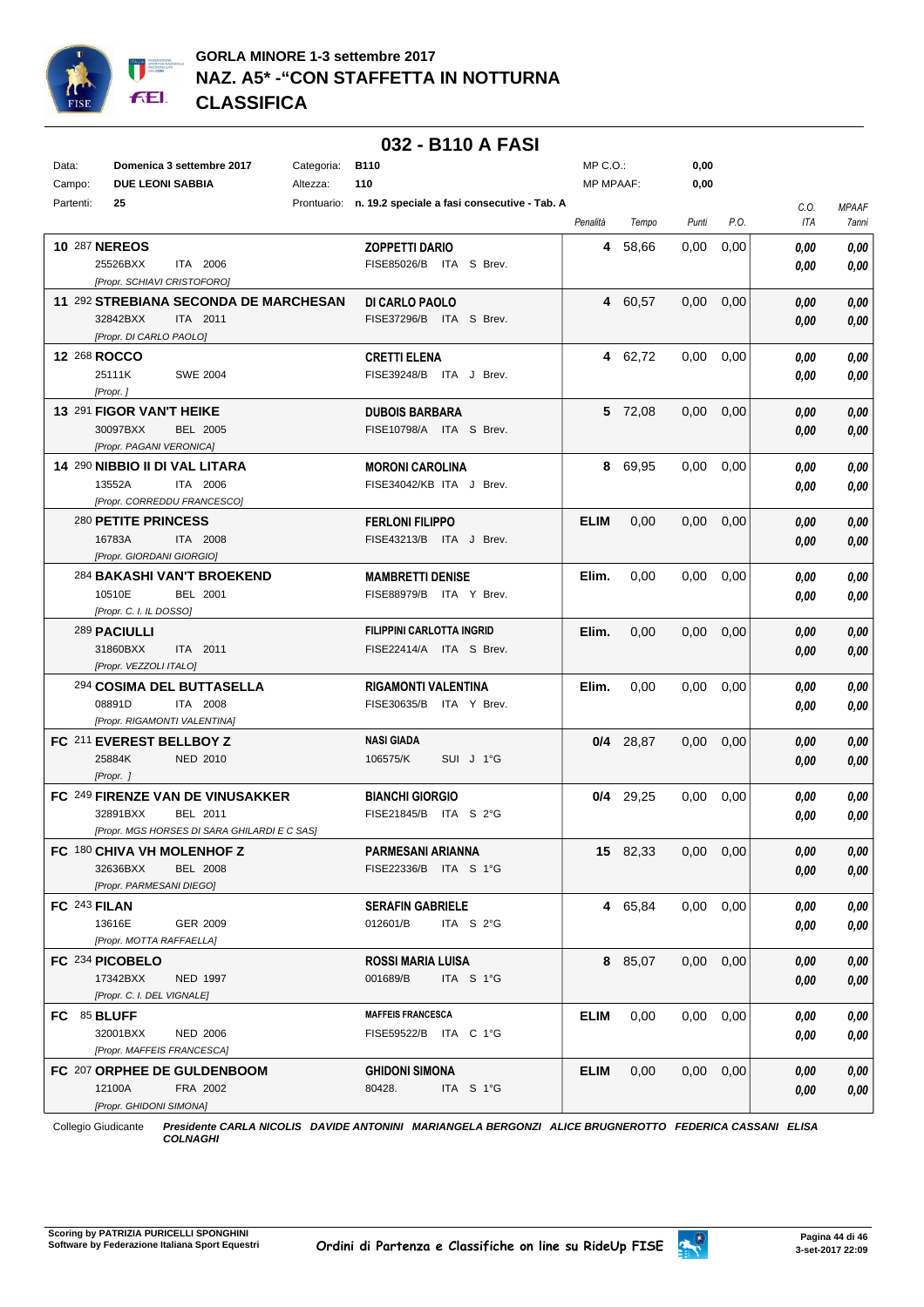# GORLA MINORE 1-3 settembre 2017
## NAZ. A5* -"CON STAFFETTA IN NOTTURNA
## CLASSIFICA

## 032 - B110 A FASI

| | | | | | |
|---|---|---|---|---|---|
| Data: | Domenica 3 settembre 2017 | Categoria: | B110 | MP C.O.: | 0,00 |
| Campo: | DUE LEONI SABBIA | Altezza: | 110 | MP MPAAF: | 0,00 |
| Partenti: | 25 | Prontuario: | n. 19.2 speciale a fasi consecutive - Tab. A | | |

| Cavallo | Cavaliere | Penalità | Tempo | Punti | P.O. | C.O. ITA | MPAAF 7anni |
|---|---|---|---|---|---|---|---|
| **10** 287 **NEREOS**<br>25526BXX ITA 2006<br>*[Propr. SCHIAVI CRISTOFORO]* | **ZOPPETTI DARIO**<br>FISE85026/B ITA S Brev. | **4** | 58,66 | 0,00 | 0,00 | ***0,00***<br>***0,00*** | ***0,00***<br>***0,00*** |
| **11** 292 **STREBIANA SECONDA DE MARCHESAN**<br>32842BXX ITA 2011<br>*[Propr. DI CARLO PAOLO]* | **DI CARLO PAOLO**<br>FISE37296/B ITA S Brev. | **4** | 60,57 | 0,00 | 0,00 | ***0,00***<br>***0,00*** | ***0,00***<br>***0,00*** |
| **12** 268 **ROCCO**<br>25111K SWE 2004<br>*[Propr. ]* | **CRETTI ELENA**<br>FISE39248/B ITA J Brev. | **4** | 62,72 | 0,00 | 0,00 | ***0,00***<br>***0,00*** | ***0,00***<br>***0,00*** |
| **13** 291 **FIGOR VAN'T HEIKE**<br>30097BXX BEL 2005<br>*[Propr. PAGANI VERONICA]* | **DUBOIS BARBARA**<br>FISE10798/A ITA S Brev. | **5** | 72,08 | 0,00 | 0,00 | ***0,00***<br>***0,00*** | ***0,00***<br>***0,00*** |
| **14** 290 **NIBBIO II DI VAL LITARA**<br>13552A ITA 2006<br>*[Propr. CORREDDU FRANCESCO]* | **MORONI CAROLINA**<br>FISE34042/KB ITA J Brev. | **8** | 69,95 | 0,00 | 0,00 | ***0,00***<br>***0,00*** | ***0,00***<br>***0,00*** |
| 280 **PETITE PRINCESS**<br>16783A ITA 2008<br>*[Propr. GIORDANI GIORGIO]* | **FERLONI FILIPPO**<br>FISE43213/B ITA J Brev. | **ELIM** | 0,00 | 0,00 | 0,00 | ***0,00***<br>***0,00*** | ***0,00***<br>***0,00*** |
| 284 **BAKASHI VAN'T BROEKEND**<br>10510E BEL 2001<br>*[Propr. C. I. IL DOSSO]* | **MAMBRETTI DENISE**<br>FISE88979/B ITA Y Brev. | **Elim.** | 0,00 | 0,00 | 0,00 | ***0,00***<br>***0,00*** | ***0,00***<br>***0,00*** |
| 289 **PACIULLI**<br>31860BXX ITA 2011<br>*[Propr. VEZZOLI ITALO]* | **FILIPPINI CARLOTTA INGRID**<br>FISE22414/A ITA S Brev. | **Elim.** | 0,00 | 0,00 | 0,00 | ***0,00***<br>***0,00*** | ***0,00***<br>***0,00*** |
| 294 **COSIMA DEL BUTTASELLA**<br>08891D ITA 2008<br>*[Propr. RIGAMONTI VALENTINA]* | **RIGAMONTI VALENTINA**<br>FISE30635/B ITA Y Brev. | **Elim.** | 0,00 | 0,00 | 0,00 | ***0,00***<br>***0,00*** | ***0,00***<br>***0,00*** |
| **FC** 211 **EVEREST BELLBOY Z**<br>25884K NED 2010<br>*[Propr. ]* | **NASI GIADA**<br>106575/K SUI J 1°G | **0/4** | 28,87 | 0,00 | 0,00 | ***0,00***<br>***0,00*** | ***0,00***<br>***0,00*** |
| **FC** 249 **FIRENZE VAN DE VINUSAKKER**<br>32891BXX BEL 2011<br>*[Propr. MGS HORSES DI SARA GHILARDI E C SAS]* | **BIANCHI GIORGIO**<br>FISE21845/B ITA S 2°G | **0/4** | 29,25 | 0,00 | 0,00 | ***0,00***<br>***0,00*** | ***0,00***<br>***0,00*** |
| **FC** 180 **CHIVA VH MOLENHOF Z**<br>32636BXX BEL 2008<br>*[Propr. PARMESANI DIEGO]* | **PARMESANI ARIANNA**<br>FISE22336/B ITA S 1°G | **15** | 82,33 | 0,00 | 0,00 | ***0,00***<br>***0,00*** | ***0,00***<br>***0,00*** |
| **FC** 243 **FILAN**<br>13616E GER 2009<br>*[Propr. MOTTA RAFFAELLA]* | **SERAFIN GABRIELE**<br>012601/B ITA S 2°G | **4** | 65,84 | 0,00 | 0,00 | ***0,00***<br>***0,00*** | ***0,00***<br>***0,00*** |
| **FC** 234 **PICOBELO**<br>17342BXX NED 1997<br>*[Propr. C. I. DEL VIGNALE]* | **ROSSI MARIA LUISA**<br>001689/B ITA S 1°G | **8** | 85,07 | 0,00 | 0,00 | ***0,00***<br>***0,00*** | ***0,00***<br>***0,00*** |
| **FC** 85 **BLUFF**<br>32001BXX NED 2006<br>*[Propr. MAFFEIS FRANCESCA]* | **MAFFEIS FRANCESCA**<br>FISE59522/B ITA C 1°G | **ELIM** | 0,00 | 0,00 | 0,00 | ***0,00***<br>***0,00*** | ***0,00***<br>***0,00*** |
| **FC** 207 **ORPHEE DE GULDENBOOM**<br>12100A FRA 2002<br>*[Propr. GHIDONI SIMONA]* | **GHIDONI SIMONA**<br>80428. ITA S 1°G | **ELIM** | 0,00 | 0,00 | 0,00 | ***0,00***<br>***0,00*** | ***0,00***<br>***0,00*** |

Collegio Giudicante ***Presidente CARLA NICOLIS DAVIDE ANTONINI MARIANGELA BERGONZI ALICE BRUGNEROTTO FEDERICA CASSANI ELISA COLNAGHI***

**Scoring by PATRIZIA PURICELLI SPONGHINI**
**Software by Federazione Italiana Sport Equestri**

***Ordini di Partenza e Classifiche on line su RideUp FISE***

**3-set-2017 22:09**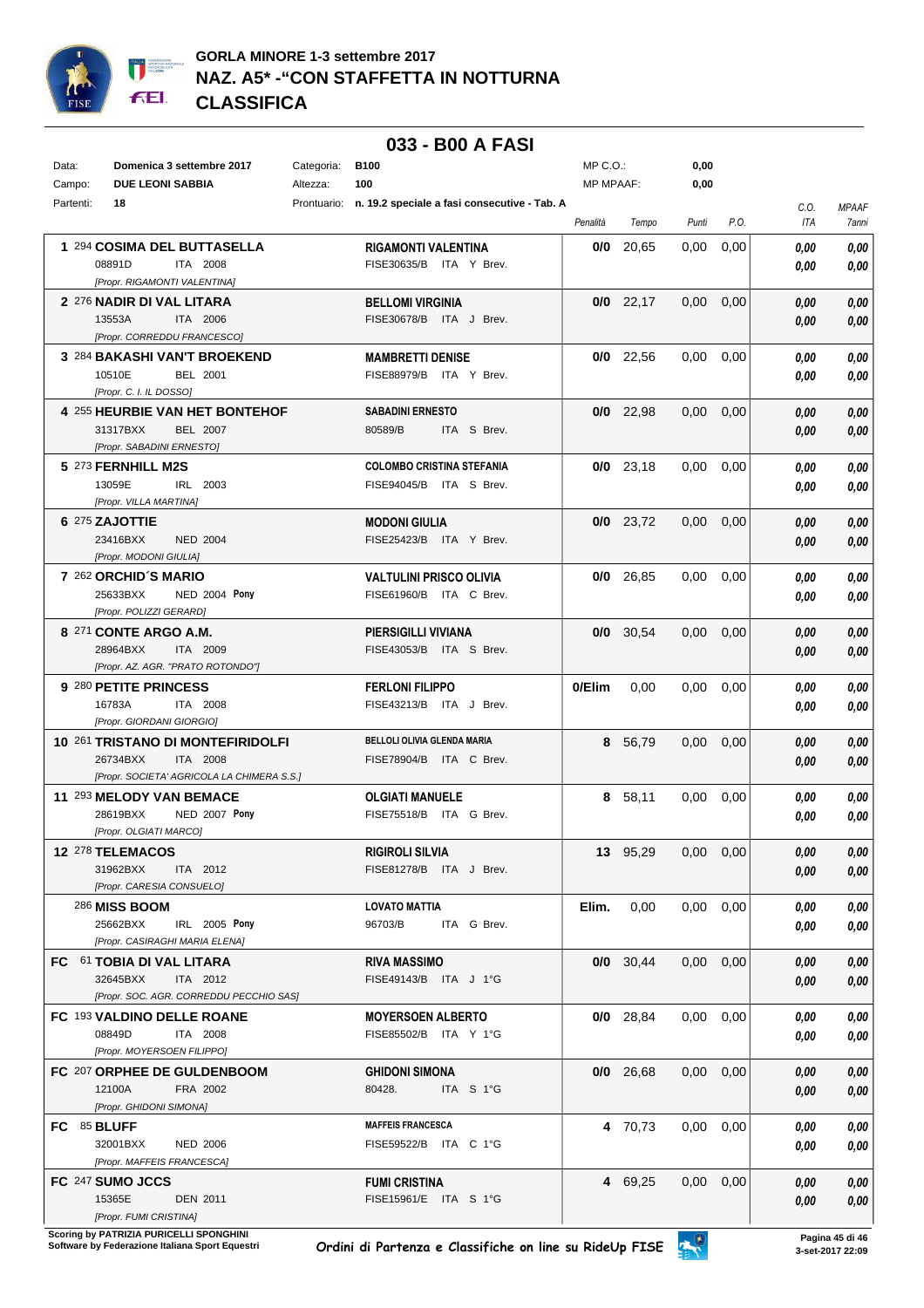# GORLA MINORE 1-3 settembre 2017

## NAZ. A5* -"CON STAFFETTA IN NOTTURNA

## CLASSIFICA

### 033 - B00 A FASI

| | | | | | |
|---|---|---|---|---|---|
| Data: | Domenica 3 settembre 2017 | Categoria: | B100 | MP C.O.: | 0,00 |
| Campo: | DUE LEONI SABBIA | Altezza: | 100 | MP MPAAF: | 0,00 |
| Partenti: | 18 | Prontuario: | n. 19.2 speciale a fasi consecutive - Tab. A | | |

| Pos. | Cavallo | Cavaliere | Penalità | Tempo | Punti | P.O. | C.O. ITA | MPAAF 7anni |
|---|---|---|---|---|---|---|---|---|
| 1 | 294 **COSIMA DEL BUTTASELLA** 08891D ITA 2008 *[Propr. RIGAMONTI VALENTINA]* | **RIGAMONTI VALENTINA** FISE30635/B ITA Y Brev. | 0/0 | 20,65 | 0,00 | 0,00 | 0,00 0,00 | 0,00 0,00 |
| 2 | 276 **NADIR DI VAL LITARA** 13553A ITA 2006 *[Propr. CORREDDU FRANCESCO]* | **BELLOMI VIRGINIA** FISE30678/B ITA J Brev. | 0/0 | 22,17 | 0,00 | 0,00 | 0,00 0,00 | 0,00 0,00 |
| 3 | 284 **BAKASHI VAN'T BROEKEND** 10510E BEL 2001 *[Propr. C. I. IL DOSSO]* | **MAMBRETTI DENISE** FISE88979/B ITA Y Brev. | 0/0 | 22,56 | 0,00 | 0,00 | 0,00 0,00 | 0,00 0,00 |
| 4 | 255 **HEURBIE VAN HET BONTEHOF** 31317BXX BEL 2007 *[Propr. SABADINI ERNESTO]* | **SABADINI ERNESTO** 80589/B ITA S Brev. | 0/0 | 22,98 | 0,00 | 0,00 | 0,00 0,00 | 0,00 0,00 |
| 5 | 273 **FERNHILL M2S** 13059E IRL 2003 *[Propr. VILLA MARTINA]* | **COLOMBO CRISTINA STEFANIA** FISE94045/B ITA S Brev. | 0/0 | 23,18 | 0,00 | 0,00 | 0,00 0,00 | 0,00 0,00 |
| 6 | 275 **ZAJOTTIE** 23416BXX NED 2004 *[Propr. MODONI GIULIA]* | **MODONI GIULIA** FISE25423/B ITA Y Brev. | 0/0 | 23,72 | 0,00 | 0,00 | 0,00 0,00 | 0,00 0,00 |
| 7 | 262 **ORCHID´S MARIO** 25633BXX NED 2004 **Pony** *[Propr. POLIZZI GERARD]* | **VALTULINI PRISCO OLIVIA** FISE61960/B ITA C Brev. | 0/0 | 26,85 | 0,00 | 0,00 | 0,00 0,00 | 0,00 0,00 |
| 8 | 271 **CONTE ARGO A.M.** 28964BXX ITA 2009 *[Propr. AZ. AGR. "PRATO ROTONDO"]* | **PIERSIGILLI VIVIANA** FISE43053/B ITA S Brev. | 0/0 | 30,54 | 0,00 | 0,00 | 0,00 0,00 | 0,00 0,00 |
| 9 | 280 **PETITE PRINCESS** 16783A ITA 2008 *[Propr. GIORDANI GIORGIO]* | **FERLONI FILIPPO** FISE43213/B ITA J Brev. | 0/Elim | 0,00 | 0,00 | 0,00 | 0,00 0,00 | 0,00 0,00 |
| 10 | 261 **TRISTANO DI MONTEFIRIDOLFI** 26734BXX ITA 2008 *[Propr. SOCIETA' AGRICOLA LA CHIMERA S.S.]* | **BELLOLI OLIVIA GLENDA MARIA** FISE78904/B ITA C Brev. | 8 | 56,79 | 0,00 | 0,00 | 0,00 0,00 | 0,00 0,00 |
| 11 | 293 **MELODY VAN BEMACE** 28619BXX NED 2007 **Pony** *[Propr. OLGIATI MARCO]* | **OLGIATI MANUELE** FISE75518/B ITA G Brev. | 8 | 58,11 | 0,00 | 0,00 | 0,00 0,00 | 0,00 0,00 |
| 12 | 278 **TELEMACOS** 31962BXX ITA 2012 *[Propr. CARESIA CONSUELO]* | **RIGIROLI SILVIA** FISE81278/B ITA J Brev. | 13 | 95,29 | 0,00 | 0,00 | 0,00 0,00 | 0,00 0,00 |
| | 286 **MISS BOOM** 25662BXX IRL 2005 **Pony** *[Propr. CASIRAGHI MARIA ELENA]* | **LOVATO MATTIA** 96703/B ITA G Brev. | Elim. | 0,00 | 0,00 | 0,00 | 0,00 0,00 | 0,00 0,00 |
| FC | 61 **TOBIA DI VAL LITARA** 32645BXX ITA 2012 *[Propr. SOC. AGR. CORREDDU PECCHIO SAS]* | **RIVA MASSIMO** FISE49143/B ITA J 1°G | 0/0 | 30,44 | 0,00 | 0,00 | 0,00 0,00 | 0,00 0,00 |
| FC | 193 **VALDINO DELLE ROANE** 08849D ITA 2008 *[Propr. MOYERSOEN FILIPPO]* | **MOYERSOEN ALBERTO** FISE85502/B ITA Y 1°G | 0/0 | 28,84 | 0,00 | 0,00 | 0,00 0,00 | 0,00 0,00 |
| FC | 207 **ORPHEE DE GULDENBOOM** 12100A FRA 2002 *[Propr. GHIDONI SIMONA]* | **GHIDONI SIMONA** 80428. ITA S 1°G | 0/0 | 26,68 | 0,00 | 0,00 | 0,00 0,00 | 0,00 0,00 |
| FC | 85 **BLUFF** 32001BXX NED 2006 *[Propr. MAFFEIS FRANCESCA]* | **MAFFEIS FRANCESCA** FISE59522/B ITA C 1°G | 4 | 70,73 | 0,00 | 0,00 | 0,00 0,00 | 0,00 0,00 |
| FC | 247 **SUMO JCCS** 15365E DEN 2011 *[Propr. FUMI CRISTINA]* | **FUMI CRISTINA** FISE15961/E ITA S 1°G | 4 | 69,25 | 0,00 | 0,00 | 0,00 0,00 | 0,00 0,00 |

Scoring by PATRIZIA PURICELLI SPONGHINI
Software by Federazione Italiana Sport Equestri

Ordini di Partenza e Classifiche on line su RideUp FISE

3-set-2017 22:09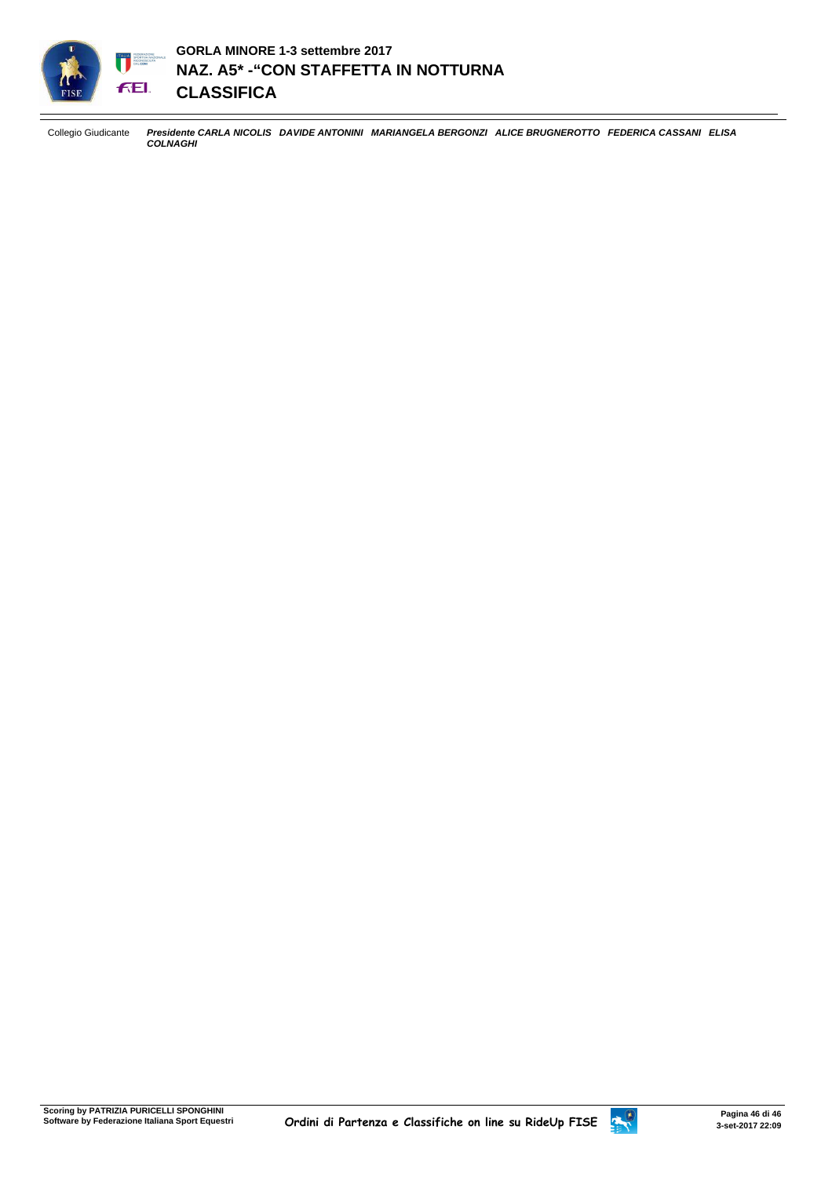# GORLA MINORE 1-3 settembre 2017

## NAZ. A5* -"CON STAFFETTA IN NOTTURNA

## CLASSIFICA

Collegio Giudicante ***Presidente CARLA NICOLIS DAVIDE ANTONINI MARIANGELA BERGONZI ALICE BRUGNEROTTO FEDERICA CASSANI ELISA COLNAGHI***

**Scoring by PATRIZIA PURICELLI SPONGHINI**
**Software by Federazione Italiana Sport Equestri**

Ordini di Partenza e Classifiche on line su RideUp FISE

**3-set-2017 22:09**